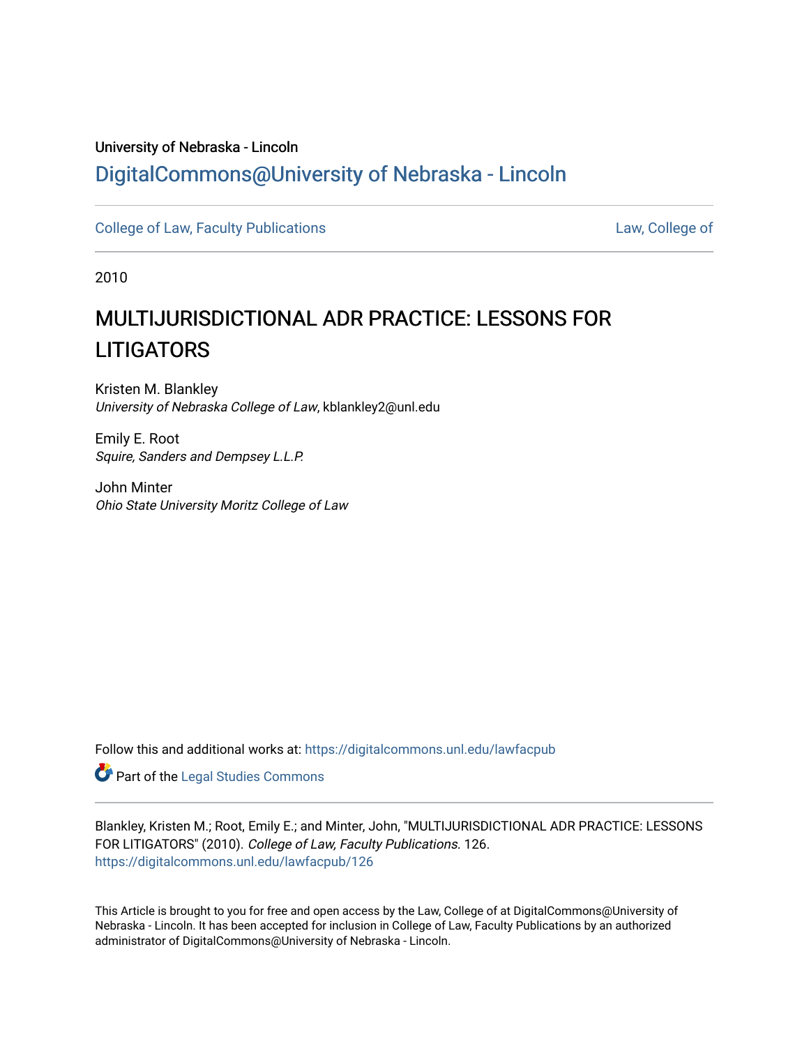University of Nebraska - Lincoln

[DigitalCommons@University of Nebraska - Lincoln](https://digitalcommons.unl.edu)

[College of Law, Faculty Publications](https://digitalcommons.unl.edu/lawfacpub) | [Law, College of](https://digitalcommons.unl.edu)

2010

# MULTIJURISDICTIONAL ADR PRACTICE: LESSONS FOR LITIGATORS

Kristen M. Blankley
*University of Nebraska College of Law*, kblankley2@unl.edu

Emily E. Root
*Squire, Sanders and Dempsey L.L.P.*

John Minter
*Ohio State University Moritz College of Law*

Follow this and additional works at: https://digitalcommons.unl.edu/lawfacpub

Part of the Legal Studies Commons

Blankley, Kristen M.; Root, Emily E.; and Minter, John, "MULTIJURISDICTIONAL ADR PRACTICE: LESSONS FOR LITIGATORS" (2010). *College of Law, Faculty Publications*. 126.
https://digitalcommons.unl.edu/lawfacpub/126

This Article is brought to you for free and open access by the Law, College of at DigitalCommons@University of Nebraska - Lincoln. It has been accepted for inclusion in College of Law, Faculty Publications by an authorized administrator of DigitalCommons@University of Nebraska - Lincoln.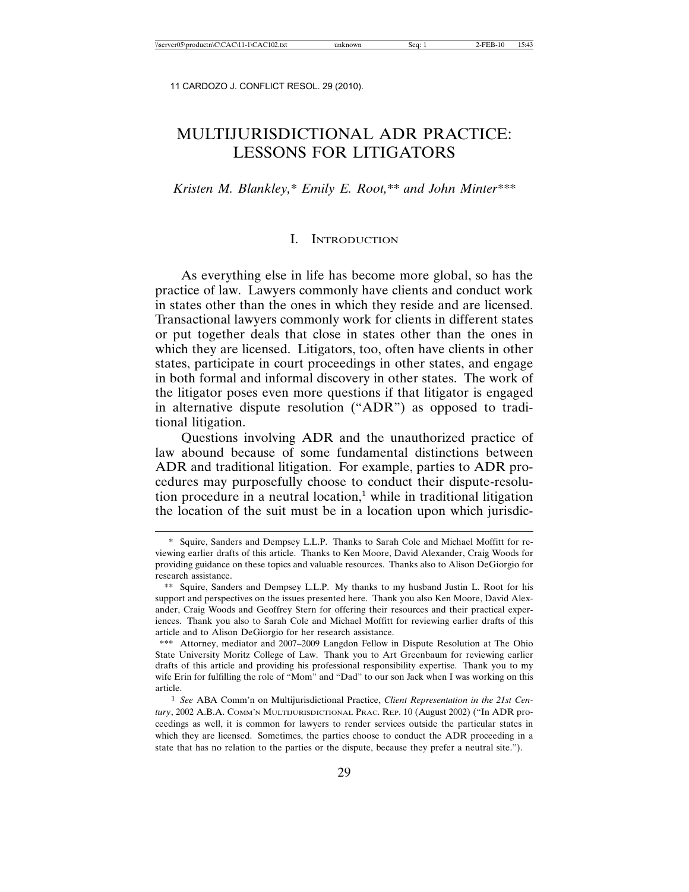# MULTIJURISDICTIONAL ADR PRACTICE: LESSONS FOR LITIGATORS

*Kristen M. Blankley,\* Emily E. Root,\*\* and John Minter\*\*\**

## I. INTRODUCTION

As everything else in life has become more global, so has the practice of law. Lawyers commonly have clients and conduct work in states other than the ones in which they reside and are licensed. Transactional lawyers commonly work for clients in different states or put together deals that close in states other than the ones in which they are licensed. Litigators, too, often have clients in other states, participate in court proceedings in other states, and engage in both formal and informal discovery in other states. The work of the litigator poses even more questions if that litigator is engaged in alternative dispute resolution ("ADR") as opposed to traditional litigation.

Questions involving ADR and the unauthorized practice of law abound because of some fundamental distinctions between ADR and traditional litigation. For example, parties to ADR procedures may purposefully choose to conduct their dispute-resolution procedure in a neutral location,[1] while in traditional litigation the location of the suit must be in a location upon which jurisdic-

---

\* Squire, Sanders and Dempsey L.L.P. Thanks to Sarah Cole and Michael Moffitt for reviewing earlier drafts of this article. Thanks to Ken Moore, David Alexander, Craig Woods for providing guidance on these topics and valuable resources. Thanks also to Alison DeGiorgio for research assistance.

\*\* Squire, Sanders and Dempsey L.L.P. My thanks to my husband Justin L. Root for his support and perspectives on the issues presented here. Thank you also Ken Moore, David Alexander, Craig Woods and Geoffrey Stern for offering their resources and their practical experiences. Thank you also to Sarah Cole and Michael Moffitt for reviewing earlier drafts of this article and to Alison DeGiorgio for her research assistance.

\*\*\* Attorney, mediator and 2007–2009 Langdon Fellow in Dispute Resolution at The Ohio State University Moritz College of Law. Thank you to Art Greenbaum for reviewing earlier drafts of this article and providing his professional responsibility expertise. Thank you to my wife Erin for fulfilling the role of "Mom" and "Dad" to our son Jack when I was working on this article.

[1] *See* ABA Comm'n on Multijurisdictional Practice, *Client Representation in the 21st Century*, 2002 A.B.A. COMM'N MULTIJURISDICTIONAL PRAC. REP. 10 (August 2002) ("In ADR proceedings as well, it is common for lawyers to render services outside the particular states in which they are licensed. Sometimes, the parties choose to conduct the ADR proceeding in a state that has no relation to the parties or the dispute, because they prefer a neutral site.").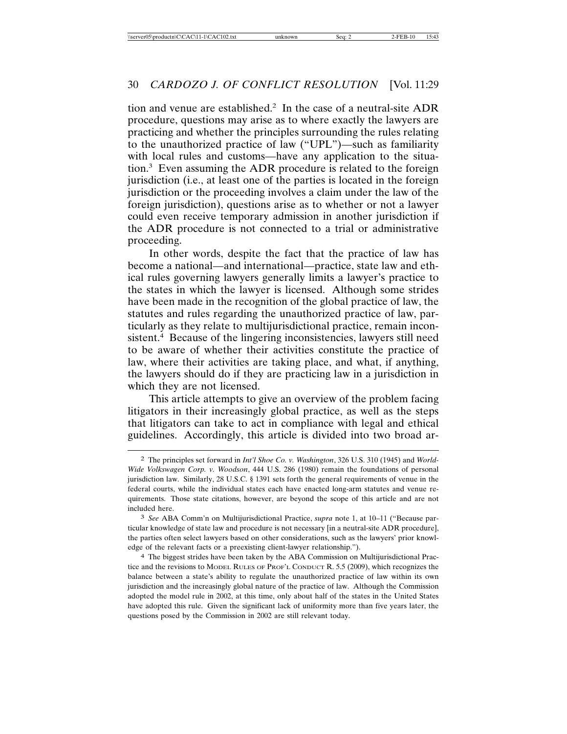tion and venue are established.[2] In the case of a neutral-site ADR procedure, questions may arise as to where exactly the lawyers are practicing and whether the principles surrounding the rules relating to the unauthorized practice of law ("UPL")—such as familiarity with local rules and customs—have any application to the situation.[3] Even assuming the ADR procedure is related to the foreign jurisdiction (i.e., at least one of the parties is located in the foreign jurisdiction or the proceeding involves a claim under the law of the foreign jurisdiction), questions arise as to whether or not a lawyer could even receive temporary admission in another jurisdiction if the ADR procedure is not connected to a trial or administrative proceeding.

In other words, despite the fact that the practice of law has become a national—and international—practice, state law and ethical rules governing lawyers generally limits a lawyer's practice to the states in which the lawyer is licensed. Although some strides have been made in the recognition of the global practice of law, the statutes and rules regarding the unauthorized practice of law, particularly as they relate to multijurisdictional practice, remain inconsistent.[4] Because of the lingering inconsistencies, lawyers still need to be aware of whether their activities constitute the practice of law, where their activities are taking place, and what, if anything, the lawyers should do if they are practicing law in a jurisdiction in which they are not licensed.

This article attempts to give an overview of the problem facing litigators in their increasingly global practice, as well as the steps that litigators can take to act in compliance with legal and ethical guidelines. Accordingly, this article is divided into two broad ar-

---

[2] The principles set forward in *Int'l Shoe Co. v. Washington*, 326 U.S. 310 (1945) and *World-Wide Volkswagen Corp. v. Woodson*, 444 U.S. 286 (1980) remain the foundations of personal jurisdiction law. Similarly, 28 U.S.C. § 1391 sets forth the general requirements of venue in the federal courts, while the individual states each have enacted long-arm statutes and venue requirements. Those state citations, however, are beyond the scope of this article and are not included here.

[3] *See* ABA Comm'n on Multijurisdictional Practice, *supra* note 1, at 10–11 ("Because particular knowledge of state law and procedure is not necessary [in a neutral-site ADR procedure], the parties often select lawyers based on other considerations, such as the lawyers' prior knowledge of the relevant facts or a preexisting client-lawyer relationship.").

[4] The biggest strides have been taken by the ABA Commission on Multijurisdictional Practice and the revisions to MODEL RULES OF PROF'L CONDUCT R. 5.5 (2009), which recognizes the balance between a state's ability to regulate the unauthorized practice of law within its own jurisdiction and the increasingly global nature of the practice of law. Although the Commission adopted the model rule in 2002, at this time, only about half of the states in the United States have adopted this rule. Given the significant lack of uniformity more than five years later, the questions posed by the Commission in 2002 are still relevant today.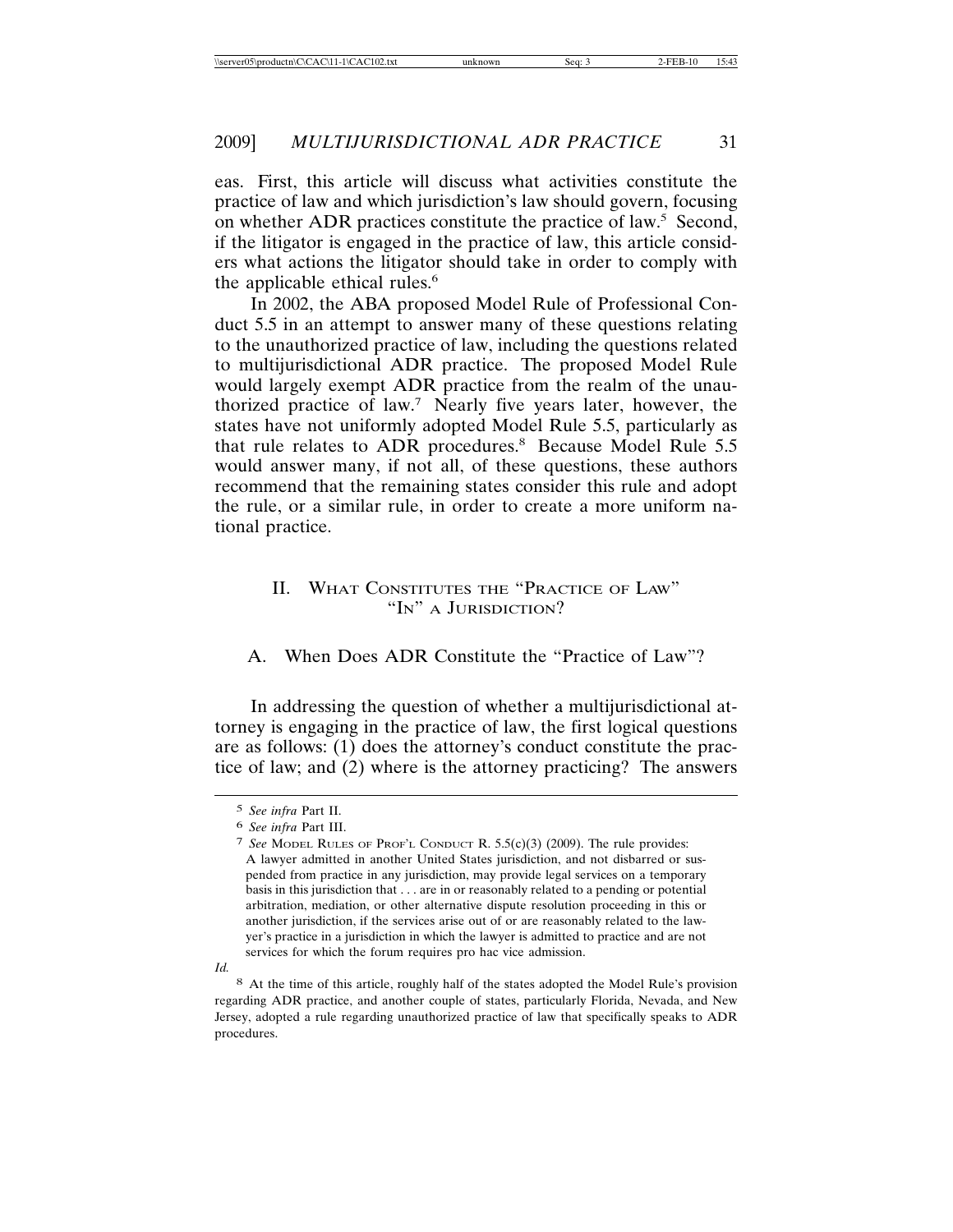eas. First, this article will discuss what activities constitute the practice of law and which jurisdiction's law should govern, focusing on whether ADR practices constitute the practice of law.[5] Second, if the litigator is engaged in the practice of law, this article considers what actions the litigator should take in order to comply with the applicable ethical rules.[6]

In 2002, the ABA proposed Model Rule of Professional Conduct 5.5 in an attempt to answer many of these questions relating to the unauthorized practice of law, including the questions related to multijurisdictional ADR practice. The proposed Model Rule would largely exempt ADR practice from the realm of the unauthorized practice of law.[7] Nearly five years later, however, the states have not uniformly adopted Model Rule 5.5, particularly as that rule relates to ADR procedures.[8] Because Model Rule 5.5 would answer many, if not all, of these questions, these authors recommend that the remaining states consider this rule and adopt the rule, or a similar rule, in order to create a more uniform national practice.

## II. What Constitutes the "Practice of Law" "In" a Jurisdiction?

### A. When Does ADR Constitute the "Practice of Law"?

In addressing the question of whether a multijurisdictional attorney is engaging in the practice of law, the first logical questions are as follows: (1) does the attorney's conduct constitute the practice of law; and (2) where is the attorney practicing? The answers

---

[5] *See infra* Part II.

[6] *See infra* Part III.

[7] *See* Model Rules of Prof'l Conduct R. 5.5(c)(3) (2009). The rule provides:

> A lawyer admitted in another United States jurisdiction, and not disbarred or suspended from practice in any jurisdiction, may provide legal services on a temporary basis in this jurisdiction that . . . are in or reasonably related to a pending or potential arbitration, mediation, or other alternative dispute resolution proceeding in this or another jurisdiction, if the services arise out of or are reasonably related to the lawyer's practice in a jurisdiction in which the lawyer is admitted to practice and are not services for which the forum requires pro hac vice admission.

*Id.*

[8] At the time of this article, roughly half of the states adopted the Model Rule's provision regarding ADR practice, and another couple of states, particularly Florida, Nevada, and New Jersey, adopted a rule regarding unauthorized practice of law that specifically speaks to ADR procedures.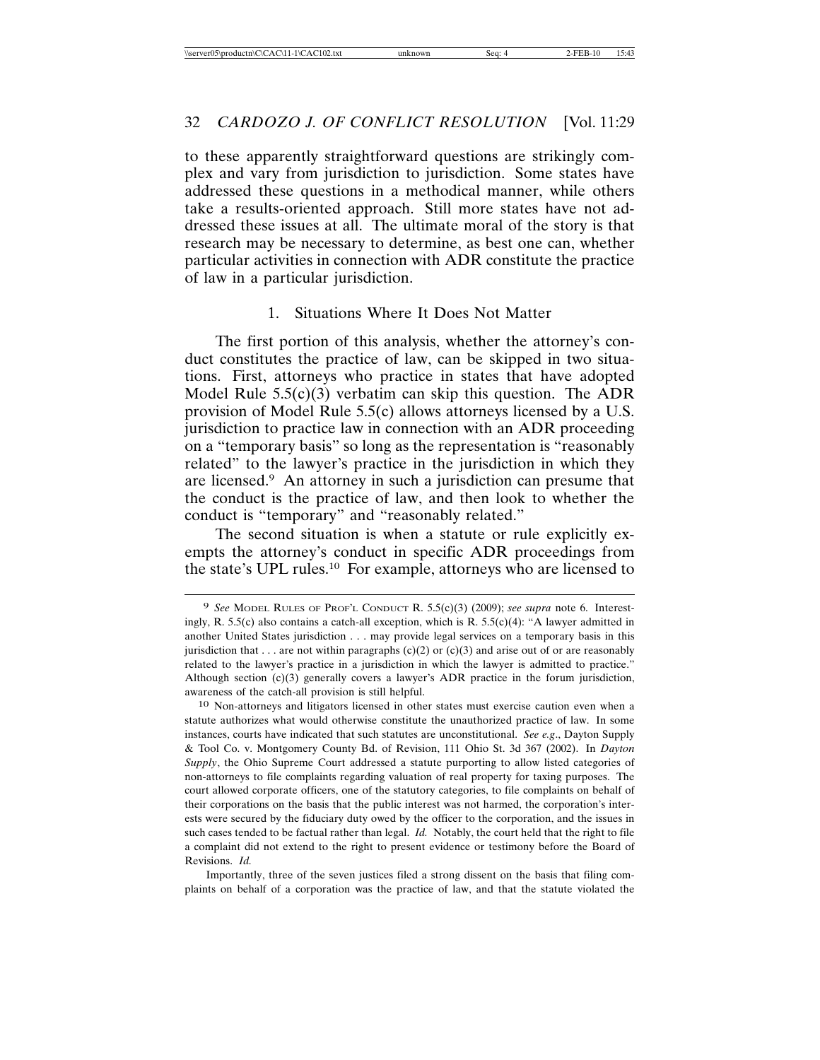to these apparently straightforward questions are strikingly complex and vary from jurisdiction to jurisdiction. Some states have addressed these questions in a methodical manner, while others take a results-oriented approach. Still more states have not addressed these issues at all. The ultimate moral of the story is that research may be necessary to determine, as best one can, whether particular activities in connection with ADR constitute the practice of law in a particular jurisdiction.

### 1. Situations Where It Does Not Matter

The first portion of this analysis, whether the attorney's conduct constitutes the practice of law, can be skipped in two situations. First, attorneys who practice in states that have adopted Model Rule 5.5(c)(3) verbatim can skip this question. The ADR provision of Model Rule 5.5(c) allows attorneys licensed by a U.S. jurisdiction to practice law in connection with an ADR proceeding on a "temporary basis" so long as the representation is "reasonably related" to the lawyer's practice in the jurisdiction in which they are licensed.[9] An attorney in such a jurisdiction can presume that the conduct is the practice of law, and then look to whether the conduct is "temporary" and "reasonably related."

The second situation is when a statute or rule explicitly exempts the attorney's conduct in specific ADR proceedings from the state's UPL rules.[10] For example, attorneys who are licensed to

---

[9] *See* MODEL RULES OF PROF'L CONDUCT R. 5.5(c)(3) (2009); *see supra* note 6. Interestingly, R. 5.5(c) also contains a catch-all exception, which is R. 5.5(c)(4): "A lawyer admitted in another United States jurisdiction . . . may provide legal services on a temporary basis in this jurisdiction that . . . are not within paragraphs (c)(2) or (c)(3) and arise out of or are reasonably related to the lawyer's practice in a jurisdiction in which the lawyer is admitted to practice." Although section (c)(3) generally covers a lawyer's ADR practice in the forum jurisdiction, awareness of the catch-all provision is still helpful.

[10] Non-attorneys and litigators licensed in other states must exercise caution even when a statute authorizes what would otherwise constitute the unauthorized practice of law. In some instances, courts have indicated that such statutes are unconstitutional. *See e.g*., Dayton Supply & Tool Co. v. Montgomery County Bd. of Revision, 111 Ohio St. 3d 367 (2002). In *Dayton Supply*, the Ohio Supreme Court addressed a statute purporting to allow listed categories of non-attorneys to file complaints regarding valuation of real property for taxing purposes. The court allowed corporate officers, one of the statutory categories, to file complaints on behalf of their corporations on the basis that the public interest was not harmed, the corporation's interests were secured by the fiduciary duty owed by the officer to the corporation, and the issues in such cases tended to be factual rather than legal. *Id.* Notably, the court held that the right to file a complaint did not extend to the right to present evidence or testimony before the Board of Revisions. *Id.*

Importantly, three of the seven justices filed a strong dissent on the basis that filing complaints on behalf of a corporation was the practice of law, and that the statute violated the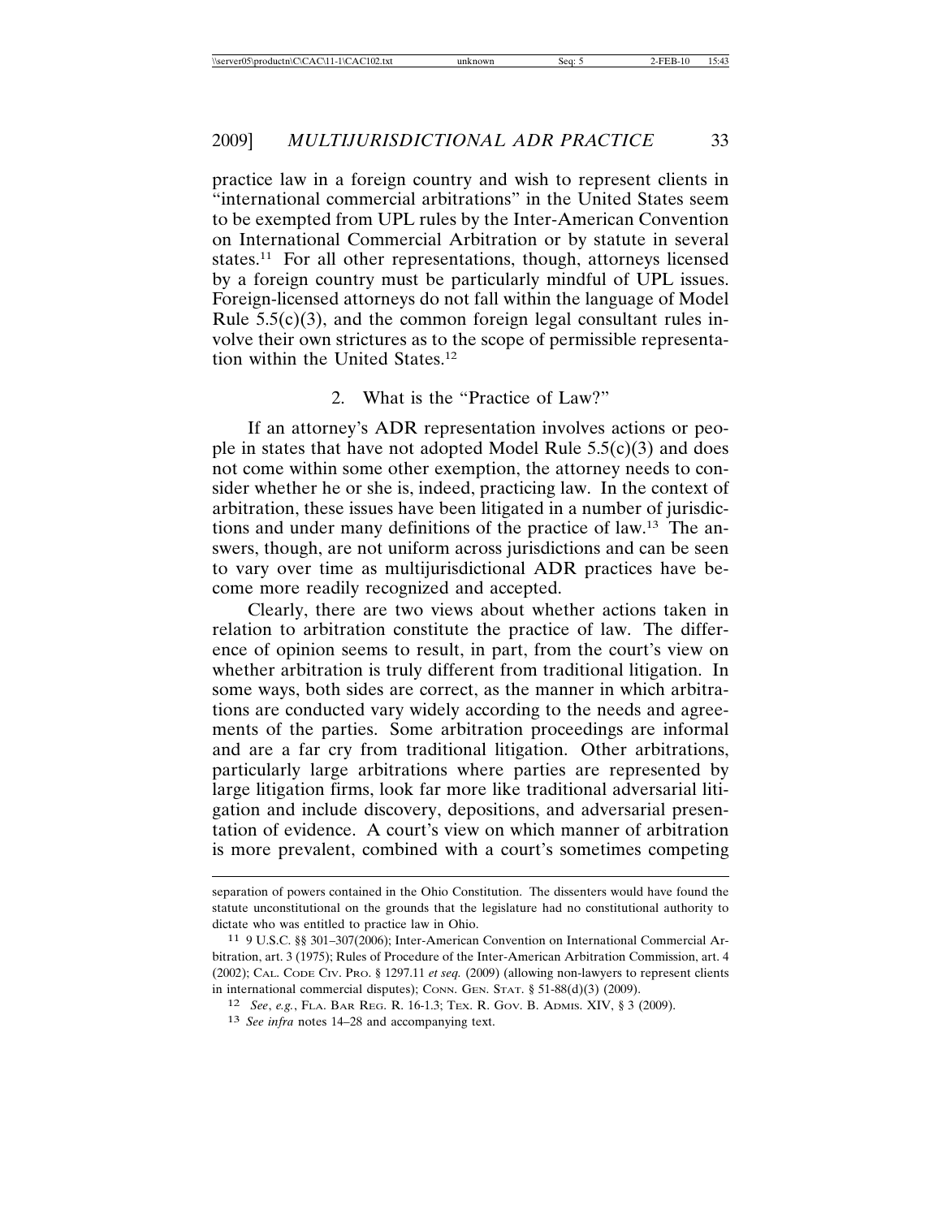practice law in a foreign country and wish to represent clients in "international commercial arbitrations" in the United States seem to be exempted from UPL rules by the Inter-American Convention on International Commercial Arbitration or by statute in several states.[11] For all other representations, though, attorneys licensed by a foreign country must be particularly mindful of UPL issues. Foreign-licensed attorneys do not fall within the language of Model Rule 5.5(c)(3), and the common foreign legal consultant rules involve their own strictures as to the scope of permissible representation within the United States.[12]

### 2. What is the "Practice of Law?"

If an attorney's ADR representation involves actions or people in states that have not adopted Model Rule 5.5(c)(3) and does not come within some other exemption, the attorney needs to consider whether he or she is, indeed, practicing law. In the context of arbitration, these issues have been litigated in a number of jurisdictions and under many definitions of the practice of law.[13] The answers, though, are not uniform across jurisdictions and can be seen to vary over time as multijurisdictional ADR practices have become more readily recognized and accepted.

Clearly, there are two views about whether actions taken in relation to arbitration constitute the practice of law. The difference of opinion seems to result, in part, from the court's view on whether arbitration is truly different from traditional litigation. In some ways, both sides are correct, as the manner in which arbitrations are conducted vary widely according to the needs and agreements of the parties. Some arbitration proceedings are informal and are a far cry from traditional litigation. Other arbitrations, particularly large arbitrations where parties are represented by large litigation firms, look far more like traditional adversarial litigation and include discovery, depositions, and adversarial presentation of evidence. A court's view on which manner of arbitration is more prevalent, combined with a court's sometimes competing

---

separation of powers contained in the Ohio Constitution. The dissenters would have found the statute unconstitutional on the grounds that the legislature had no constitutional authority to dictate who was entitled to practice law in Ohio.

[11] 9 U.S.C. §§ 301–307(2006); Inter-American Convention on International Commercial Arbitration, art. 3 (1975); Rules of Procedure of the Inter-American Arbitration Commission, art. 4 (2002); CAL. CODE CIV. PRO. § 1297.11 *et seq.* (2009) (allowing non-lawyers to represent clients in international commercial disputes); CONN. GEN. STAT. § 51-88(d)(3) (2009).

[12] *See*, *e.g.*, FLA. BAR REG. R. 16-1.3; TEX. R. GOV. B. ADMIS. XIV, § 3 (2009).

[13] *See infra* notes 14–28 and accompanying text.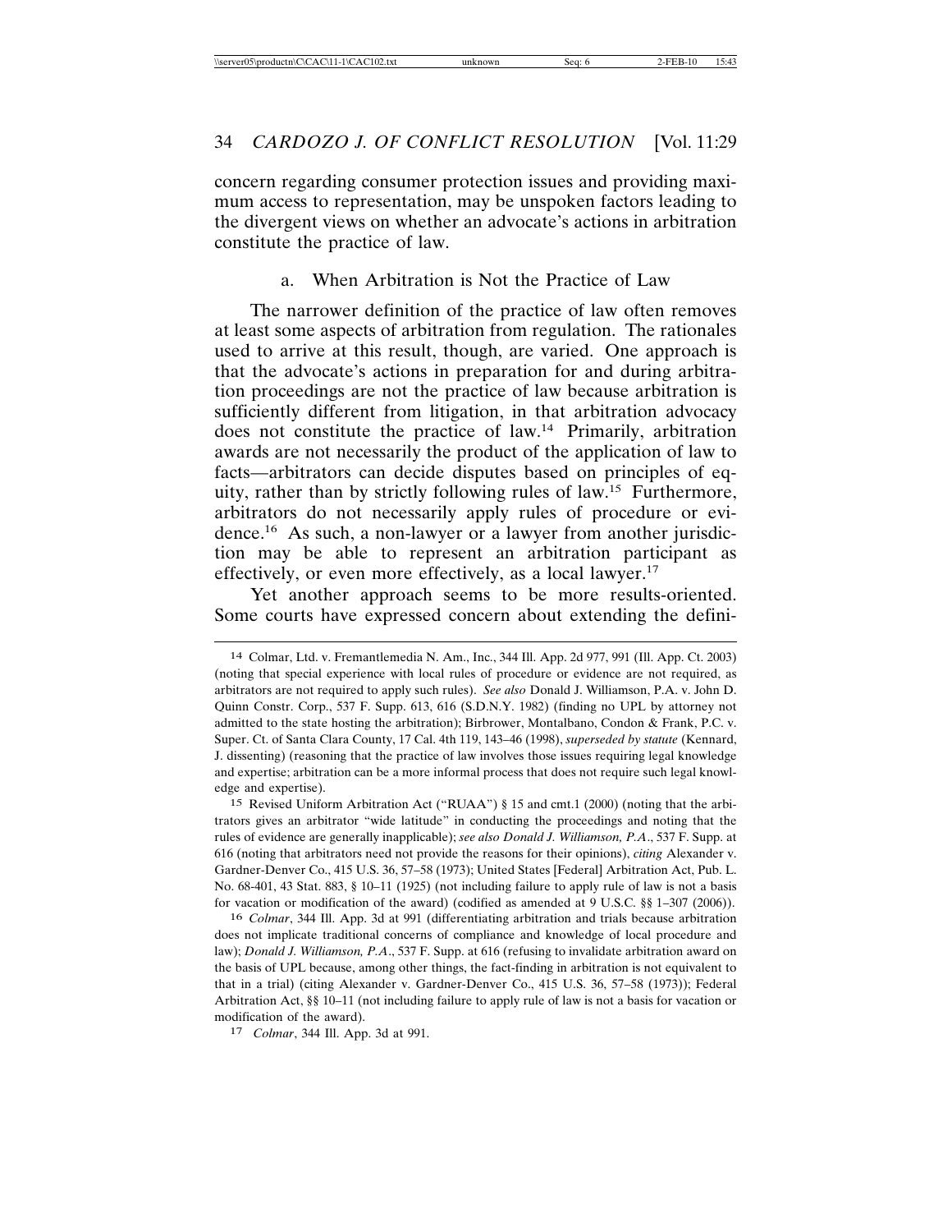concern regarding consumer protection issues and providing maximum access to representation, may be unspoken factors leading to the divergent views on whether an advocate's actions in arbitration constitute the practice of law.

### a. When Arbitration is Not the Practice of Law

The narrower definition of the practice of law often removes at least some aspects of arbitration from regulation. The rationales used to arrive at this result, though, are varied. One approach is that the advocate's actions in preparation for and during arbitration proceedings are not the practice of law because arbitration is sufficiently different from litigation, in that arbitration advocacy does not constitute the practice of law.[14] Primarily, arbitration awards are not necessarily the product of the application of law to facts—arbitrators can decide disputes based on principles of equity, rather than by strictly following rules of law.[15] Furthermore, arbitrators do not necessarily apply rules of procedure or evidence.[16] As such, a non-lawyer or a lawyer from another jurisdiction may be able to represent an arbitration participant as effectively, or even more effectively, as a local lawyer.[17]

Yet another approach seems to be more results-oriented. Some courts have expressed concern about extending the defini-

---

[14] Colmar, Ltd. v. Fremantlemedia N. Am., Inc., 344 Ill. App. 2d 977, 991 (Ill. App. Ct. 2003) (noting that special experience with local rules of procedure or evidence are not required, as arbitrators are not required to apply such rules). *See also* Donald J. Williamson, P.A. v. John D. Quinn Constr. Corp., 537 F. Supp. 613, 616 (S.D.N.Y. 1982) (finding no UPL by attorney not admitted to the state hosting the arbitration); Birbrower, Montalbano, Condon & Frank, P.C. v. Super. Ct. of Santa Clara County, 17 Cal. 4th 119, 143–46 (1998), *superseded by statute* (Kennard, J. dissenting) (reasoning that the practice of law involves those issues requiring legal knowledge and expertise; arbitration can be a more informal process that does not require such legal knowledge and expertise).

[15] Revised Uniform Arbitration Act ("RUAA") § 15 and cmt.1 (2000) (noting that the arbitrators gives an arbitrator "wide latitude" in conducting the proceedings and noting that the rules of evidence are generally inapplicable); *see also Donald J. Williamson, P.A*., 537 F. Supp. at 616 (noting that arbitrators need not provide the reasons for their opinions), *citing* Alexander v. Gardner-Denver Co., 415 U.S. 36, 57–58 (1973); United States [Federal] Arbitration Act, Pub. L. No. 68-401, 43 Stat. 883, § 10–11 (1925) (not including failure to apply rule of law is not a basis for vacation or modification of the award) (codified as amended at 9 U.S.C. §§ 1–307 (2006)).

[16] *Colmar*, 344 Ill. App. 3d at 991 (differentiating arbitration and trials because arbitration does not implicate traditional concerns of compliance and knowledge of local procedure and law); *Donald J. Williamson, P.A*., 537 F. Supp. at 616 (refusing to invalidate arbitration award on the basis of UPL because, among other things, the fact-finding in arbitration is not equivalent to that in a trial) (citing Alexander v. Gardner-Denver Co., 415 U.S. 36, 57–58 (1973)); Federal Arbitration Act, §§ 10–11 (not including failure to apply rule of law is not a basis for vacation or modification of the award).

[17] *Colmar*, 344 Ill. App. 3d at 991.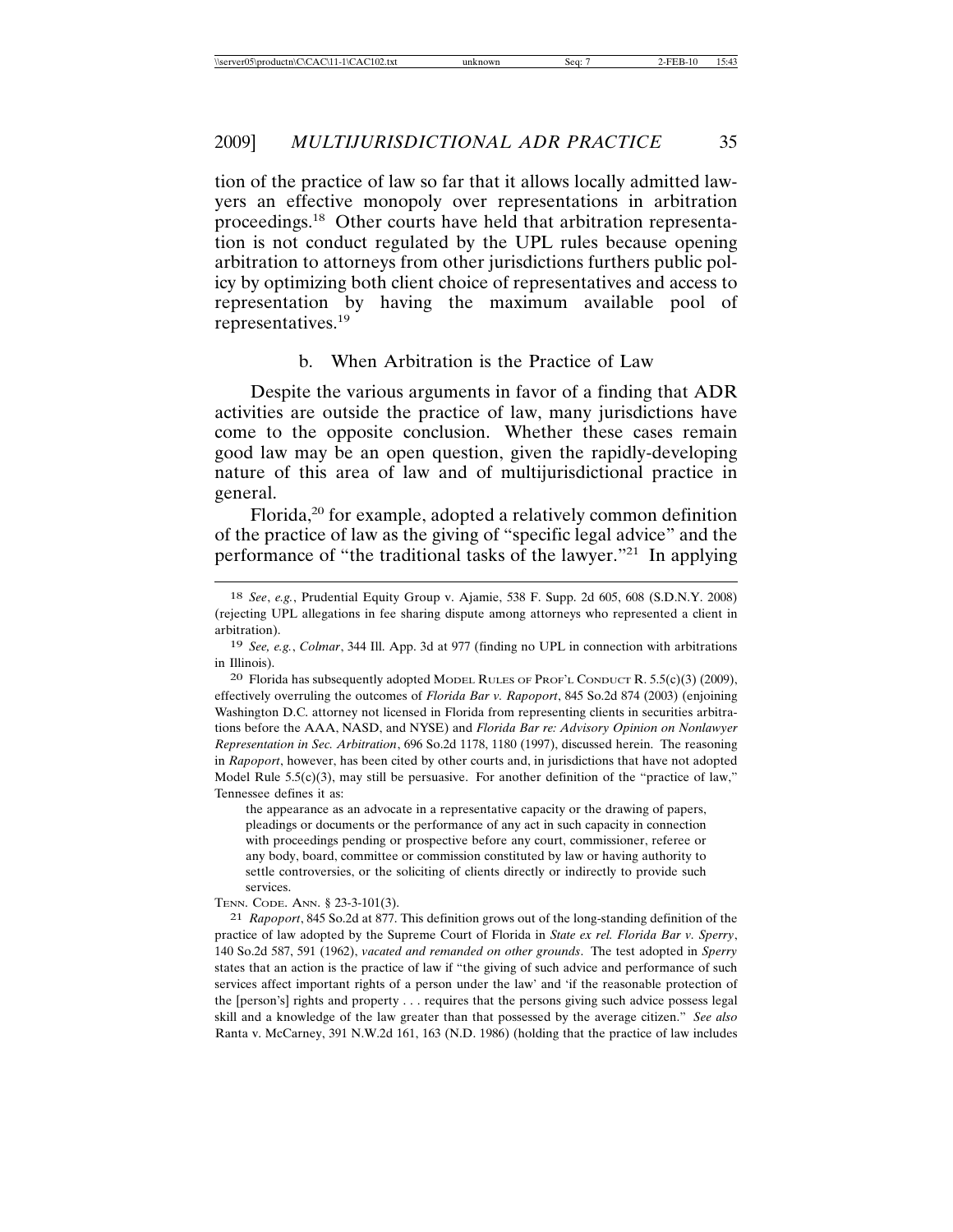tion of the practice of law so far that it allows locally admitted lawyers an effective monopoly over representations in arbitration proceedings.[18] Other courts have held that arbitration representation is not conduct regulated by the UPL rules because opening arbitration to attorneys from other jurisdictions furthers public policy by optimizing both client choice of representatives and access to representation by having the maximum available pool of representatives.[19]

### b. When Arbitration is the Practice of Law

Despite the various arguments in favor of a finding that ADR activities are outside the practice of law, many jurisdictions have come to the opposite conclusion. Whether these cases remain good law may be an open question, given the rapidly-developing nature of this area of law and of multijurisdictional practice in general.

Florida,[20] for example, adopted a relatively common definition of the practice of law as the giving of "specific legal advice" and the performance of "the traditional tasks of the lawyer."[21] In applying

---

18 *See*, *e.g.*, Prudential Equity Group v. Ajamie, 538 F. Supp. 2d 605, 608 (S.D.N.Y. 2008) (rejecting UPL allegations in fee sharing dispute among attorneys who represented a client in arbitration).

19 *See, e.g.*, *Colmar*, 344 Ill. App. 3d at 977 (finding no UPL in connection with arbitrations in Illinois).

20 Florida has subsequently adopted MODEL RULES OF PROF'L CONDUCT R. 5.5(c)(3) (2009), effectively overruling the outcomes of *Florida Bar v. Rapoport*, 845 So.2d 874 (2003) (enjoining Washington D.C. attorney not licensed in Florida from representing clients in securities arbitrations before the AAA, NASD, and NYSE) and *Florida Bar re: Advisory Opinion on Nonlawyer Representation in Sec. Arbitration*, 696 So.2d 1178, 1180 (1997), discussed herein. The reasoning in *Rapoport*, however, has been cited by other courts and, in jurisdictions that have not adopted Model Rule 5.5(c)(3), may still be persuasive. For another definition of the "practice of law," Tennessee defines it as:

> the appearance as an advocate in a representative capacity or the drawing of papers, pleadings or documents or the performance of any act in such capacity in connection with proceedings pending or prospective before any court, commissioner, referee or any body, board, committee or commission constituted by law or having authority to settle controversies, or the soliciting of clients directly or indirectly to provide such services.

TENN. CODE. ANN. § 23-3-101(3).

21 *Rapoport*, 845 So.2d at 877. This definition grows out of the long-standing definition of the practice of law adopted by the Supreme Court of Florida in *State ex rel. Florida Bar v. Sperry*, 140 So.2d 587, 591 (1962), *vacated and remanded on other grounds*. The test adopted in *Sperry* states that an action is the practice of law if "the giving of such advice and performance of such services affect important rights of a person under the law' and 'if the reasonable protection of the [person's] rights and property . . . requires that the persons giving such advice possess legal skill and a knowledge of the law greater than that possessed by the average citizen." *See also* Ranta v. McCarney, 391 N.W.2d 161, 163 (N.D. 1986) (holding that the practice of law includes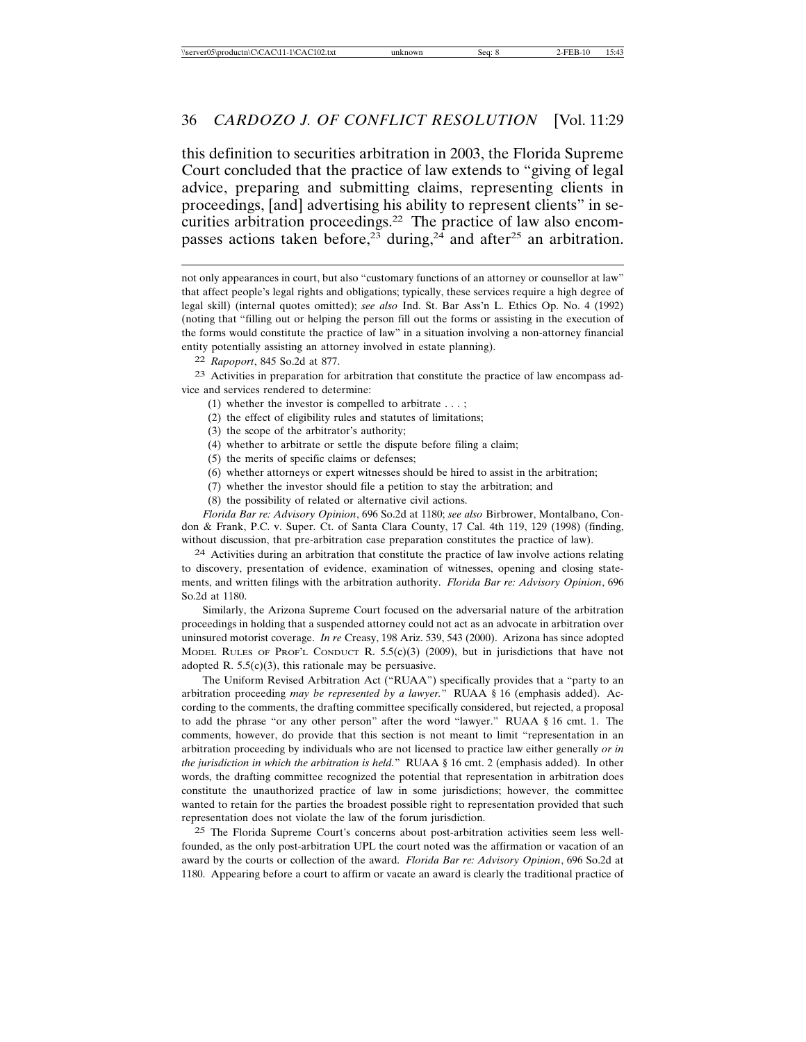this definition to securities arbitration in 2003, the Florida Supreme Court concluded that the practice of law extends to "giving of legal advice, preparing and submitting claims, representing clients in proceedings, [and] advertising his ability to represent clients" in securities arbitration proceedings.[22] The practice of law also encompasses actions taken before,[23] during,[24] and after[25] an arbitration.

---

not only appearances in court, but also "customary functions of an attorney or counsellor at law" that affect people's legal rights and obligations; typically, these services require a high degree of legal skill) (internal quotes omitted); *see also* Ind. St. Bar Ass'n L. Ethics Op. No. 4 (1992) (noting that "filling out or helping the person fill out the forms or assisting in the execution of the forms would constitute the practice of law" in a situation involving a non-attorney financial entity potentially assisting an attorney involved in estate planning).

[22] *Rapoport*, 845 So.2d at 877.

[23] Activities in preparation for arbitration that constitute the practice of law encompass advice and services rendered to determine:

(1) whether the investor is compelled to arbitrate . . . ;
(2) the effect of eligibility rules and statutes of limitations;
(3) the scope of the arbitrator's authority;
(4) whether to arbitrate or settle the dispute before filing a claim;
(5) the merits of specific claims or defenses;
(6) whether attorneys or expert witnesses should be hired to assist in the arbitration;
(7) whether the investor should file a petition to stay the arbitration; and
(8) the possibility of related or alternative civil actions.

*Florida Bar re: Advisory Opinion*, 696 So.2d at 1180; *see also* Birbrower, Montalbano, Condon & Frank, P.C. v. Super. Ct. of Santa Clara County, 17 Cal. 4th 119, 129 (1998) (finding, without discussion, that pre-arbitration case preparation constitutes the practice of law).

[24] Activities during an arbitration that constitute the practice of law involve actions relating to discovery, presentation of evidence, examination of witnesses, opening and closing statements, and written filings with the arbitration authority. *Florida Bar re: Advisory Opinion*, 696 So.2d at 1180.

Similarly, the Arizona Supreme Court focused on the adversarial nature of the arbitration proceedings in holding that a suspended attorney could not act as an advocate in arbitration over uninsured motorist coverage. *In re* Creasy, 198 Ariz. 539, 543 (2000). Arizona has since adopted Model Rules of Prof'l Conduct R. 5.5(c)(3) (2009), but in jurisdictions that have not adopted R. 5.5(c)(3), this rationale may be persuasive.

The Uniform Revised Arbitration Act ("RUAA") specifically provides that a "party to an arbitration proceeding *may be represented by a lawyer.*" RUAA § 16 (emphasis added). According to the comments, the drafting committee specifically considered, but rejected, a proposal to add the phrase "or any other person" after the word "lawyer." RUAA § 16 cmt. 1. The comments, however, do provide that this section is not meant to limit "representation in an arbitration proceeding by individuals who are not licensed to practice law either generally *or in the jurisdiction in which the arbitration is held.*" RUAA § 16 cmt. 2 (emphasis added). In other words, the drafting committee recognized the potential that representation in arbitration does constitute the unauthorized practice of law in some jurisdictions; however, the committee wanted to retain for the parties the broadest possible right to representation provided that such representation does not violate the law of the forum jurisdiction.

[25] The Florida Supreme Court's concerns about post-arbitration activities seem less well-founded, as the only post-arbitration UPL the court noted was the affirmation or vacation of an award by the courts or collection of the award. *Florida Bar re: Advisory Opinion*, 696 So.2d at 1180. Appearing before a court to affirm or vacate an award is clearly the traditional practice of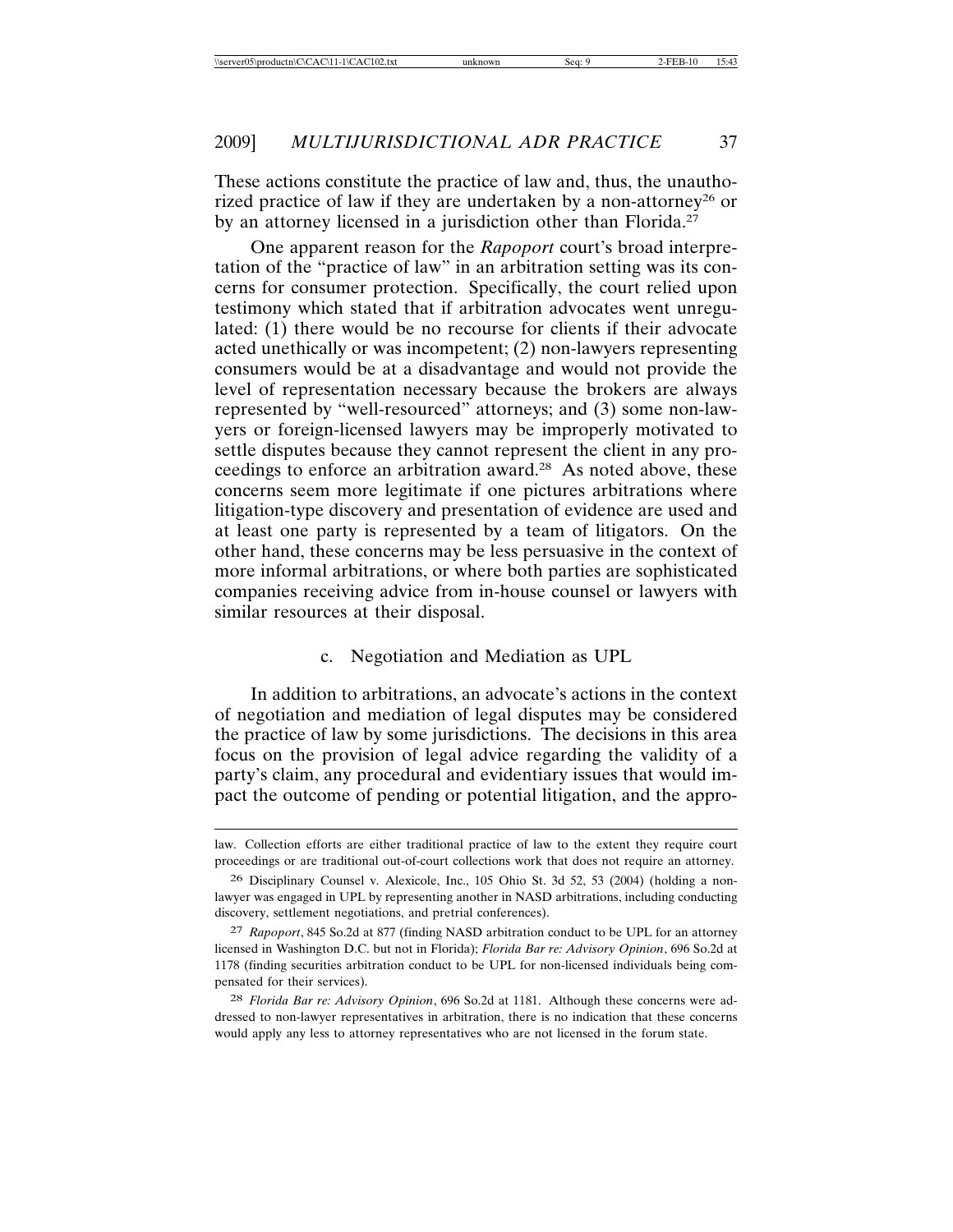These actions constitute the practice of law and, thus, the unauthorized practice of law if they are undertaken by a non-attorney[26] or by an attorney licensed in a jurisdiction other than Florida.[27]

One apparent reason for the *Rapoport* court's broad interpretation of the "practice of law" in an arbitration setting was its concerns for consumer protection. Specifically, the court relied upon testimony which stated that if arbitration advocates went unregulated: (1) there would be no recourse for clients if their advocate acted unethically or was incompetent; (2) non-lawyers representing consumers would be at a disadvantage and would not provide the level of representation necessary because the brokers are always represented by "well-resourced" attorneys; and (3) some non-lawyers or foreign-licensed lawyers may be improperly motivated to settle disputes because they cannot represent the client in any proceedings to enforce an arbitration award.[28] As noted above, these concerns seem more legitimate if one pictures arbitrations where litigation-type discovery and presentation of evidence are used and at least one party is represented by a team of litigators. On the other hand, these concerns may be less persuasive in the context of more informal arbitrations, or where both parties are sophisticated companies receiving advice from in-house counsel or lawyers with similar resources at their disposal.

#### c. Negotiation and Mediation as UPL

In addition to arbitrations, an advocate's actions in the context of negotiation and mediation of legal disputes may be considered the practice of law by some jurisdictions. The decisions in this area focus on the provision of legal advice regarding the validity of a party's claim, any procedural and evidentiary issues that would impact the outcome of pending or potential litigation, and the appro-

---

law. Collection efforts are either traditional practice of law to the extent they require court proceedings or are traditional out-of-court collections work that does not require an attorney.

[26] Disciplinary Counsel v. Alexicole, Inc., 105 Ohio St. 3d 52, 53 (2004) (holding a non-lawyer was engaged in UPL by representing another in NASD arbitrations, including conducting discovery, settlement negotiations, and pretrial conferences).

[27] *Rapoport*, 845 So.2d at 877 (finding NASD arbitration conduct to be UPL for an attorney licensed in Washington D.C. but not in Florida); *Florida Bar re: Advisory Opinion*, 696 So.2d at 1178 (finding securities arbitration conduct to be UPL for non-licensed individuals being compensated for their services).

[28] *Florida Bar re: Advisory Opinion*, 696 So.2d at 1181. Although these concerns were addressed to non-lawyer representatives in arbitration, there is no indication that these concerns would apply any less to attorney representatives who are not licensed in the forum state.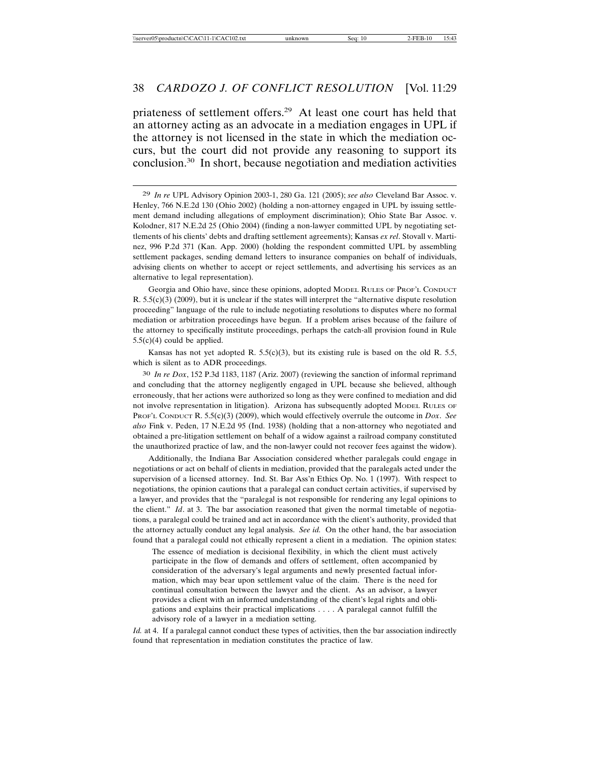priateness of settlement offers.[29] At least one court has held that an attorney acting as an advocate in a mediation engages in UPL if the attorney is not licensed in the state in which the mediation occurs, but the court did not provide any reasoning to support its conclusion.[30] In short, because negotiation and mediation activities

---

[29] *In re* UPL Advisory Opinion 2003-1, 280 Ga. 121 (2005); *see also* Cleveland Bar Assoc. v. Henley, 766 N.E.2d 130 (Ohio 2002) (holding a non-attorney engaged in UPL by issuing settlement demand including allegations of employment discrimination); Ohio State Bar Assoc. v. Kolodner, 817 N.E.2d 25 (Ohio 2004) (finding a non-lawyer committed UPL by negotiating settlements of his clients' debts and drafting settlement agreements); Kansas *ex rel*. Stovall v. Martinez, 996 P.2d 371 (Kan. App. 2000) (holding the respondent committed UPL by assembling settlement packages, sending demand letters to insurance companies on behalf of individuals, advising clients on whether to accept or reject settlements, and advertising his services as an alternative to legal representation).

Georgia and Ohio have, since these opinions, adopted MODEL RULES OF PROF'L CONDUCT R. 5.5(c)(3) (2009), but it is unclear if the states will interpret the "alternative dispute resolution proceeding" language of the rule to include negotiating resolutions to disputes where no formal mediation or arbitration proceedings have begun. If a problem arises because of the failure of the attorney to specifically institute proceedings, perhaps the catch-all provision found in Rule 5.5(c)(4) could be applied.

Kansas has not yet adopted R. 5.5(c)(3), but its existing rule is based on the old R. 5.5, which is silent as to ADR proceedings.

[30] *In re Dox*, 152 P.3d 1183, 1187 (Ariz. 2007) (reviewing the sanction of informal reprimand and concluding that the attorney negligently engaged in UPL because she believed, although erroneously, that her actions were authorized so long as they were confined to mediation and did not involve representation in litigation). Arizona has subsequently adopted MODEL RULES OF PROF'L CONDUCT R. 5.5(c)(3) (2009), which would effectively overrule the outcome in *Dox*. *See also* Fink v. Peden, 17 N.E.2d 95 (Ind. 1938) (holding that a non-attorney who negotiated and obtained a pre-litigation settlement on behalf of a widow against a railroad company constituted the unauthorized practice of law, and the non-lawyer could not recover fees against the widow).

Additionally, the Indiana Bar Association considered whether paralegals could engage in negotiations or act on behalf of clients in mediation, provided that the paralegals acted under the supervision of a licensed attorney. Ind. St. Bar Ass'n Ethics Op. No. 1 (1997). With respect to negotiations, the opinion cautions that a paralegal can conduct certain activities, if supervised by a lawyer, and provides that the "paralegal is not responsible for rendering any legal opinions to the client." *Id*. at 3. The bar association reasoned that given the normal timetable of negotiations, a paralegal could be trained and act in accordance with the client's authority, provided that the attorney actually conduct any legal analysis. *See id.* On the other hand, the bar association found that a paralegal could not ethically represent a client in a mediation. The opinion states:

> The essence of mediation is decisional flexibility, in which the client must actively participate in the flow of demands and offers of settlement, often accompanied by consideration of the adversary's legal arguments and newly presented factual information, which may bear upon settlement value of the claim. There is the need for continual consultation between the lawyer and the client. As an advisor, a lawyer provides a client with an informed understanding of the client's legal rights and obligations and explains their practical implications . . . . A paralegal cannot fulfill the advisory role of a lawyer in a mediation setting.

*Id.* at 4. If a paralegal cannot conduct these types of activities, then the bar association indirectly found that representation in mediation constitutes the practice of law.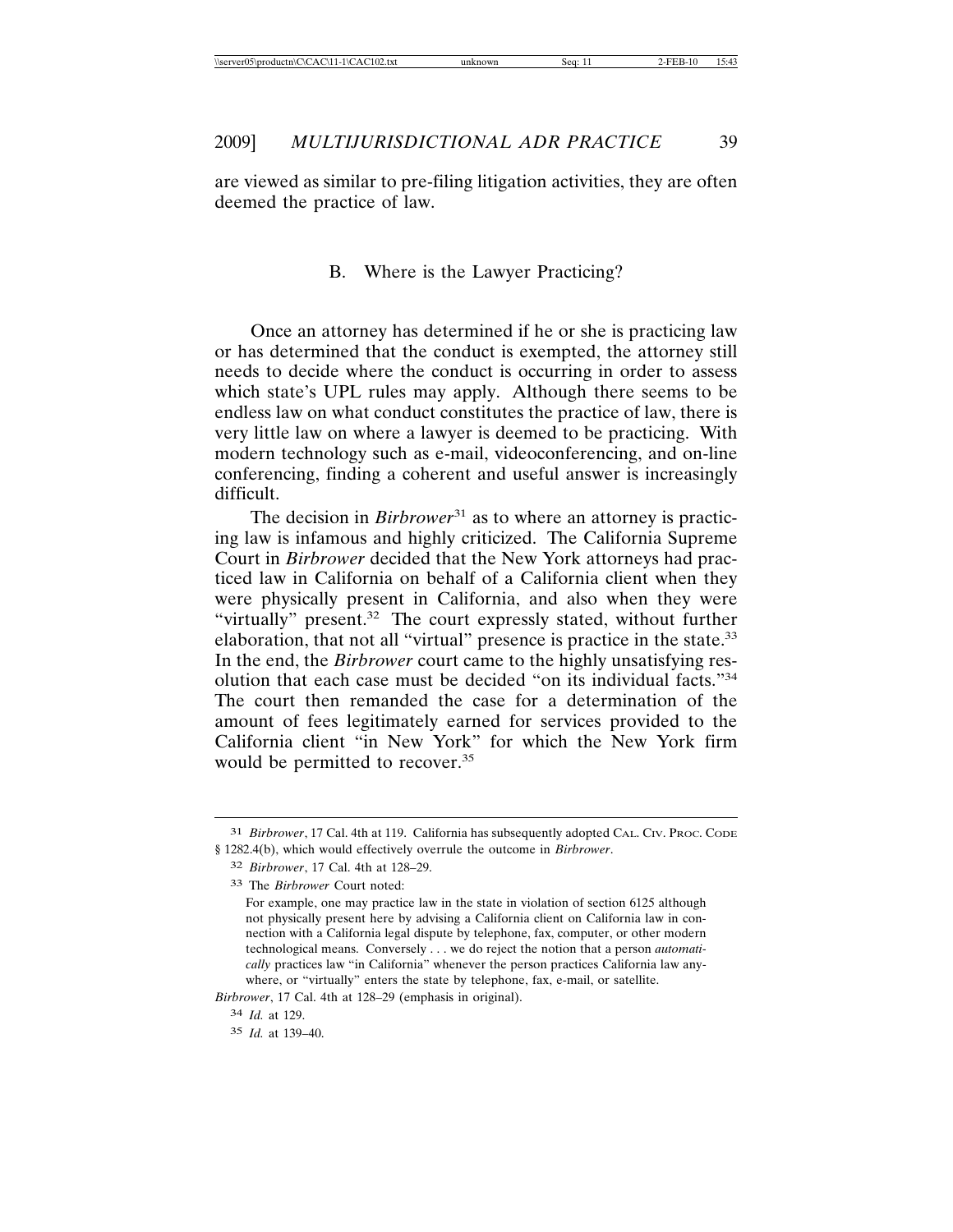are viewed as similar to pre-filing litigation activities, they are often deemed the practice of law.

### B. Where is the Lawyer Practicing?

Once an attorney has determined if he or she is practicing law or has determined that the conduct is exempted, the attorney still needs to decide where the conduct is occurring in order to assess which state's UPL rules may apply. Although there seems to be endless law on what conduct constitutes the practice of law, there is very little law on where a lawyer is deemed to be practicing. With modern technology such as e-mail, videoconferencing, and on-line conferencing, finding a coherent and useful answer is increasingly difficult.

The decision in *Birbrower*[31] as to where an attorney is practicing law is infamous and highly criticized. The California Supreme Court in *Birbrower* decided that the New York attorneys had practiced law in California on behalf of a California client when they were physically present in California, and also when they were "virtually" present.[32] The court expressly stated, without further elaboration, that not all "virtual" presence is practice in the state.[33] In the end, the *Birbrower* court came to the highly unsatisfying resolution that each case must be decided "on its individual facts."[34] The court then remanded the case for a determination of the amount of fees legitimately earned for services provided to the California client "in New York" for which the New York firm would be permitted to recover.[35]

---

31 *Birbrower*, 17 Cal. 4th at 119. California has subsequently adopted CAL. CIV. PROC. CODE § 1282.4(b), which would effectively overrule the outcome in *Birbrower*.

32 *Birbrower*, 17 Cal. 4th at 128–29.

33 The *Birbrower* Court noted:

> For example, one may practice law in the state in violation of section 6125 although not physically present here by advising a California client on California law in connection with a California legal dispute by telephone, fax, computer, or other modern technological means. Conversely . . . we do reject the notion that a person *automatically* practices law "in California" whenever the person practices California law anywhere, or "virtually" enters the state by telephone, fax, e-mail, or satellite.

*Birbrower*, 17 Cal. 4th at 128–29 (emphasis in original).

34 *Id.* at 129.

35 *Id.* at 139–40.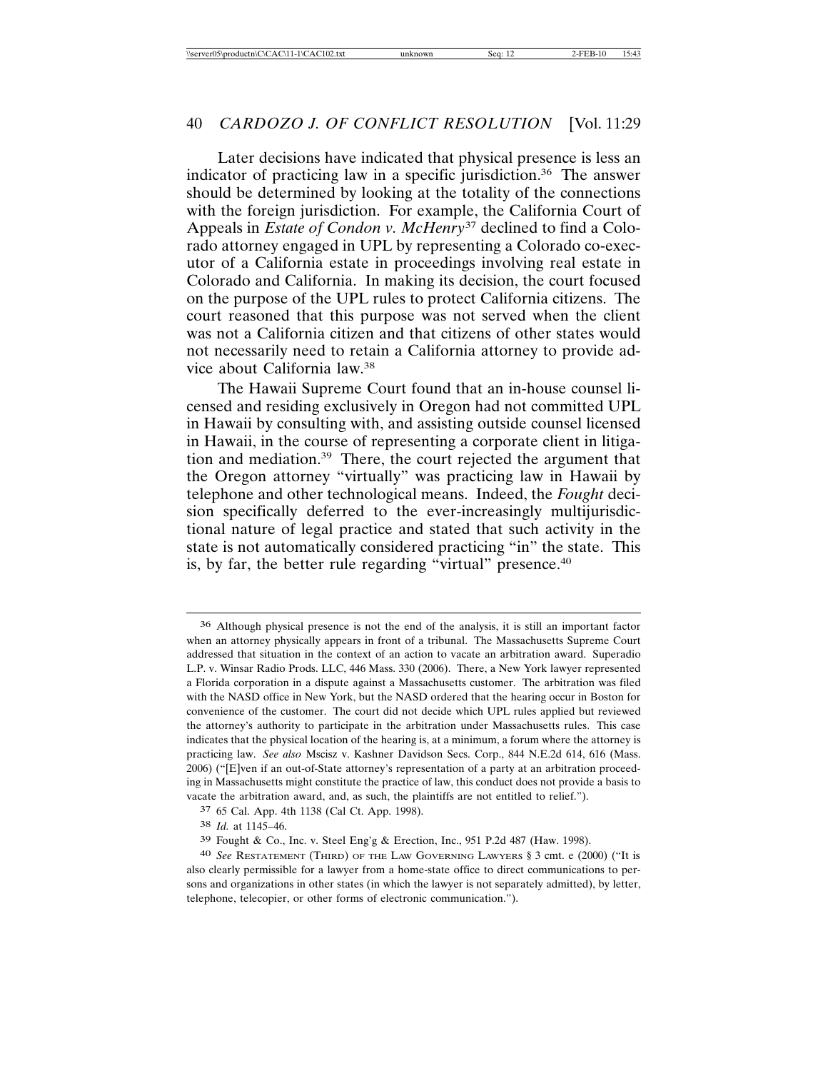Later decisions have indicated that physical presence is less an indicator of practicing law in a specific jurisdiction.[36] The answer should be determined by looking at the totality of the connections with the foreign jurisdiction. For example, the California Court of Appeals in *Estate of Condon v. McHenry*[37] declined to find a Colorado attorney engaged in UPL by representing a Colorado co-executor of a California estate in proceedings involving real estate in Colorado and California. In making its decision, the court focused on the purpose of the UPL rules to protect California citizens. The court reasoned that this purpose was not served when the client was not a California citizen and that citizens of other states would not necessarily need to retain a California attorney to provide advice about California law.[38]

The Hawaii Supreme Court found that an in-house counsel licensed and residing exclusively in Oregon had not committed UPL in Hawaii by consulting with, and assisting outside counsel licensed in Hawaii, in the course of representing a corporate client in litigation and mediation.[39] There, the court rejected the argument that the Oregon attorney "virtually" was practicing law in Hawaii by telephone and other technological means. Indeed, the *Fought* decision specifically deferred to the ever-increasingly multijurisdictional nature of legal practice and stated that such activity in the state is not automatically considered practicing "in" the state. This is, by far, the better rule regarding "virtual" presence.[40]

---

[36] Although physical presence is not the end of the analysis, it is still an important factor when an attorney physically appears in front of a tribunal. The Massachusetts Supreme Court addressed that situation in the context of an action to vacate an arbitration award. Superadio L.P. v. Winsar Radio Prods. LLC, 446 Mass. 330 (2006). There, a New York lawyer represented a Florida corporation in a dispute against a Massachusetts customer. The arbitration was filed with the NASD office in New York, but the NASD ordered that the hearing occur in Boston for convenience of the customer. The court did not decide which UPL rules applied but reviewed the attorney's authority to participate in the arbitration under Massachusetts rules. This case indicates that the physical location of the hearing is, at a minimum, a forum where the attorney is practicing law. *See also* Mscisz v. Kashner Davidson Secs. Corp., 844 N.E.2d 614, 616 (Mass. 2006) ("[E]ven if an out-of-State attorney's representation of a party at an arbitration proceeding in Massachusetts might constitute the practice of law, this conduct does not provide a basis to vacate the arbitration award, and, as such, the plaintiffs are not entitled to relief.").

[37] 65 Cal. App. 4th 1138 (Cal Ct. App. 1998).

[38] *Id.* at 1145–46.

[39] Fought & Co., Inc. v. Steel Eng'g & Erection, Inc., 951 P.2d 487 (Haw. 1998).

[40] *See* Restatement (Third) of the Law Governing Lawyers § 3 cmt. e (2000) ("It is also clearly permissible for a lawyer from a home-state office to direct communications to persons and organizations in other states (in which the lawyer is not separately admitted), by letter, telephone, telecopier, or other forms of electronic communication.").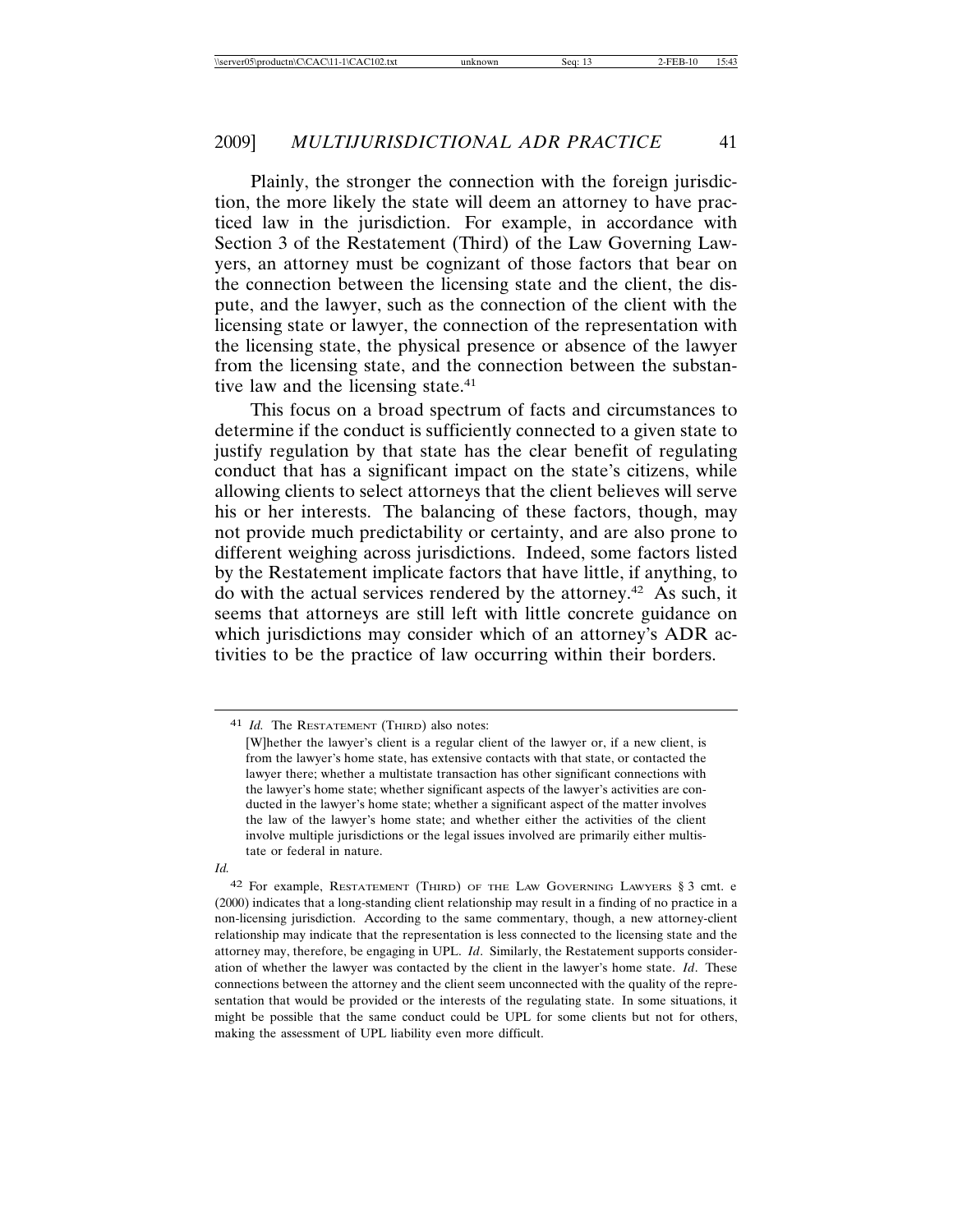Plainly, the stronger the connection with the foreign jurisdiction, the more likely the state will deem an attorney to have practiced law in the jurisdiction. For example, in accordance with Section 3 of the Restatement (Third) of the Law Governing Lawyers, an attorney must be cognizant of those factors that bear on the connection between the licensing state and the client, the dispute, and the lawyer, such as the connection of the client with the licensing state or lawyer, the connection of the representation with the licensing state, the physical presence or absence of the lawyer from the licensing state, and the connection between the substantive law and the licensing state.[41]

This focus on a broad spectrum of facts and circumstances to determine if the conduct is sufficiently connected to a given state to justify regulation by that state has the clear benefit of regulating conduct that has a significant impact on the state's citizens, while allowing clients to select attorneys that the client believes will serve his or her interests. The balancing of these factors, though, may not provide much predictability or certainty, and are also prone to different weighing across jurisdictions. Indeed, some factors listed by the Restatement implicate factors that have little, if anything, to do with the actual services rendered by the attorney.[42] As such, it seems that attorneys are still left with little concrete guidance on which jurisdictions may consider which of an attorney's ADR activities to be the practice of law occurring within their borders.

---

[41] *Id.* The RESTATEMENT (THIRD) also notes:

> [W]hether the lawyer's client is a regular client of the lawyer or, if a new client, is from the lawyer's home state, has extensive contacts with that state, or contacted the lawyer there; whether a multistate transaction has other significant connections with the lawyer's home state; whether significant aspects of the lawyer's activities are conducted in the lawyer's home state; whether a significant aspect of the matter involves the law of the lawyer's home state; and whether either the activities of the client involve multiple jurisdictions or the legal issues involved are primarily either multistate or federal in nature.

*Id.*

[42] For example, RESTATEMENT (THIRD) OF THE LAW GOVERNING LAWYERS § 3 cmt. e (2000) indicates that a long-standing client relationship may result in a finding of no practice in a non-licensing jurisdiction. According to the same commentary, though, a new attorney-client relationship may indicate that the representation is less connected to the licensing state and the attorney may, therefore, be engaging in UPL. *Id*. Similarly, the Restatement supports consideration of whether the lawyer was contacted by the client in the lawyer's home state. *Id*. These connections between the attorney and the client seem unconnected with the quality of the representation that would be provided or the interests of the regulating state. In some situations, it might be possible that the same conduct could be UPL for some clients but not for others, making the assessment of UPL liability even more difficult.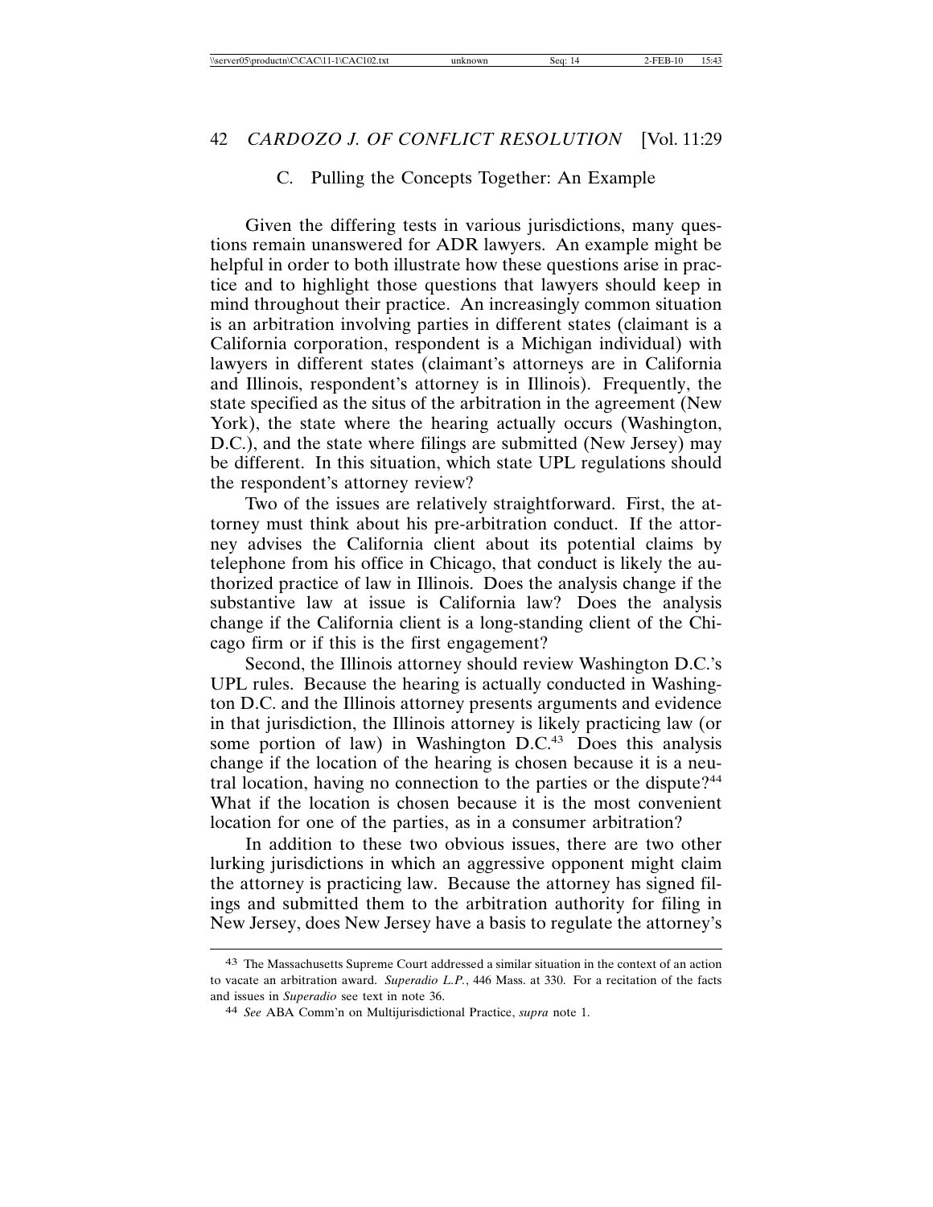### C. Pulling the Concepts Together: An Example

Given the differing tests in various jurisdictions, many questions remain unanswered for ADR lawyers. An example might be helpful in order to both illustrate how these questions arise in practice and to highlight those questions that lawyers should keep in mind throughout their practice. An increasingly common situation is an arbitration involving parties in different states (claimant is a California corporation, respondent is a Michigan individual) with lawyers in different states (claimant's attorneys are in California and Illinois, respondent's attorney is in Illinois). Frequently, the state specified as the situs of the arbitration in the agreement (New York), the state where the hearing actually occurs (Washington, D.C.), and the state where filings are submitted (New Jersey) may be different. In this situation, which state UPL regulations should the respondent's attorney review?

Two of the issues are relatively straightforward. First, the attorney must think about his pre-arbitration conduct. If the attorney advises the California client about its potential claims by telephone from his office in Chicago, that conduct is likely the authorized practice of law in Illinois. Does the analysis change if the substantive law at issue is California law? Does the analysis change if the California client is a long-standing client of the Chicago firm or if this is the first engagement?

Second, the Illinois attorney should review Washington D.C.'s UPL rules. Because the hearing is actually conducted in Washington D.C. and the Illinois attorney presents arguments and evidence in that jurisdiction, the Illinois attorney is likely practicing law (or some portion of law) in Washington D.C.[43] Does this analysis change if the location of the hearing is chosen because it is a neutral location, having no connection to the parties or the dispute?[44] What if the location is chosen because it is the most convenient location for one of the parties, as in a consumer arbitration?

In addition to these two obvious issues, there are two other lurking jurisdictions in which an aggressive opponent might claim the attorney is practicing law. Because the attorney has signed filings and submitted them to the arbitration authority for filing in New Jersey, does New Jersey have a basis to regulate the attorney's

---

[43] The Massachusetts Supreme Court addressed a similar situation in the context of an action to vacate an arbitration award. *Superadio L.P.*, 446 Mass. at 330. For a recitation of the facts and issues in *Superadio* see text in note 36.

[44] *See* ABA Comm'n on Multijurisdictional Practice, *supra* note 1.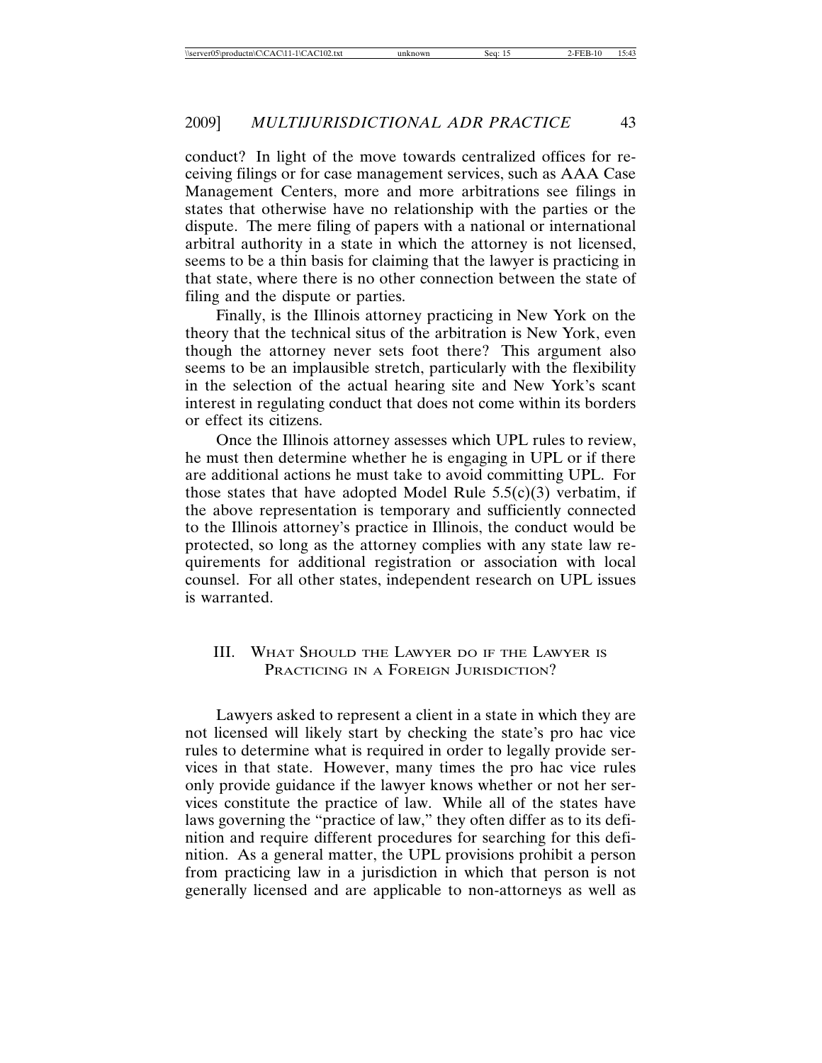conduct? In light of the move towards centralized offices for receiving filings or for case management services, such as AAA Case Management Centers, more and more arbitrations see filings in states that otherwise have no relationship with the parties or the dispute. The mere filing of papers with a national or international arbitral authority in a state in which the attorney is not licensed, seems to be a thin basis for claiming that the lawyer is practicing in that state, where there is no other connection between the state of filing and the dispute or parties.

Finally, is the Illinois attorney practicing in New York on the theory that the technical situs of the arbitration is New York, even though the attorney never sets foot there? This argument also seems to be an implausible stretch, particularly with the flexibility in the selection of the actual hearing site and New York's scant interest in regulating conduct that does not come within its borders or effect its citizens.

Once the Illinois attorney assesses which UPL rules to review, he must then determine whether he is engaging in UPL or if there are additional actions he must take to avoid committing UPL. For those states that have adopted Model Rule 5.5(c)(3) verbatim, if the above representation is temporary and sufficiently connected to the Illinois attorney's practice in Illinois, the conduct would be protected, so long as the attorney complies with any state law requirements for additional registration or association with local counsel. For all other states, independent research on UPL issues is warranted.

## III. What Should the Lawyer do if the Lawyer is Practicing in a Foreign Jurisdiction?

Lawyers asked to represent a client in a state in which they are not licensed will likely start by checking the state's pro hac vice rules to determine what is required in order to legally provide services in that state. However, many times the pro hac vice rules only provide guidance if the lawyer knows whether or not her services constitute the practice of law. While all of the states have laws governing the "practice of law," they often differ as to its definition and require different procedures for searching for this definition. As a general matter, the UPL provisions prohibit a person from practicing law in a jurisdiction in which that person is not generally licensed and are applicable to non-attorneys as well as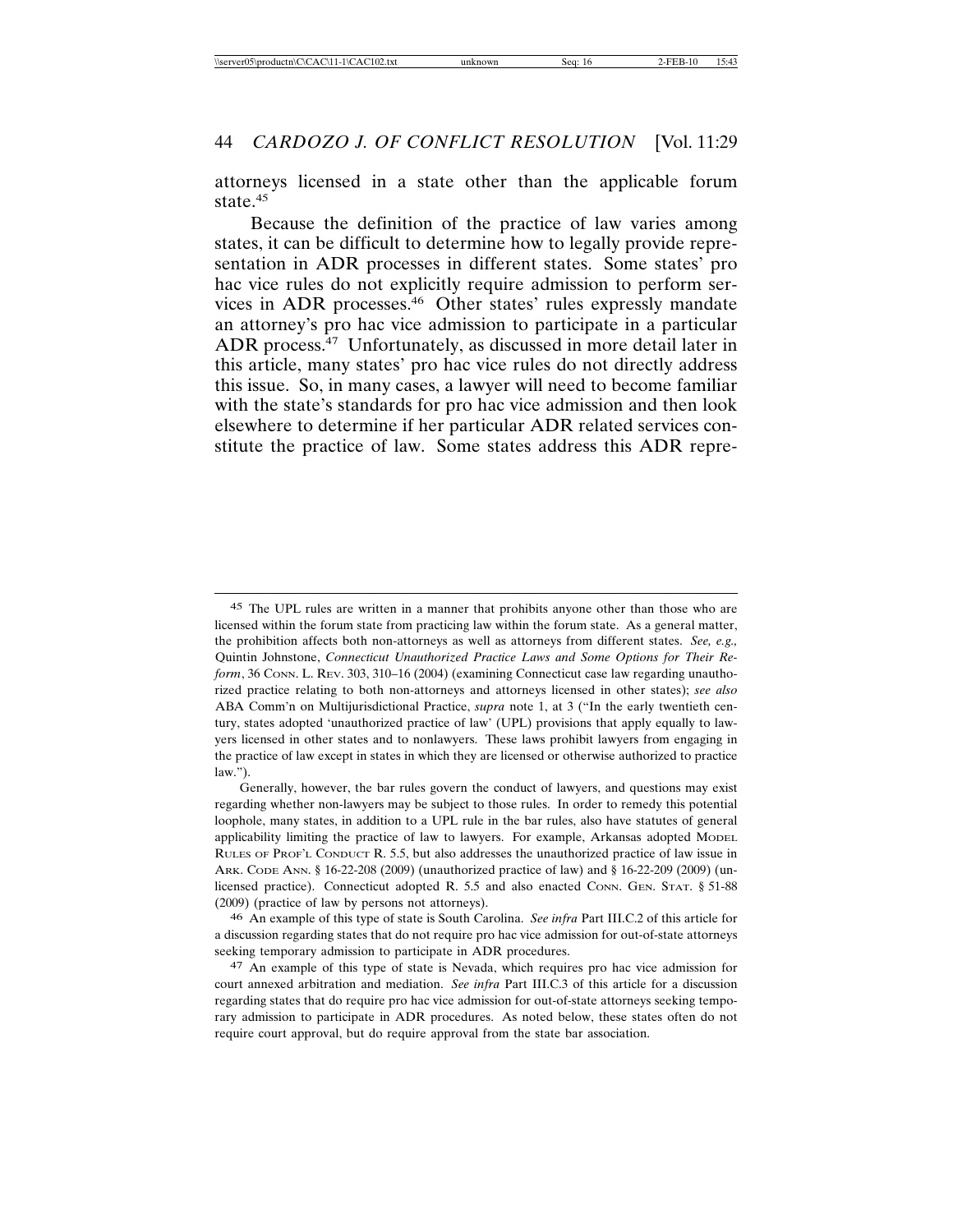attorneys licensed in a state other than the applicable forum state.[45]

Because the definition of the practice of law varies among states, it can be difficult to determine how to legally provide representation in ADR processes in different states. Some states' pro hac vice rules do not explicitly require admission to perform services in ADR processes.[46] Other states' rules expressly mandate an attorney's pro hac vice admission to participate in a particular ADR process.[47] Unfortunately, as discussed in more detail later in this article, many states' pro hac vice rules do not directly address this issue. So, in many cases, a lawyer will need to become familiar with the state's standards for pro hac vice admission and then look elsewhere to determine if her particular ADR related services constitute the practice of law. Some states address this ADR repre-

---

[45] The UPL rules are written in a manner that prohibits anyone other than those who are licensed within the forum state from practicing law within the forum state. As a general matter, the prohibition affects both non-attorneys as well as attorneys from different states. *See, e.g.,* Quintin Johnstone, *Connecticut Unauthorized Practice Laws and Some Options for Their Reform*, 36 CONN. L. REV. 303, 310–16 (2004) (examining Connecticut case law regarding unauthorized practice relating to both non-attorneys and attorneys licensed in other states); *see also* ABA Comm'n on Multijurisdictional Practice, *supra* note 1, at 3 ("In the early twentieth century, states adopted 'unauthorized practice of law' (UPL) provisions that apply equally to lawyers licensed in other states and to nonlawyers. These laws prohibit lawyers from engaging in the practice of law except in states in which they are licensed or otherwise authorized to practice law.").

Generally, however, the bar rules govern the conduct of lawyers, and questions may exist regarding whether non-lawyers may be subject to those rules. In order to remedy this potential loophole, many states, in addition to a UPL rule in the bar rules, also have statutes of general applicability limiting the practice of law to lawyers. For example, Arkansas adopted MODEL RULES OF PROF'L CONDUCT R. 5.5, but also addresses the unauthorized practice of law issue in ARK. CODE ANN. § 16-22-208 (2009) (unauthorized practice of law) and § 16-22-209 (2009) (unlicensed practice). Connecticut adopted R. 5.5 and also enacted CONN. GEN. STAT. § 51-88 (2009) (practice of law by persons not attorneys).

[46] An example of this type of state is South Carolina. *See infra* Part III.C.2 of this article for a discussion regarding states that do not require pro hac vice admission for out-of-state attorneys seeking temporary admission to participate in ADR procedures.

[47] An example of this type of state is Nevada, which requires pro hac vice admission for court annexed arbitration and mediation. *See infra* Part III.C.3 of this article for a discussion regarding states that do require pro hac vice admission for out-of-state attorneys seeking temporary admission to participate in ADR procedures. As noted below, these states often do not require court approval, but do require approval from the state bar association.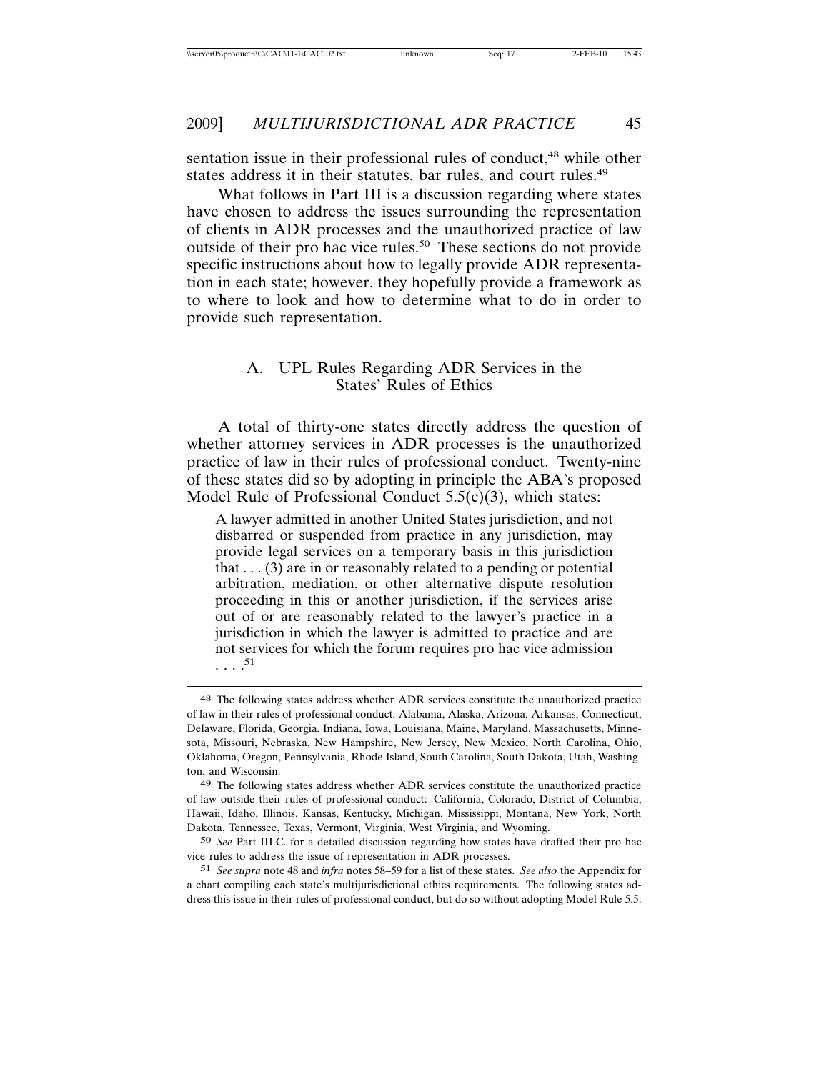sentation issue in their professional rules of conduct,[48] while other states address it in their statutes, bar rules, and court rules.[49]

What follows in Part III is a discussion regarding where states have chosen to address the issues surrounding the representation of clients in ADR processes and the unauthorized practice of law outside of their pro hac vice rules.[50] These sections do not provide specific instructions about how to legally provide ADR representation in each state; however, they hopefully provide a framework as to where to look and how to determine what to do in order to provide such representation.

### A. UPL Rules Regarding ADR Services in the States' Rules of Ethics

A total of thirty-one states directly address the question of whether attorney services in ADR processes is the unauthorized practice of law in their rules of professional conduct. Twenty-nine of these states did so by adopting in principle the ABA's proposed Model Rule of Professional Conduct 5.5(c)(3), which states:

> A lawyer admitted in another United States jurisdiction, and not disbarred or suspended from practice in any jurisdiction, may provide legal services on a temporary basis in this jurisdiction that . . . (3) are in or reasonably related to a pending or potential arbitration, mediation, or other alternative dispute resolution proceeding in this or another jurisdiction, if the services arise out of or are reasonably related to the lawyer's practice in a jurisdiction in which the lawyer is admitted to practice and are not services for which the forum requires pro hac vice admission . . . .[51]

---

[48] The following states address whether ADR services constitute the unauthorized practice of law in their rules of professional conduct: Alabama, Alaska, Arizona, Arkansas, Connecticut, Delaware, Florida, Georgia, Indiana, Iowa, Louisiana, Maine, Maryland, Massachusetts, Minnesota, Missouri, Nebraska, New Hampshire, New Jersey, New Mexico, North Carolina, Ohio, Oklahoma, Oregon, Pennsylvania, Rhode Island, South Carolina, South Dakota, Utah, Washington, and Wisconsin.

[49] The following states address whether ADR services constitute the unauthorized practice of law outside their rules of professional conduct: California, Colorado, District of Columbia, Hawaii, Idaho, Illinois, Kansas, Kentucky, Michigan, Mississippi, Montana, New York, North Dakota, Tennessee, Texas, Vermont, Virginia, West Virginia, and Wyoming.

[50] *See* Part III.C. for a detailed discussion regarding how states have drafted their pro hac vice rules to address the issue of representation in ADR processes.

[51] *See supra* note 48 and *infra* notes 58–59 for a list of these states. *See also* the Appendix for a chart compiling each state's multijurisdictional ethics requirements. The following states address this issue in their rules of professional conduct, but do so without adopting Model Rule 5.5: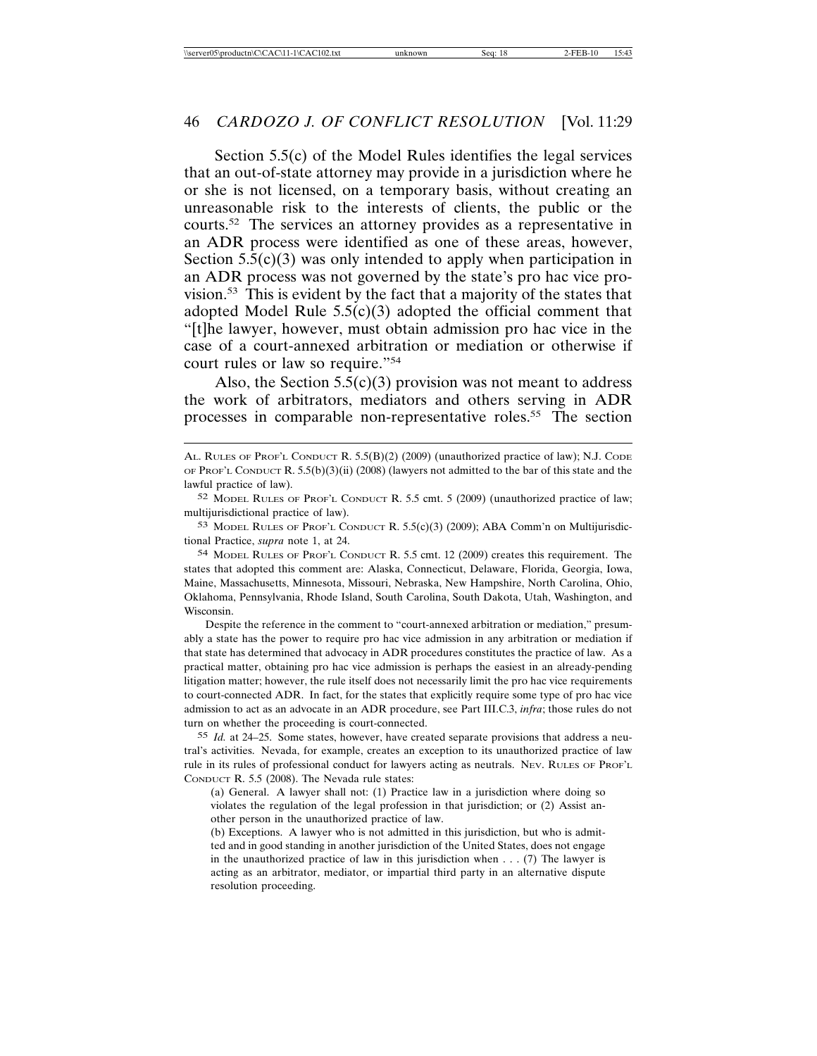Section 5.5(c) of the Model Rules identifies the legal services that an out-of-state attorney may provide in a jurisdiction where he or she is not licensed, on a temporary basis, without creating an unreasonable risk to the interests of clients, the public or the courts.[52] The services an attorney provides as a representative in an ADR process were identified as one of these areas, however, Section 5.5(c)(3) was only intended to apply when participation in an ADR process was not governed by the state's pro hac vice provision.[53] This is evident by the fact that a majority of the states that adopted Model Rule 5.5(c)(3) adopted the official comment that "[t]he lawyer, however, must obtain admission pro hac vice in the case of a court-annexed arbitration or mediation or otherwise if court rules or law so require."[54]

Also, the Section 5.5(c)(3) provision was not meant to address the work of arbitrators, mediators and others serving in ADR processes in comparable non-representative roles.[55] The section

---

AL. RULES OF PROF'L CONDUCT R. 5.5(B)(2) (2009) (unauthorized practice of law); N.J. CODE OF PROF'L CONDUCT R. 5.5(b)(3)(ii) (2008) (lawyers not admitted to the bar of this state and the lawful practice of law).

[52] MODEL RULES OF PROF'L CONDUCT R. 5.5 cmt. 5 (2009) (unauthorized practice of law; multijurisdictional practice of law).

[53] MODEL RULES OF PROF'L CONDUCT R. 5.5(c)(3) (2009); ABA Comm'n on Multijurisdictional Practice, *supra* note 1, at 24.

[54] MODEL RULES OF PROF'L CONDUCT R. 5.5 cmt. 12 (2009) creates this requirement. The states that adopted this comment are: Alaska, Connecticut, Delaware, Florida, Georgia, Iowa, Maine, Massachusetts, Minnesota, Missouri, Nebraska, New Hampshire, North Carolina, Ohio, Oklahoma, Pennsylvania, Rhode Island, South Carolina, South Dakota, Utah, Washington, and Wisconsin.

Despite the reference in the comment to "court-annexed arbitration or mediation," presumably a state has the power to require pro hac vice admission in any arbitration or mediation if that state has determined that advocacy in ADR procedures constitutes the practice of law. As a practical matter, obtaining pro hac vice admission is perhaps the easiest in an already-pending litigation matter; however, the rule itself does not necessarily limit the pro hac vice requirements to court-connected ADR. In fact, for the states that explicitly require some type of pro hac vice admission to act as an advocate in an ADR procedure, see Part III.C.3, *infra*; those rules do not turn on whether the proceeding is court-connected.

[55] *Id.* at 24–25. Some states, however, have created separate provisions that address a neutral's activities. Nevada, for example, creates an exception to its unauthorized practice of law rule in its rules of professional conduct for lawyers acting as neutrals. NEV. RULES OF PROF'L CONDUCT R. 5.5 (2008). The Nevada rule states:

> (a) General. A lawyer shall not: (1) Practice law in a jurisdiction where doing so violates the regulation of the legal profession in that jurisdiction; or (2) Assist another person in the unauthorized practice of law.
>
> (b) Exceptions. A lawyer who is not admitted in this jurisdiction, but who is admitted and in good standing in another jurisdiction of the United States, does not engage in the unauthorized practice of law in this jurisdiction when . . . (7) The lawyer is acting as an arbitrator, mediator, or impartial third party in an alternative dispute resolution proceeding.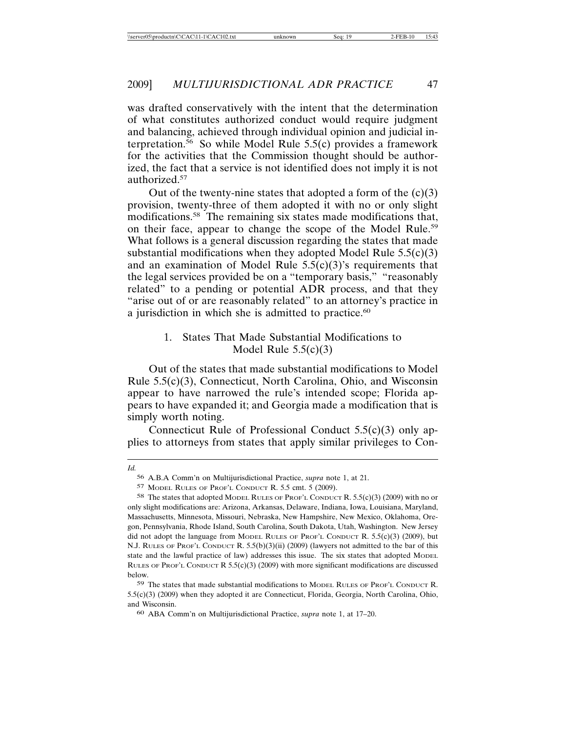was drafted conservatively with the intent that the determination of what constitutes authorized conduct would require judgment and balancing, achieved through individual opinion and judicial interpretation.[56] So while Model Rule 5.5(c) provides a framework for the activities that the Commission thought should be authorized, the fact that a service is not identified does not imply it is not authorized.[57]

Out of the twenty-nine states that adopted a form of the (c)(3) provision, twenty-three of them adopted it with no or only slight modifications.[58] The remaining six states made modifications that, on their face, appear to change the scope of the Model Rule.[59] What follows is a general discussion regarding the states that made substantial modifications when they adopted Model Rule 5.5(c)(3) and an examination of Model Rule 5.5(c)(3)'s requirements that the legal services provided be on a "temporary basis," "reasonably related" to a pending or potential ADR process, and that they "arise out of or are reasonably related" to an attorney's practice in a jurisdiction in which she is admitted to practice.[60]

### 1. States That Made Substantial Modifications to Model Rule 5.5(c)(3)

Out of the states that made substantial modifications to Model Rule 5.5(c)(3), Connecticut, North Carolina, Ohio, and Wisconsin appear to have narrowed the rule's intended scope; Florida appears to have expanded it; and Georgia made a modification that is simply worth noting.

Connecticut Rule of Professional Conduct 5.5(c)(3) only applies to attorneys from states that apply similar privileges to Con-

---

*Id.*

[56] A.B.A Comm'n on Multijurisdictional Practice, *supra* note 1, at 21.

[57] Model Rules of Prof'l Conduct R. 5.5 cmt. 5 (2009).

[58] The states that adopted Model Rules of Prof'l Conduct R. 5.5(c)(3) (2009) with no or only slight modifications are: Arizona, Arkansas, Delaware, Indiana, Iowa, Louisiana, Maryland, Massachusetts, Minnesota, Missouri, Nebraska, New Hampshire, New Mexico, Oklahoma, Oregon, Pennsylvania, Rhode Island, South Carolina, South Dakota, Utah, Washington. New Jersey did not adopt the language from Model Rules of Prof'l Conduct R. 5.5(c)(3) (2009), but N.J. Rules of Prof'l Conduct R. 5.5(b)(3)(ii) (2009) (lawyers not admitted to the bar of this state and the lawful practice of law) addresses this issue. The six states that adopted Model Rules of Prof'l Conduct R 5.5(c)(3) (2009) with more significant modifications are discussed below.

[59] The states that made substantial modifications to Model Rules of Prof'l Conduct R. 5.5(c)(3) (2009) when they adopted it are Connecticut, Florida, Georgia, North Carolina, Ohio, and Wisconsin.

[60] ABA Comm'n on Multijurisdictional Practice, *supra* note 1, at 17–20.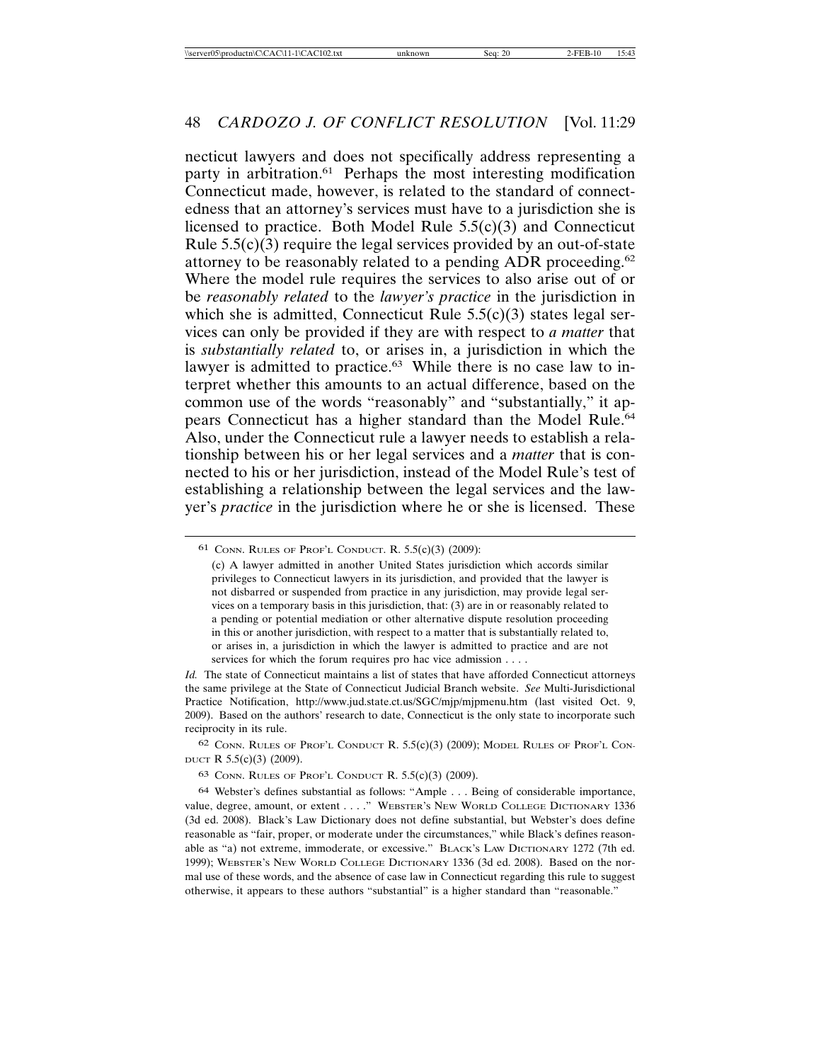necticut lawyers and does not specifically address representing a party in arbitration.[61] Perhaps the most interesting modification Connecticut made, however, is related to the standard of connectedness that an attorney's services must have to a jurisdiction she is licensed to practice. Both Model Rule 5.5(c)(3) and Connecticut Rule 5.5(c)(3) require the legal services provided by an out-of-state attorney to be reasonably related to a pending ADR proceeding.[62] Where the model rule requires the services to also arise out of or be *reasonably related* to the *lawyer's practice* in the jurisdiction in which she is admitted, Connecticut Rule 5.5(c)(3) states legal services can only be provided if they are with respect to *a matter* that is *substantially related* to, or arises in, a jurisdiction in which the lawyer is admitted to practice.[63] While there is no case law to interpret whether this amounts to an actual difference, based on the common use of the words "reasonably" and "substantially," it appears Connecticut has a higher standard than the Model Rule.[64] Also, under the Connecticut rule a lawyer needs to establish a relationship between his or her legal services and a *matter* that is connected to his or her jurisdiction, instead of the Model Rule's test of establishing a relationship between the legal services and the lawyer's *practice* in the jurisdiction where he or she is licensed. These

---

[61] CONN. RULES OF PROF'L CONDUCT. R. 5.5(c)(3) (2009):

> (c) A lawyer admitted in another United States jurisdiction which accords similar privileges to Connecticut lawyers in its jurisdiction, and provided that the lawyer is not disbarred or suspended from practice in any jurisdiction, may provide legal services on a temporary basis in this jurisdiction, that: (3) are in or reasonably related to a pending or potential mediation or other alternative dispute resolution proceeding in this or another jurisdiction, with respect to a matter that is substantially related to, or arises in, a jurisdiction in which the lawyer is admitted to practice and are not services for which the forum requires pro hac vice admission . . . .

*Id.* The state of Connecticut maintains a list of states that have afforded Connecticut attorneys the same privilege at the State of Connecticut Judicial Branch website. *See* Multi-Jurisdictional Practice Notification, http://www.jud.state.ct.us/SGC/mjp/mjpmenu.htm (last visited Oct. 9, 2009). Based on the authors' research to date, Connecticut is the only state to incorporate such reciprocity in its rule.

[62] CONN. RULES OF PROF'L CONDUCT R. 5.5(c)(3) (2009); MODEL RULES OF PROF'L CONDUCT R 5.5(c)(3) (2009).

[63] CONN. RULES OF PROF'L CONDUCT R. 5.5(c)(3) (2009).

[64] Webster's defines substantial as follows: "Ample . . . Being of considerable importance, value, degree, amount, or extent . . . ." WEBSTER'S NEW WORLD COLLEGE DICTIONARY 1336 (3d ed. 2008). Black's Law Dictionary does not define substantial, but Webster's does define reasonable as "fair, proper, or moderate under the circumstances," while Black's defines reasonable as "a) not extreme, immoderate, or excessive." BLACK'S LAW DICTIONARY 1272 (7th ed. 1999); WEBSTER'S NEW WORLD COLLEGE DICTIONARY 1336 (3d ed. 2008). Based on the normal use of these words, and the absence of case law in Connecticut regarding this rule to suggest otherwise, it appears to these authors "substantial" is a higher standard than "reasonable."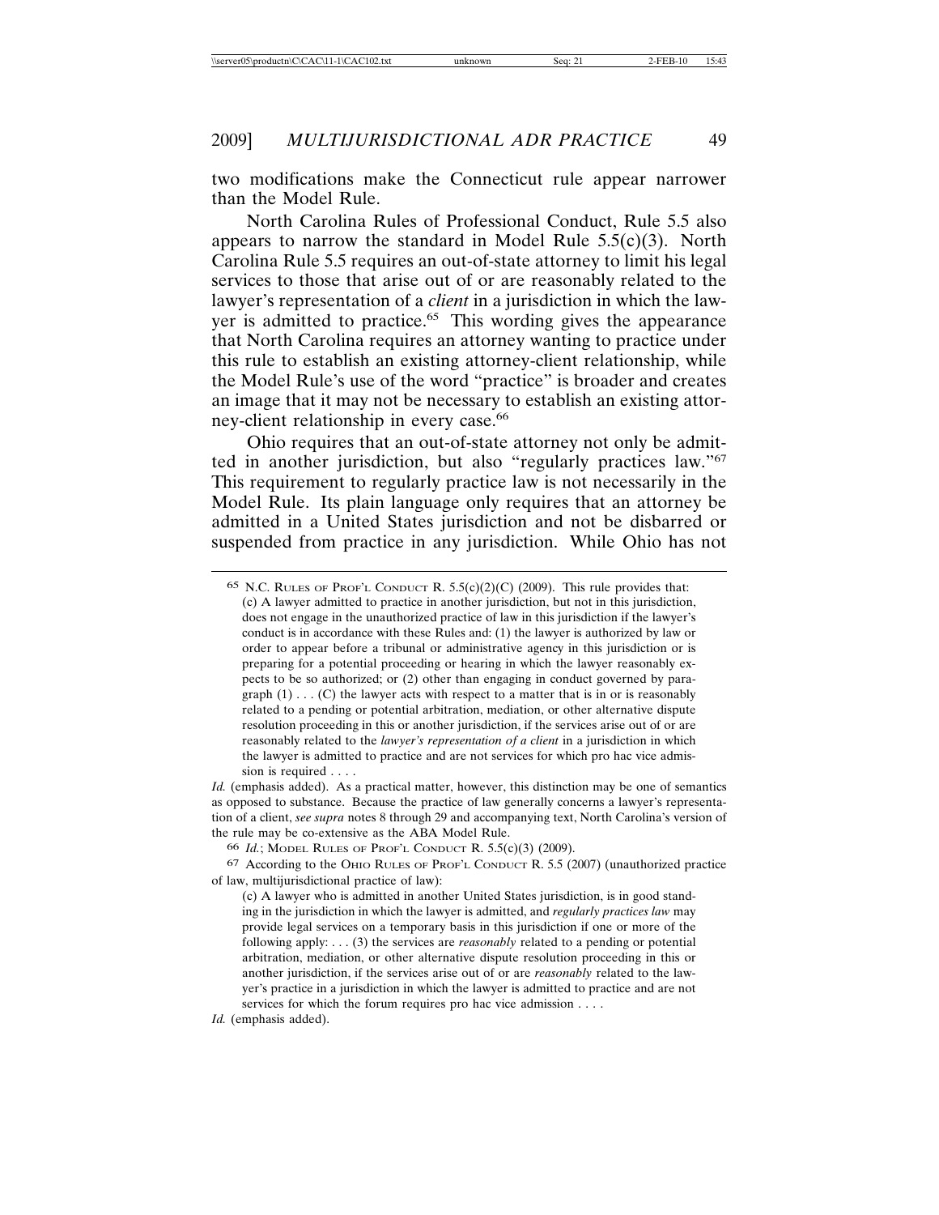two modifications make the Connecticut rule appear narrower than the Model Rule.

North Carolina Rules of Professional Conduct, Rule 5.5 also appears to narrow the standard in Model Rule 5.5(c)(3). North Carolina Rule 5.5 requires an out-of-state attorney to limit his legal services to those that arise out of or are reasonably related to the lawyer's representation of a *client* in a jurisdiction in which the lawyer is admitted to practice.[65] This wording gives the appearance that North Carolina requires an attorney wanting to practice under this rule to establish an existing attorney-client relationship, while the Model Rule's use of the word "practice" is broader and creates an image that it may not be necessary to establish an existing attorney-client relationship in every case.[66]

Ohio requires that an out-of-state attorney not only be admitted in another jurisdiction, but also "regularly practices law."[67] This requirement to regularly practice law is not necessarily in the Model Rule. Its plain language only requires that an attorney be admitted in a United States jurisdiction and not be disbarred or suspended from practice in any jurisdiction. While Ohio has not

---

65 N.C. Rules of Prof'l Conduct R. 5.5(c)(2)(C) (2009). This rule provides that:

> (c) A lawyer admitted to practice in another jurisdiction, but not in this jurisdiction, does not engage in the unauthorized practice of law in this jurisdiction if the lawyer's conduct is in accordance with these Rules and: (1) the lawyer is authorized by law or order to appear before a tribunal or administrative agency in this jurisdiction or is preparing for a potential proceeding or hearing in which the lawyer reasonably expects to be so authorized; or (2) other than engaging in conduct governed by paragraph (1) . . . (C) the lawyer acts with respect to a matter that is in or is reasonably related to a pending or potential arbitration, mediation, or other alternative dispute resolution proceeding in this or another jurisdiction, if the services arise out of or are reasonably related to the *lawyer's representation of a client* in a jurisdiction in which the lawyer is admitted to practice and are not services for which pro hac vice admission is required . . . .

*Id.* (emphasis added). As a practical matter, however, this distinction may be one of semantics as opposed to substance. Because the practice of law generally concerns a lawyer's representation of a client, *see supra* notes 8 through 29 and accompanying text, North Carolina's version of the rule may be co-extensive as the ABA Model Rule.

66 *Id.*; Model Rules of Prof'l Conduct R. 5.5(c)(3) (2009).

67 According to the Ohio Rules of Prof'l Conduct R. 5.5 (2007) (unauthorized practice of law, multijurisdictional practice of law):

> (c) A lawyer who is admitted in another United States jurisdiction, is in good standing in the jurisdiction in which the lawyer is admitted, and *regularly practices law* may provide legal services on a temporary basis in this jurisdiction if one or more of the following apply: . . . (3) the services are *reasonably* related to a pending or potential arbitration, mediation, or other alternative dispute resolution proceeding in this or another jurisdiction, if the services arise out of or are *reasonably* related to the lawyer's practice in a jurisdiction in which the lawyer is admitted to practice and are not services for which the forum requires pro hac vice admission . . . .

*Id.* (emphasis added).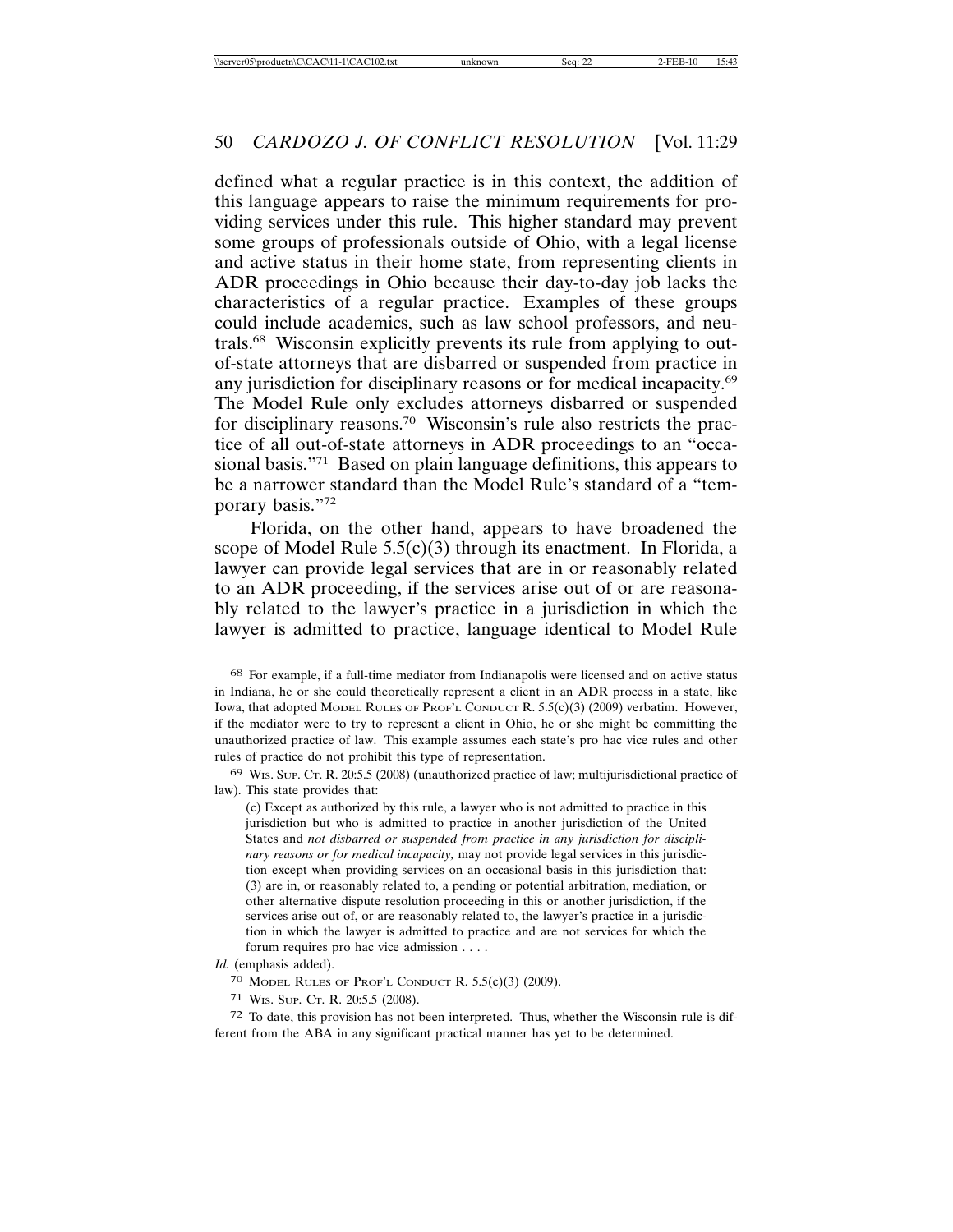defined what a regular practice is in this context, the addition of this language appears to raise the minimum requirements for providing services under this rule. This higher standard may prevent some groups of professionals outside of Ohio, with a legal license and active status in their home state, from representing clients in ADR proceedings in Ohio because their day-to-day job lacks the characteristics of a regular practice. Examples of these groups could include academics, such as law school professors, and neutrals.[68] Wisconsin explicitly prevents its rule from applying to out-of-state attorneys that are disbarred or suspended from practice in any jurisdiction for disciplinary reasons or for medical incapacity.[69] The Model Rule only excludes attorneys disbarred or suspended for disciplinary reasons.[70] Wisconsin's rule also restricts the practice of all out-of-state attorneys in ADR proceedings to an "occasional basis."[71] Based on plain language definitions, this appears to be a narrower standard than the Model Rule's standard of a "temporary basis."[72]

Florida, on the other hand, appears to have broadened the scope of Model Rule 5.5(c)(3) through its enactment. In Florida, a lawyer can provide legal services that are in or reasonably related to an ADR proceeding, if the services arise out of or are reasonably related to the lawyer's practice in a jurisdiction in which the lawyer is admitted to practice, language identical to Model Rule

---

[68] For example, if a full-time mediator from Indianapolis were licensed and on active status in Indiana, he or she could theoretically represent a client in an ADR process in a state, like Iowa, that adopted MODEL RULES OF PROF'L CONDUCT R. 5.5(c)(3) (2009) verbatim. However, if the mediator were to try to represent a client in Ohio, he or she might be committing the unauthorized practice of law. This example assumes each state's pro hac vice rules and other rules of practice do not prohibit this type of representation.

[69] WIS. SUP. CT. R. 20:5.5 (2008) (unauthorized practice of law; multijurisdictional practice of law). This state provides that:

> (c) Except as authorized by this rule, a lawyer who is not admitted to practice in this jurisdiction but who is admitted to practice in another jurisdiction of the United States and *not disbarred or suspended from practice in any jurisdiction for disciplinary reasons or for medical incapacity,* may not provide legal services in this jurisdiction except when providing services on an occasional basis in this jurisdiction that: (3) are in, or reasonably related to, a pending or potential arbitration, mediation, or other alternative dispute resolution proceeding in this or another jurisdiction, if the services arise out of, or are reasonably related to, the lawyer's practice in a jurisdiction in which the lawyer is admitted to practice and are not services for which the forum requires pro hac vice admission . . . .

*Id.* (emphasis added).

[70] MODEL RULES OF PROF'L CONDUCT R. 5.5(c)(3) (2009).

[71] WIS. SUP. CT. R. 20:5.5 (2008).

[72] To date, this provision has not been interpreted. Thus, whether the Wisconsin rule is different from the ABA in any significant practical manner has yet to be determined.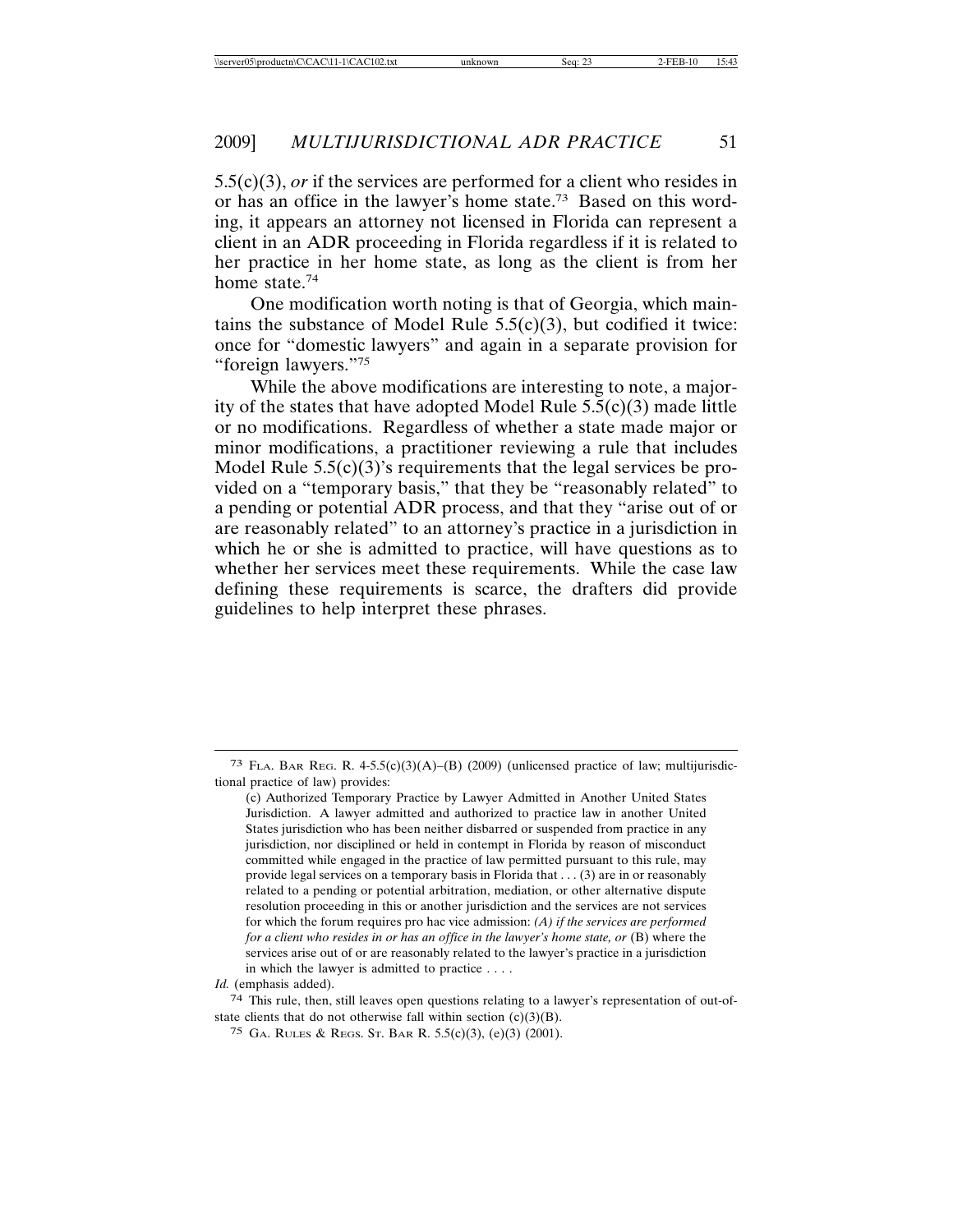5.5(c)(3), *or* if the services are performed for a client who resides in or has an office in the lawyer's home state.[73] Based on this wording, it appears an attorney not licensed in Florida can represent a client in an ADR proceeding in Florida regardless if it is related to her practice in her home state, as long as the client is from her home state.[74]

One modification worth noting is that of Georgia, which maintains the substance of Model Rule 5.5(c)(3), but codified it twice: once for "domestic lawyers" and again in a separate provision for "foreign lawyers."[75]

While the above modifications are interesting to note, a majority of the states that have adopted Model Rule 5.5(c)(3) made little or no modifications. Regardless of whether a state made major or minor modifications, a practitioner reviewing a rule that includes Model Rule 5.5(c)(3)'s requirements that the legal services be provided on a "temporary basis," that they be "reasonably related" to a pending or potential ADR process, and that they "arise out of or are reasonably related" to an attorney's practice in a jurisdiction in which he or she is admitted to practice, will have questions as to whether her services meet these requirements. While the case law defining these requirements is scarce, the drafters did provide guidelines to help interpret these phrases.

---

[73] FLA. BAR REG. R. 4-5.5(c)(3)(A)–(B) (2009) (unlicensed practice of law; multijurisdictional practice of law) provides:

> (c) Authorized Temporary Practice by Lawyer Admitted in Another United States Jurisdiction. A lawyer admitted and authorized to practice law in another United States jurisdiction who has been neither disbarred or suspended from practice in any jurisdiction, nor disciplined or held in contempt in Florida by reason of misconduct committed while engaged in the practice of law permitted pursuant to this rule, may provide legal services on a temporary basis in Florida that . . . (3) are in or reasonably related to a pending or potential arbitration, mediation, or other alternative dispute resolution proceeding in this or another jurisdiction and the services are not services for which the forum requires pro hac vice admission: *(A) if the services are performed for a client who resides in or has an office in the lawyer's home state, or* (B) where the services arise out of or are reasonably related to the lawyer's practice in a jurisdiction in which the lawyer is admitted to practice . . . .

*Id.* (emphasis added).

[74] This rule, then, still leaves open questions relating to a lawyer's representation of out-of-state clients that do not otherwise fall within section (c)(3)(B).

[75] GA. RULES & REGS. ST. BAR R. 5.5(c)(3), (e)(3) (2001).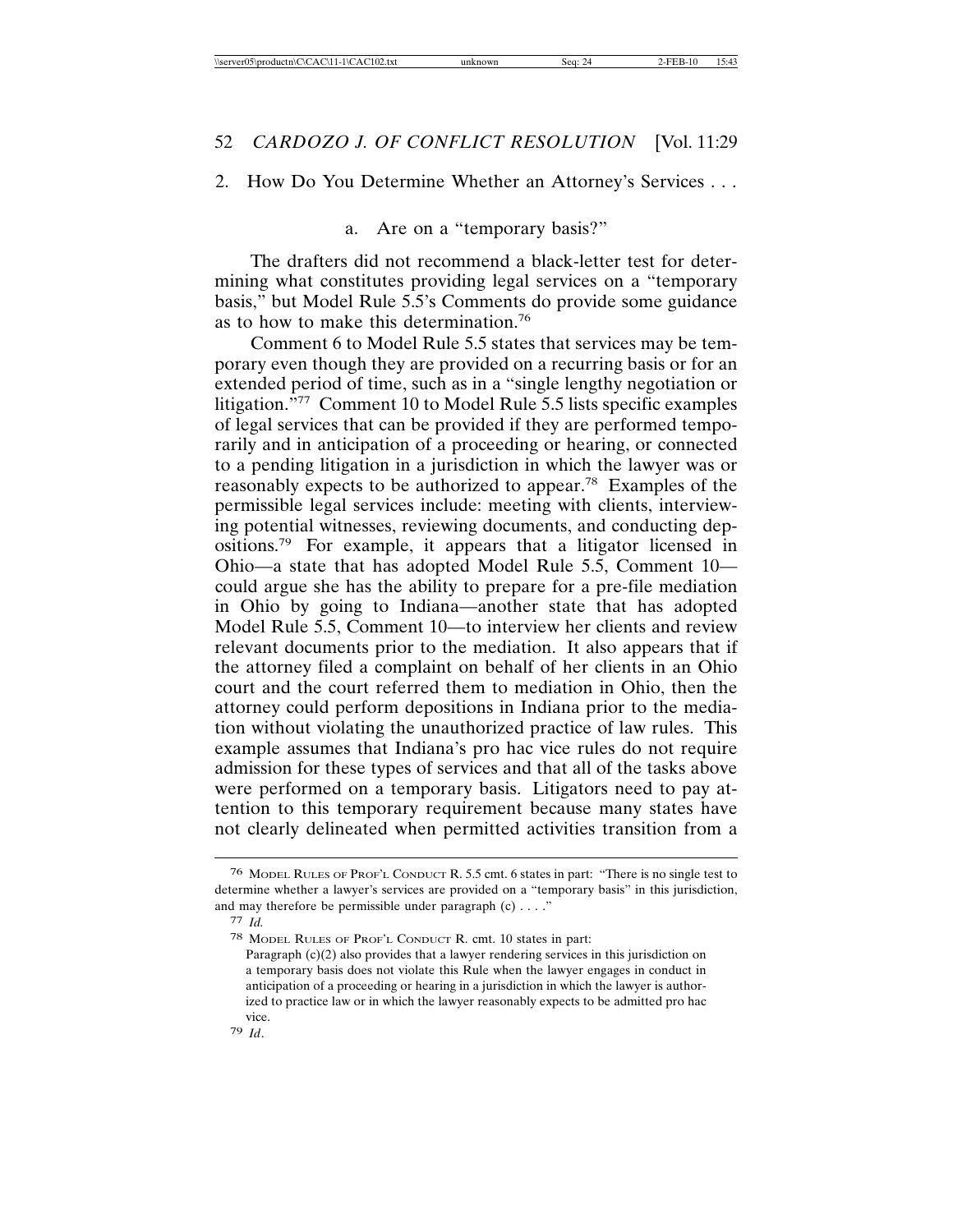2. How Do You Determine Whether an Attorney's Services . . .

a. Are on a "temporary basis?"

The drafters did not recommend a black-letter test for determining what constitutes providing legal services on a "temporary basis," but Model Rule 5.5's Comments do provide some guidance as to how to make this determination.[76]

Comment 6 to Model Rule 5.5 states that services may be temporary even though they are provided on a recurring basis or for an extended period of time, such as in a "single lengthy negotiation or litigation."[77] Comment 10 to Model Rule 5.5 lists specific examples of legal services that can be provided if they are performed temporarily and in anticipation of a proceeding or hearing, or connected to a pending litigation in a jurisdiction in which the lawyer was or reasonably expects to be authorized to appear.[78] Examples of the permissible legal services include: meeting with clients, interviewing potential witnesses, reviewing documents, and conducting depositions.[79] For example, it appears that a litigator licensed in Ohio—a state that has adopted Model Rule 5.5, Comment 10—could argue she has the ability to prepare for a pre-file mediation in Ohio by going to Indiana—another state that has adopted Model Rule 5.5, Comment 10—to interview her clients and review relevant documents prior to the mediation. It also appears that if the attorney filed a complaint on behalf of her clients in an Ohio court and the court referred them to mediation in Ohio, then the attorney could perform depositions in Indiana prior to the mediation without violating the unauthorized practice of law rules. This example assumes that Indiana's pro hac vice rules do not require admission for these types of services and that all of the tasks above were performed on a temporary basis. Litigators need to pay attention to this temporary requirement because many states have not clearly delineated when permitted activities transition from a

---

[76] MODEL RULES OF PROF'L CONDUCT R. 5.5 cmt. 6 states in part: "There is no single test to determine whether a lawyer's services are provided on a "temporary basis" in this jurisdiction, and may therefore be permissible under paragraph (c) . . . ."

[77] *Id.*

[78] MODEL RULES OF PROF'L CONDUCT R. cmt. 10 states in part:

> Paragraph (c)(2) also provides that a lawyer rendering services in this jurisdiction on a temporary basis does not violate this Rule when the lawyer engages in conduct in anticipation of a proceeding or hearing in a jurisdiction in which the lawyer is authorized to practice law or in which the lawyer reasonably expects to be admitted pro hac vice.

[79] *Id*.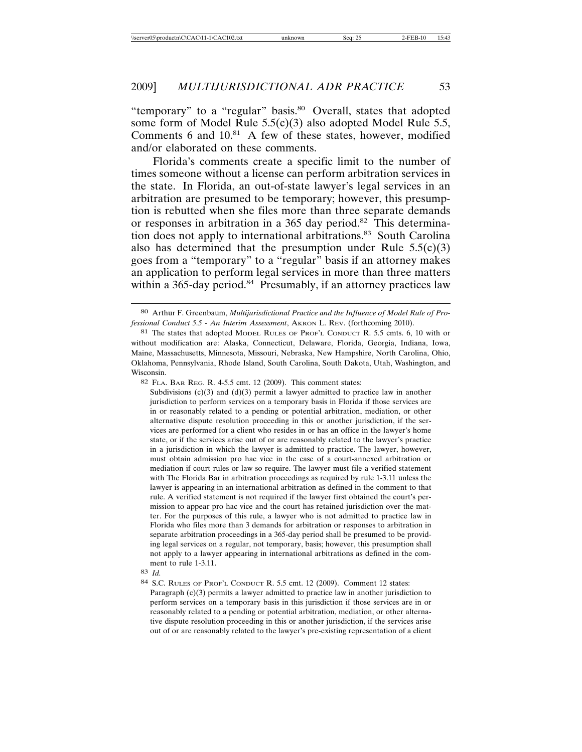"temporary" to a "regular" basis.[80] Overall, states that adopted some form of Model Rule 5.5(c)(3) also adopted Model Rule 5.5, Comments 6 and 10.[81] A few of these states, however, modified and/or elaborated on these comments.

Florida's comments create a specific limit to the number of times someone without a license can perform arbitration services in the state. In Florida, an out-of-state lawyer's legal services in an arbitration are presumed to be temporary; however, this presumption is rebutted when she files more than three separate demands or responses in arbitration in a 365 day period.[82] This determination does not apply to international arbitrations.[83] South Carolina also has determined that the presumption under Rule 5.5(c)(3) goes from a "temporary" to a "regular" basis if an attorney makes an application to perform legal services in more than three matters within a 365-day period.[84] Presumably, if an attorney practices law

---

[80] Arthur F. Greenbaum, *Multijurisdictional Practice and the Influence of Model Rule of Professional Conduct 5.5 - An Interim Assessment*, AKRON L. REV. (forthcoming 2010).

[81] The states that adopted MODEL RULES OF PROF'L CONDUCT R. 5.5 cmts. 6, 10 with or without modification are: Alaska, Connecticut, Delaware, Florida, Georgia, Indiana, Iowa, Maine, Massachusetts, Minnesota, Missouri, Nebraska, New Hampshire, North Carolina, Ohio, Oklahoma, Pennsylvania, Rhode Island, South Carolina, South Dakota, Utah, Washington, and Wisconsin.

[82] FLA. BAR REG. R. 4-5.5 cmt. 12 (2009). This comment states:

> Subdivisions (c)(3) and (d)(3) permit a lawyer admitted to practice law in another jurisdiction to perform services on a temporary basis in Florida if those services are in or reasonably related to a pending or potential arbitration, mediation, or other alternative dispute resolution proceeding in this or another jurisdiction, if the services are performed for a client who resides in or has an office in the lawyer's home state, or if the services arise out of or are reasonably related to the lawyer's practice in a jurisdiction in which the lawyer is admitted to practice. The lawyer, however, must obtain admission pro hac vice in the case of a court-annexed arbitration or mediation if court rules or law so require. The lawyer must file a verified statement with The Florida Bar in arbitration proceedings as required by rule 1-3.11 unless the lawyer is appearing in an international arbitration as defined in the comment to that rule. A verified statement is not required if the lawyer first obtained the court's permission to appear pro hac vice and the court has retained jurisdiction over the matter. For the purposes of this rule, a lawyer who is not admitted to practice law in Florida who files more than 3 demands for arbitration or responses to arbitration in separate arbitration proceedings in a 365-day period shall be presumed to be providing legal services on a regular, not temporary, basis; however, this presumption shall not apply to a lawyer appearing in international arbitrations as defined in the comment to rule 1-3.11.

[83] *Id.*

[84] S.C. RULES OF PROF'L CONDUCT R. 5.5 cmt. 12 (2009). Comment 12 states:

> Paragraph (c)(3) permits a lawyer admitted to practice law in another jurisdiction to perform services on a temporary basis in this jurisdiction if those services are in or reasonably related to a pending or potential arbitration, mediation, or other alternative dispute resolution proceeding in this or another jurisdiction, if the services arise out of or are reasonably related to the lawyer's pre-existing representation of a client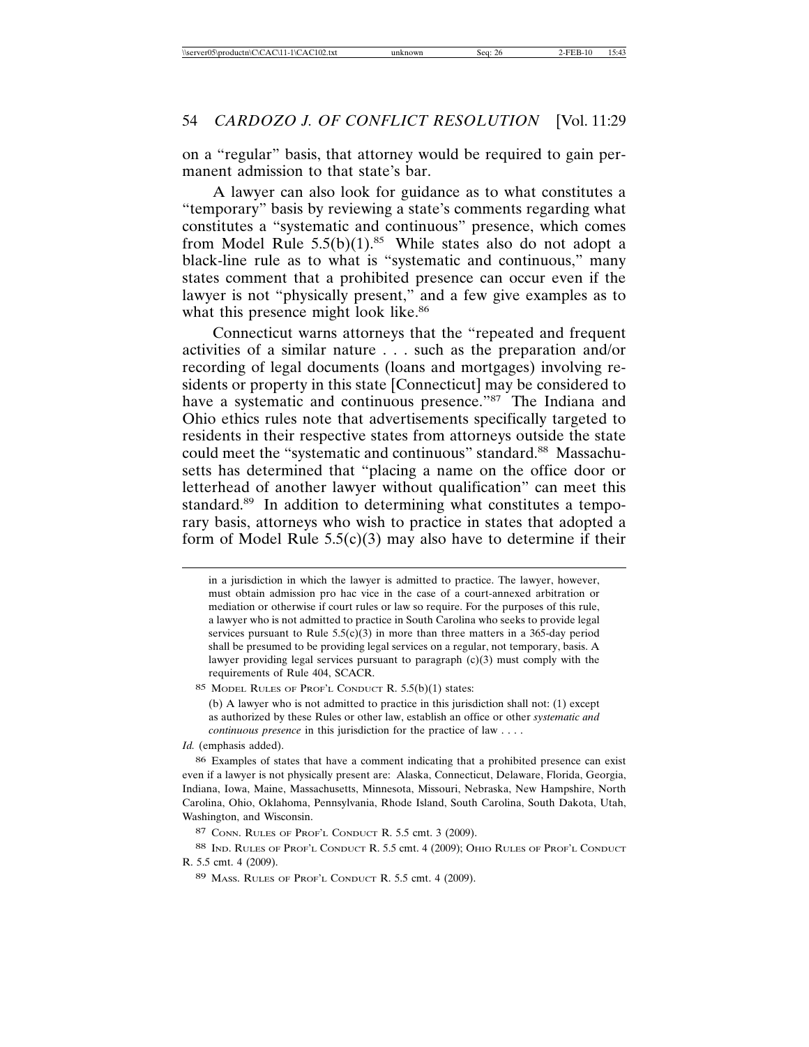on a "regular" basis, that attorney would be required to gain permanent admission to that state's bar.

A lawyer can also look for guidance as to what constitutes a "temporary" basis by reviewing a state's comments regarding what constitutes a "systematic and continuous" presence, which comes from Model Rule 5.5(b)(1).[85] While states also do not adopt a black-line rule as to what is "systematic and continuous," many states comment that a prohibited presence can occur even if the lawyer is not "physically present," and a few give examples as to what this presence might look like.[86]

Connecticut warns attorneys that the "repeated and frequent activities of a similar nature . . . such as the preparation and/or recording of legal documents (loans and mortgages) involving residents or property in this state [Connecticut] may be considered to have a systematic and continuous presence."[87] The Indiana and Ohio ethics rules note that advertisements specifically targeted to residents in their respective states from attorneys outside the state could meet the "systematic and continuous" standard.[88] Massachusetts has determined that "placing a name on the office door or letterhead of another lawyer without qualification" can meet this standard.[89] In addition to determining what constitutes a temporary basis, attorneys who wish to practice in states that adopted a form of Model Rule 5.5(c)(3) may also have to determine if their

---

in a jurisdiction in which the lawyer is admitted to practice. The lawyer, however, must obtain admission pro hac vice in the case of a court-annexed arbitration or mediation or otherwise if court rules or law so require. For the purposes of this rule, a lawyer who is not admitted to practice in South Carolina who seeks to provide legal services pursuant to Rule 5.5(c)(3) in more than three matters in a 365-day period shall be presumed to be providing legal services on a regular, not temporary, basis. A lawyer providing legal services pursuant to paragraph (c)(3) must comply with the requirements of Rule 404, SCACR.

[85] MODEL RULES OF PROF'L CONDUCT R. 5.5(b)(1) states:

> (b) A lawyer who is not admitted to practice in this jurisdiction shall not: (1) except as authorized by these Rules or other law, establish an office or other *systematic and continuous presence* in this jurisdiction for the practice of law . . . .

*Id.* (emphasis added).

[86] Examples of states that have a comment indicating that a prohibited presence can exist even if a lawyer is not physically present are: Alaska, Connecticut, Delaware, Florida, Georgia, Indiana, Iowa, Maine, Massachusetts, Minnesota, Missouri, Nebraska, New Hampshire, North Carolina, Ohio, Oklahoma, Pennsylvania, Rhode Island, South Carolina, South Dakota, Utah, Washington, and Wisconsin.

[87] CONN. RULES OF PROF'L CONDUCT R. 5.5 cmt. 3 (2009).

[88] IND. RULES OF PROF'L CONDUCT R. 5.5 cmt. 4 (2009); OHIO RULES OF PROF'L CONDUCT R. 5.5 cmt. 4 (2009).

[89] MASS. RULES OF PROF'L CONDUCT R. 5.5 cmt. 4 (2009).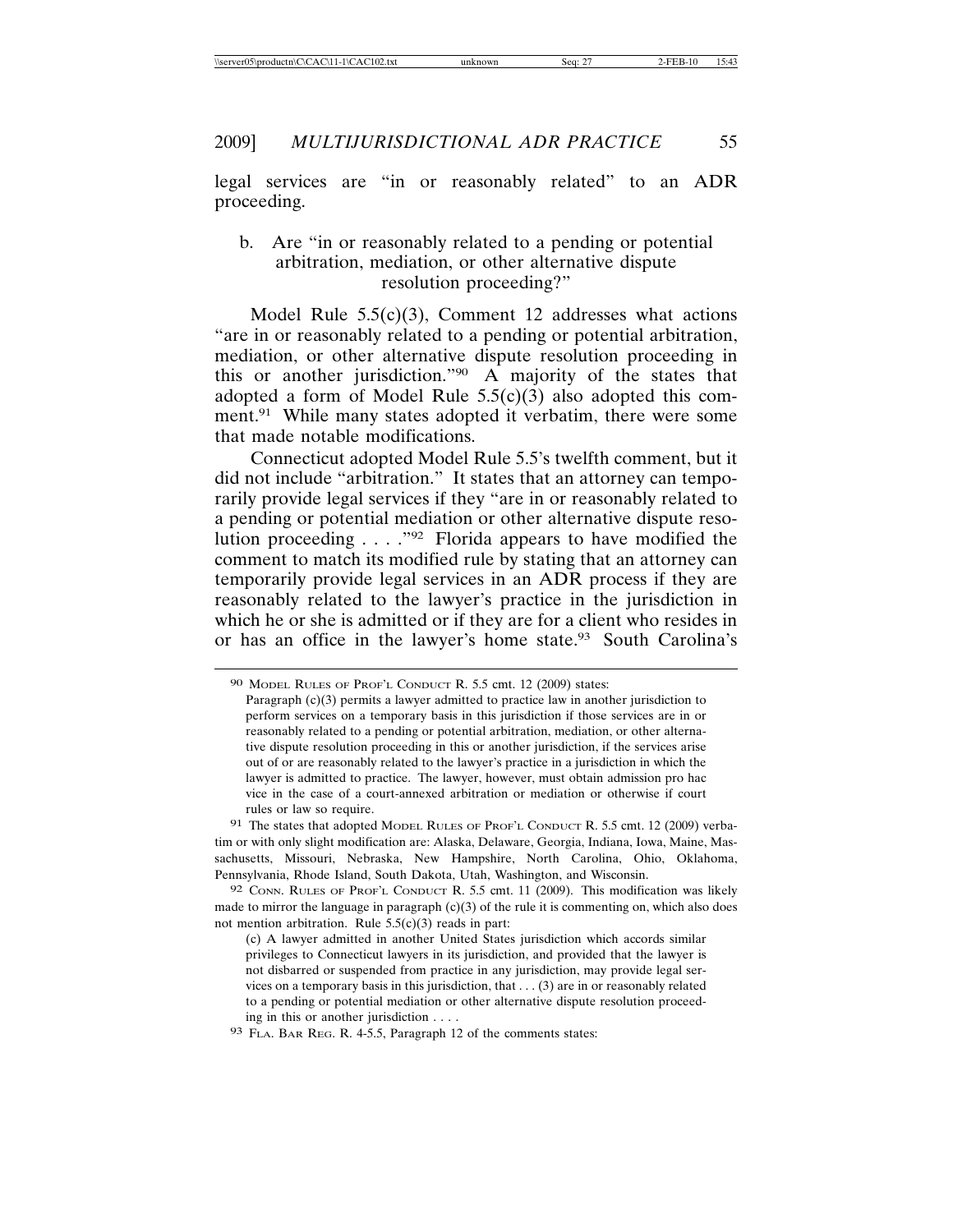legal services are "in or reasonably related" to an ADR proceeding.

b. Are "in or reasonably related to a pending or potential arbitration, mediation, or other alternative dispute resolution proceeding?"

Model Rule 5.5(c)(3), Comment 12 addresses what actions "are in or reasonably related to a pending or potential arbitration, mediation, or other alternative dispute resolution proceeding in this or another jurisdiction."[90] A majority of the states that adopted a form of Model Rule 5.5(c)(3) also adopted this comment.[91] While many states adopted it verbatim, there were some that made notable modifications.

Connecticut adopted Model Rule 5.5's twelfth comment, but it did not include "arbitration." It states that an attorney can temporarily provide legal services if they "are in or reasonably related to a pending or potential mediation or other alternative dispute resolution proceeding . . . ."[92] Florida appears to have modified the comment to match its modified rule by stating that an attorney can temporarily provide legal services in an ADR process if they are reasonably related to the lawyer's practice in the jurisdiction in which he or she is admitted or if they are for a client who resides in or has an office in the lawyer's home state.[93] South Carolina's

---

[90] MODEL RULES OF PROF'L CONDUCT R. 5.5 cmt. 12 (2009) states:

> Paragraph (c)(3) permits a lawyer admitted to practice law in another jurisdiction to perform services on a temporary basis in this jurisdiction if those services are in or reasonably related to a pending or potential arbitration, mediation, or other alternative dispute resolution proceeding in this or another jurisdiction, if the services arise out of or are reasonably related to the lawyer's practice in a jurisdiction in which the lawyer is admitted to practice. The lawyer, however, must obtain admission pro hac vice in the case of a court-annexed arbitration or mediation or otherwise if court rules or law so require.

[91] The states that adopted MODEL RULES OF PROF'L CONDUCT R. 5.5 cmt. 12 (2009) verbatim or with only slight modification are: Alaska, Delaware, Georgia, Indiana, Iowa, Maine, Massachusetts, Missouri, Nebraska, New Hampshire, North Carolina, Ohio, Oklahoma, Pennsylvania, Rhode Island, South Dakota, Utah, Washington, and Wisconsin.

[92] CONN. RULES OF PROF'L CONDUCT R. 5.5 cmt. 11 (2009). This modification was likely made to mirror the language in paragraph (c)(3) of the rule it is commenting on, which also does not mention arbitration. Rule 5.5(c)(3) reads in part:

> (c) A lawyer admitted in another United States jurisdiction which accords similar privileges to Connecticut lawyers in its jurisdiction, and provided that the lawyer is not disbarred or suspended from practice in any jurisdiction, may provide legal services on a temporary basis in this jurisdiction, that . . . (3) are in or reasonably related to a pending or potential mediation or other alternative dispute resolution proceeding in this or another jurisdiction . . . .

[93] FLA. BAR REG. R. 4-5.5, Paragraph 12 of the comments states: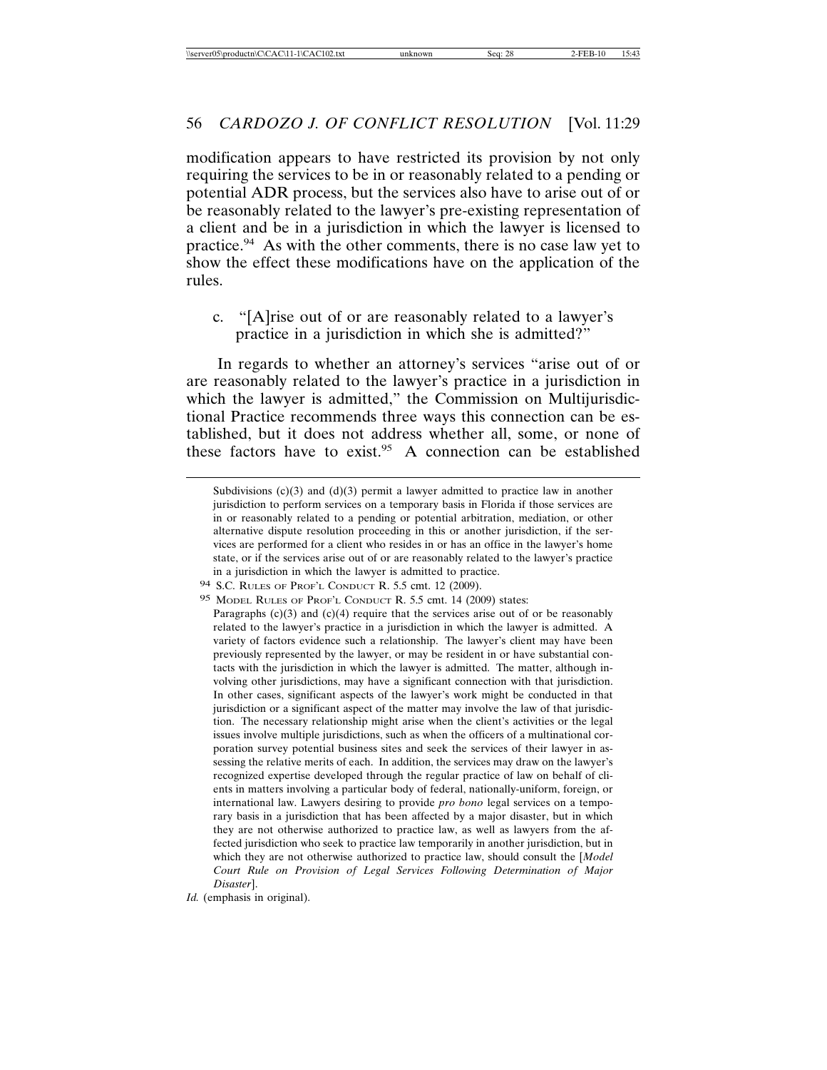modification appears to have restricted its provision by not only requiring the services to be in or reasonably related to a pending or potential ADR process, but the services also have to arise out of or be reasonably related to the lawyer's pre-existing representation of a client and be in a jurisdiction in which the lawyer is licensed to practice.[94] As with the other comments, there is no case law yet to show the effect these modifications have on the application of the rules.

c. "[A]rise out of or are reasonably related to a lawyer's practice in a jurisdiction in which she is admitted?"

In regards to whether an attorney's services "arise out of or are reasonably related to the lawyer's practice in a jurisdiction in which the lawyer is admitted," the Commission on Multijurisdictional Practice recommends three ways this connection can be established, but it does not address whether all, some, or none of these factors have to exist.[95] A connection can be established

---

Subdivisions (c)(3) and (d)(3) permit a lawyer admitted to practice law in another jurisdiction to perform services on a temporary basis in Florida if those services are in or reasonably related to a pending or potential arbitration, mediation, or other alternative dispute resolution proceeding in this or another jurisdiction, if the services are performed for a client who resides in or has an office in the lawyer's home state, or if the services arise out of or are reasonably related to the lawyer's practice in a jurisdiction in which the lawyer is admitted to practice.

[94] S.C. Rules of Prof'l Conduct R. 5.5 cmt. 12 (2009).

[95] Model Rules of Prof'l Conduct R. 5.5 cmt. 14 (2009) states:

Paragraphs (c)(3) and (c)(4) require that the services arise out of or be reasonably related to the lawyer's practice in a jurisdiction in which the lawyer is admitted. A variety of factors evidence such a relationship. The lawyer's client may have been previously represented by the lawyer, or may be resident in or have substantial contacts with the jurisdiction in which the lawyer is admitted. The matter, although involving other jurisdictions, may have a significant connection with that jurisdiction. In other cases, significant aspects of the lawyer's work might be conducted in that jurisdiction or a significant aspect of the matter may involve the law of that jurisdiction. The necessary relationship might arise when the client's activities or the legal issues involve multiple jurisdictions, such as when the officers of a multinational corporation survey potential business sites and seek the services of their lawyer in assessing the relative merits of each. In addition, the services may draw on the lawyer's recognized expertise developed through the regular practice of law on behalf of clients in matters involving a particular body of federal, nationally-uniform, foreign, or international law. Lawyers desiring to provide *pro bono* legal services on a temporary basis in a jurisdiction that has been affected by a major disaster, but in which they are not otherwise authorized to practice law, as well as lawyers from the affected jurisdiction who seek to practice law temporarily in another jurisdiction, but in which they are not otherwise authorized to practice law, should consult the [*Model Court Rule on Provision of Legal Services Following Determination of Major Disaster*].

*Id.* (emphasis in original).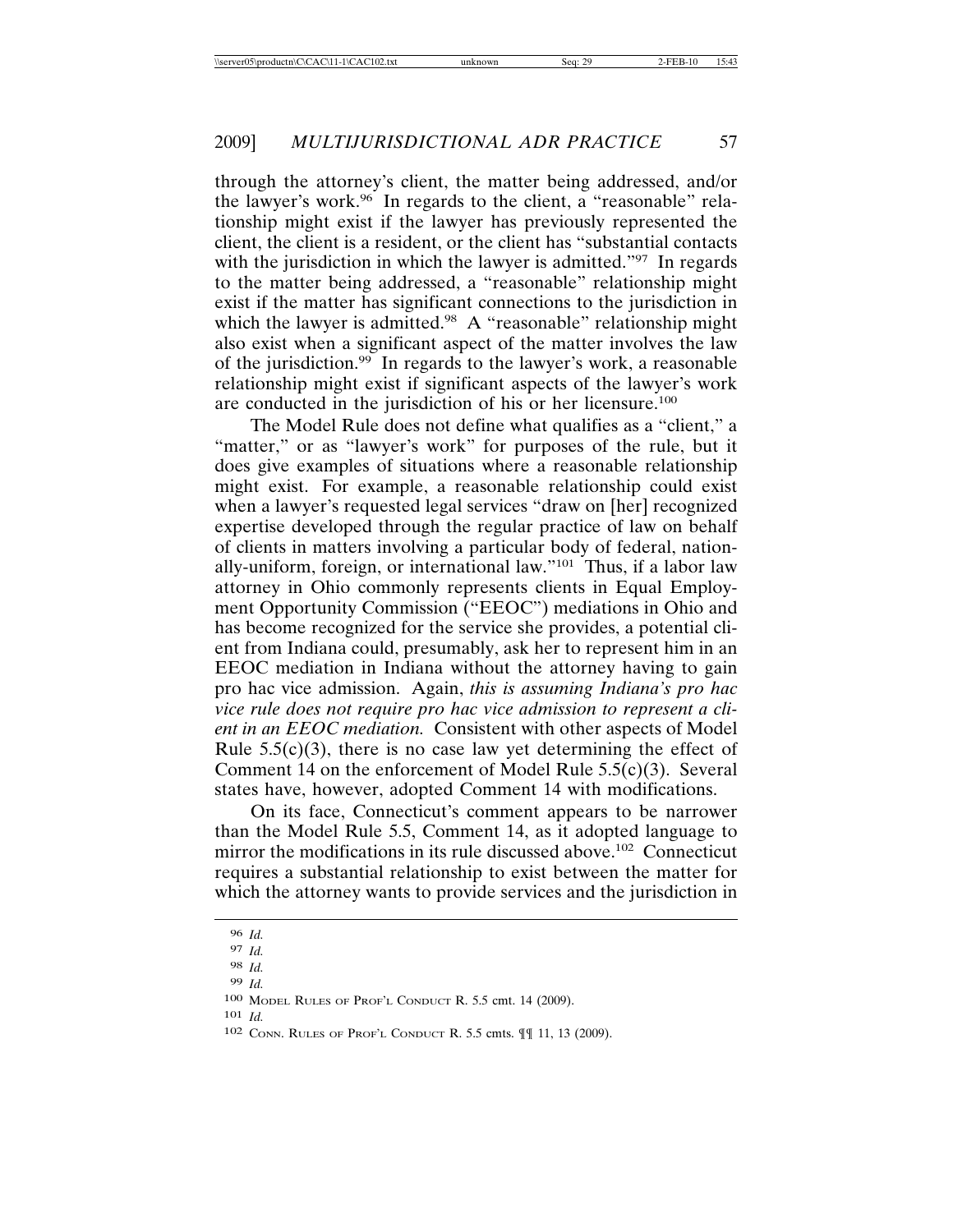through the attorney's client, the matter being addressed, and/or the lawyer's work.[96] In regards to the client, a "reasonable" relationship might exist if the lawyer has previously represented the client, the client is a resident, or the client has "substantial contacts with the jurisdiction in which the lawyer is admitted."[97] In regards to the matter being addressed, a "reasonable" relationship might exist if the matter has significant connections to the jurisdiction in which the lawyer is admitted.[98] A "reasonable" relationship might also exist when a significant aspect of the matter involves the law of the jurisdiction.[99] In regards to the lawyer's work, a reasonable relationship might exist if significant aspects of the lawyer's work are conducted in the jurisdiction of his or her licensure.[100]

The Model Rule does not define what qualifies as a "client," a "matter," or as "lawyer's work" for purposes of the rule, but it does give examples of situations where a reasonable relationship might exist. For example, a reasonable relationship could exist when a lawyer's requested legal services "draw on [her] recognized expertise developed through the regular practice of law on behalf of clients in matters involving a particular body of federal, nationally-uniform, foreign, or international law."[101] Thus, if a labor law attorney in Ohio commonly represents clients in Equal Employment Opportunity Commission ("EEOC") mediations in Ohio and has become recognized for the service she provides, a potential client from Indiana could, presumably, ask her to represent him in an EEOC mediation in Indiana without the attorney having to gain pro hac vice admission. Again, *this is assuming Indiana's pro hac vice rule does not require pro hac vice admission to represent a client in an EEOC mediation.* Consistent with other aspects of Model Rule 5.5(c)(3), there is no case law yet determining the effect of Comment 14 on the enforcement of Model Rule 5.5(c)(3). Several states have, however, adopted Comment 14 with modifications.

On its face, Connecticut's comment appears to be narrower than the Model Rule 5.5, Comment 14, as it adopted language to mirror the modifications in its rule discussed above.[102] Connecticut requires a substantial relationship to exist between the matter for which the attorney wants to provide services and the jurisdiction in

---

[96] *Id.*

[97] *Id.*

[98] *Id.*

[99] *Id.*

[100] MODEL RULES OF PROF'L CONDUCT R. 5.5 cmt. 14 (2009).

[101] *Id.*

[102] CONN. RULES OF PROF'L CONDUCT R. 5.5 cmts. ¶¶ 11, 13 (2009).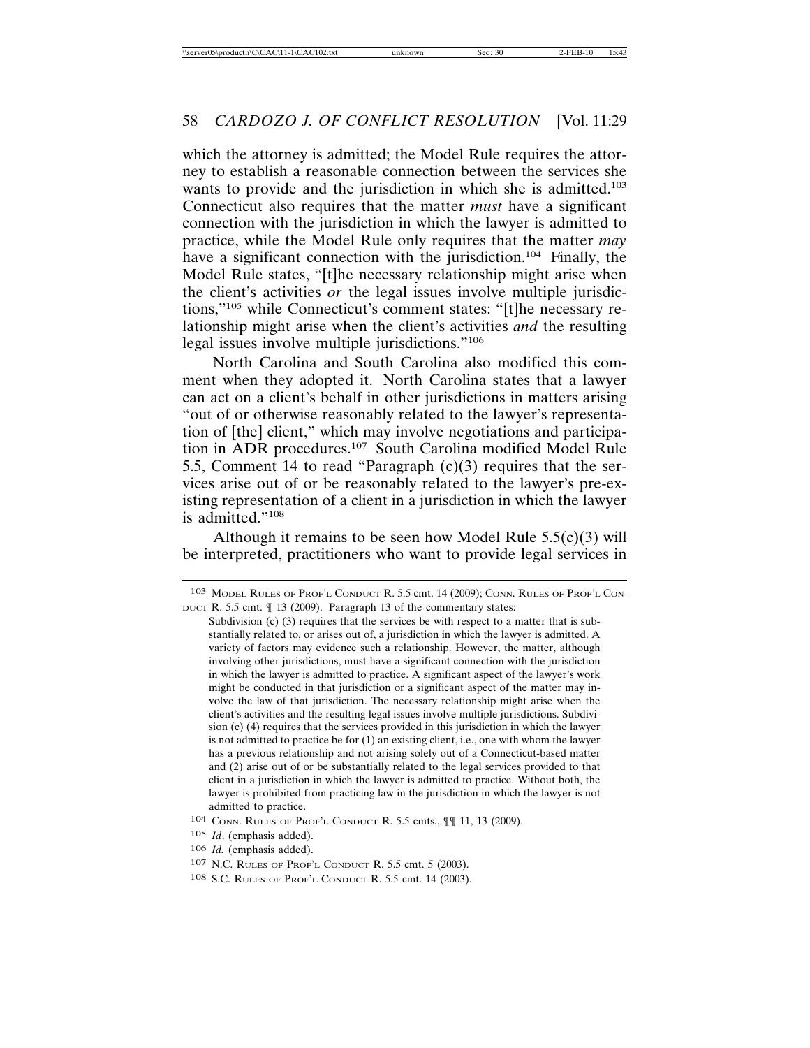which the attorney is admitted; the Model Rule requires the attorney to establish a reasonable connection between the services she wants to provide and the jurisdiction in which she is admitted.[103] Connecticut also requires that the matter *must* have a significant connection with the jurisdiction in which the lawyer is admitted to practice, while the Model Rule only requires that the matter *may* have a significant connection with the jurisdiction.[104] Finally, the Model Rule states, "[t]he necessary relationship might arise when the client's activities *or* the legal issues involve multiple jurisdictions,"[105] while Connecticut's comment states: "[t]he necessary relationship might arise when the client's activities *and* the resulting legal issues involve multiple jurisdictions."[106]

North Carolina and South Carolina also modified this comment when they adopted it. North Carolina states that a lawyer can act on a client's behalf in other jurisdictions in matters arising "out of or otherwise reasonably related to the lawyer's representation of [the] client," which may involve negotiations and participation in ADR procedures.[107] South Carolina modified Model Rule 5.5, Comment 14 to read "Paragraph (c)(3) requires that the services arise out of or be reasonably related to the lawyer's pre-existing representation of a client in a jurisdiction in which the lawyer is admitted."[108]

Although it remains to be seen how Model Rule 5.5(c)(3) will be interpreted, practitioners who want to provide legal services in

---

103 MODEL RULES OF PROF'L CONDUCT R. 5.5 cmt. 14 (2009); CONN. RULES OF PROF'L CONDUCT R. 5.5 cmt. ¶ 13 (2009). Paragraph 13 of the commentary states:

> Subdivision (c) (3) requires that the services be with respect to a matter that is substantially related to, or arises out of, a jurisdiction in which the lawyer is admitted. A variety of factors may evidence such a relationship. However, the matter, although involving other jurisdictions, must have a significant connection with the jurisdiction in which the lawyer is admitted to practice. A significant aspect of the lawyer's work might be conducted in that jurisdiction or a significant aspect of the matter may involve the law of that jurisdiction. The necessary relationship might arise when the client's activities and the resulting legal issues involve multiple jurisdictions. Subdivision (c) (4) requires that the services provided in this jurisdiction in which the lawyer is not admitted to practice be for (1) an existing client, i.e., one with whom the lawyer has a previous relationship and not arising solely out of a Connecticut-based matter and (2) arise out of or be substantially related to the legal services provided to that client in a jurisdiction in which the lawyer is admitted to practice. Without both, the lawyer is prohibited from practicing law in the jurisdiction in which the lawyer is not admitted to practice.

104 CONN. RULES OF PROF'L CONDUCT R. 5.5 cmts., ¶¶ 11, 13 (2009).

105 *Id*. (emphasis added).

106 *Id.* (emphasis added).

107 N.C. RULES OF PROF'L CONDUCT R. 5.5 cmt. 5 (2003).

108 S.C. RULES OF PROF'L CONDUCT R. 5.5 cmt. 14 (2003).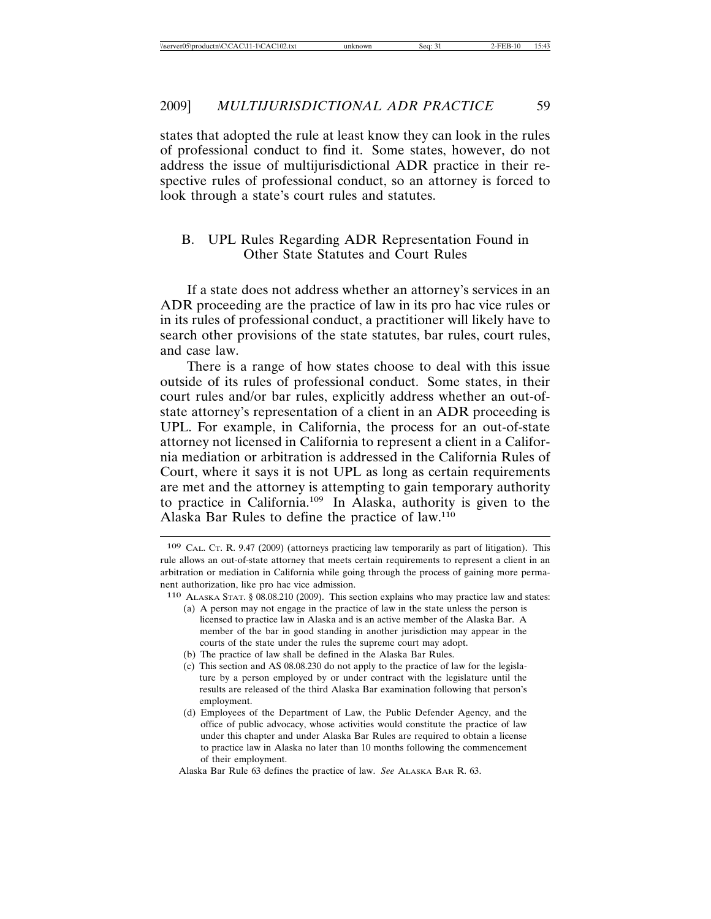states that adopted the rule at least know they can look in the rules of professional conduct to find it. Some states, however, do not address the issue of multijurisdictional ADR practice in their respective rules of professional conduct, so an attorney is forced to look through a state's court rules and statutes.

## B. UPL Rules Regarding ADR Representation Found in Other State Statutes and Court Rules

If a state does not address whether an attorney's services in an ADR proceeding are the practice of law in its pro hac vice rules or in its rules of professional conduct, a practitioner will likely have to search other provisions of the state statutes, bar rules, court rules, and case law.

There is a range of how states choose to deal with this issue outside of its rules of professional conduct. Some states, in their court rules and/or bar rules, explicitly address whether an out-of-state attorney's representation of a client in an ADR proceeding is UPL. For example, in California, the process for an out-of-state attorney not licensed in California to represent a client in a California mediation or arbitration is addressed in the California Rules of Court, where it says it is not UPL as long as certain requirements are met and the attorney is attempting to gain temporary authority to practice in California.[109] In Alaska, authority is given to the Alaska Bar Rules to define the practice of law.[110]

---

[109] CAL. CT. R. 9.47 (2009) (attorneys practicing law temporarily as part of litigation). This rule allows an out-of-state attorney that meets certain requirements to represent a client in an arbitration or mediation in California while going through the process of gaining more permanent authorization, like pro hac vice admission.

[110] ALASKA STAT. § 08.08.210 (2009). This section explains who may practice law and states:

> (a) A person may not engage in the practice of law in the state unless the person is licensed to practice law in Alaska and is an active member of the Alaska Bar. A member of the bar in good standing in another jurisdiction may appear in the courts of the state under the rules the supreme court may adopt.
>
> (b) The practice of law shall be defined in the Alaska Bar Rules.
>
> (c) This section and AS 08.08.230 do not apply to the practice of law for the legislature by a person employed by or under contract with the legislature until the results are released of the third Alaska Bar examination following that person's employment.
>
> (d) Employees of the Department of Law, the Public Defender Agency, and the office of public advocacy, whose activities would constitute the practice of law under this chapter and under Alaska Bar Rules are required to obtain a license to practice law in Alaska no later than 10 months following the commencement of their employment.

Alaska Bar Rule 63 defines the practice of law. *See* ALASKA BAR R. 63.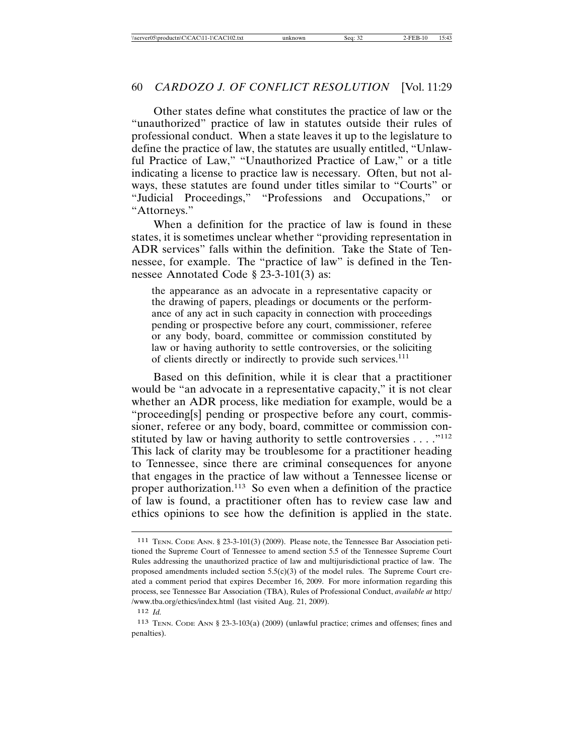Other states define what constitutes the practice of law or the "unauthorized" practice of law in statutes outside their rules of professional conduct. When a state leaves it up to the legislature to define the practice of law, the statutes are usually entitled, "Unlawful Practice of Law," "Unauthorized Practice of Law," or a title indicating a license to practice law is necessary. Often, but not always, these statutes are found under titles similar to "Courts" or "Judicial Proceedings," "Professions and Occupations," or "Attorneys."

When a definition for the practice of law is found in these states, it is sometimes unclear whether "providing representation in ADR services" falls within the definition. Take the State of Tennessee, for example. The "practice of law" is defined in the Tennessee Annotated Code § 23-3-101(3) as:

> the appearance as an advocate in a representative capacity or the drawing of papers, pleadings or documents or the performance of any act in such capacity in connection with proceedings pending or prospective before any court, commissioner, referee or any body, board, committee or commission constituted by law or having authority to settle controversies, or the soliciting of clients directly or indirectly to provide such services.[111]

Based on this definition, while it is clear that a practitioner would be "an advocate in a representative capacity," it is not clear whether an ADR process, like mediation for example, would be a "proceeding[s] pending or prospective before any court, commissioner, referee or any body, board, committee or commission constituted by law or having authority to settle controversies . . . ."[112] This lack of clarity may be troublesome for a practitioner heading to Tennessee, since there are criminal consequences for anyone that engages in the practice of law without a Tennessee license or proper authorization.[113] So even when a definition of the practice of law is found, a practitioner often has to review case law and ethics opinions to see how the definition is applied in the state.

---

111 TENN. CODE ANN. § 23-3-101(3) (2009). Please note, the Tennessee Bar Association petitioned the Supreme Court of Tennessee to amend section 5.5 of the Tennessee Supreme Court Rules addressing the unauthorized practice of law and multijurisdictional practice of law. The proposed amendments included section 5.5(c)(3) of the model rules. The Supreme Court created a comment period that expires December 16, 2009. For more information regarding this process, see Tennessee Bar Association (TBA), Rules of Professional Conduct, *available at* http://www.tba.org/ethics/index.html (last visited Aug. 21, 2009).

112 *Id.*

113 TENN. CODE ANN § 23-3-103(a) (2009) (unlawful practice; crimes and offenses; fines and penalties).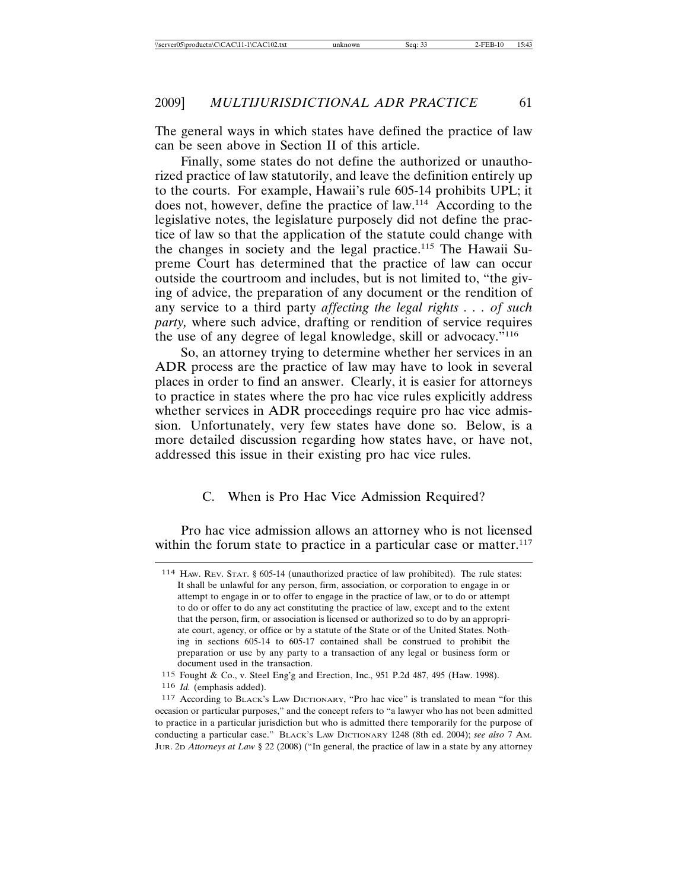The general ways in which states have defined the practice of law can be seen above in Section II of this article.

Finally, some states do not define the authorized or unauthorized practice of law statutorily, and leave the definition entirely up to the courts. For example, Hawaii's rule 605-14 prohibits UPL; it does not, however, define the practice of law.[114] According to the legislative notes, the legislature purposely did not define the practice of law so that the application of the statute could change with the changes in society and the legal practice.[115] The Hawaii Supreme Court has determined that the practice of law can occur outside the courtroom and includes, but is not limited to, "the giving of advice, the preparation of any document or the rendition of any service to a third party *affecting the legal rights . . . of such party,* where such advice, drafting or rendition of service requires the use of any degree of legal knowledge, skill or advocacy."[116]

So, an attorney trying to determine whether her services in an ADR process are the practice of law may have to look in several places in order to find an answer. Clearly, it is easier for attorneys to practice in states where the pro hac vice rules explicitly address whether services in ADR proceedings require pro hac vice admission. Unfortunately, very few states have done so. Below, is a more detailed discussion regarding how states have, or have not, addressed this issue in their existing pro hac vice rules.

### C. When is Pro Hac Vice Admission Required?

Pro hac vice admission allows an attorney who is not licensed within the forum state to practice in a particular case or matter.[117]

---

[114] HAW. REV. STAT. § 605-14 (unauthorized practice of law prohibited). The rule states:

> It shall be unlawful for any person, firm, association, or corporation to engage in or attempt to engage in or to offer to engage in the practice of law, or to do or attempt to do or offer to do any act constituting the practice of law, except and to the extent that the person, firm, or association is licensed or authorized so to do by an appropriate court, agency, or office or by a statute of the State or of the United States. Nothing in sections 605-14 to 605-17 contained shall be construed to prohibit the preparation or use by any party to a transaction of any legal or business form or document used in the transaction.

[115] Fought & Co., v. Steel Eng'g and Erection, Inc., 951 P.2d 487, 495 (Haw. 1998).

[116] *Id.* (emphasis added).

[117] According to BLACK'S LAW DICTIONARY, "Pro hac vice" is translated to mean "for this occasion or particular purposes," and the concept refers to "a lawyer who has not been admitted to practice in a particular jurisdiction but who is admitted there temporarily for the purpose of conducting a particular case." BLACK'S LAW DICTIONARY 1248 (8th ed. 2004); *see also* 7 AM. JUR. 2D *Attorneys at Law* § 22 (2008) ("In general, the practice of law in a state by any attorney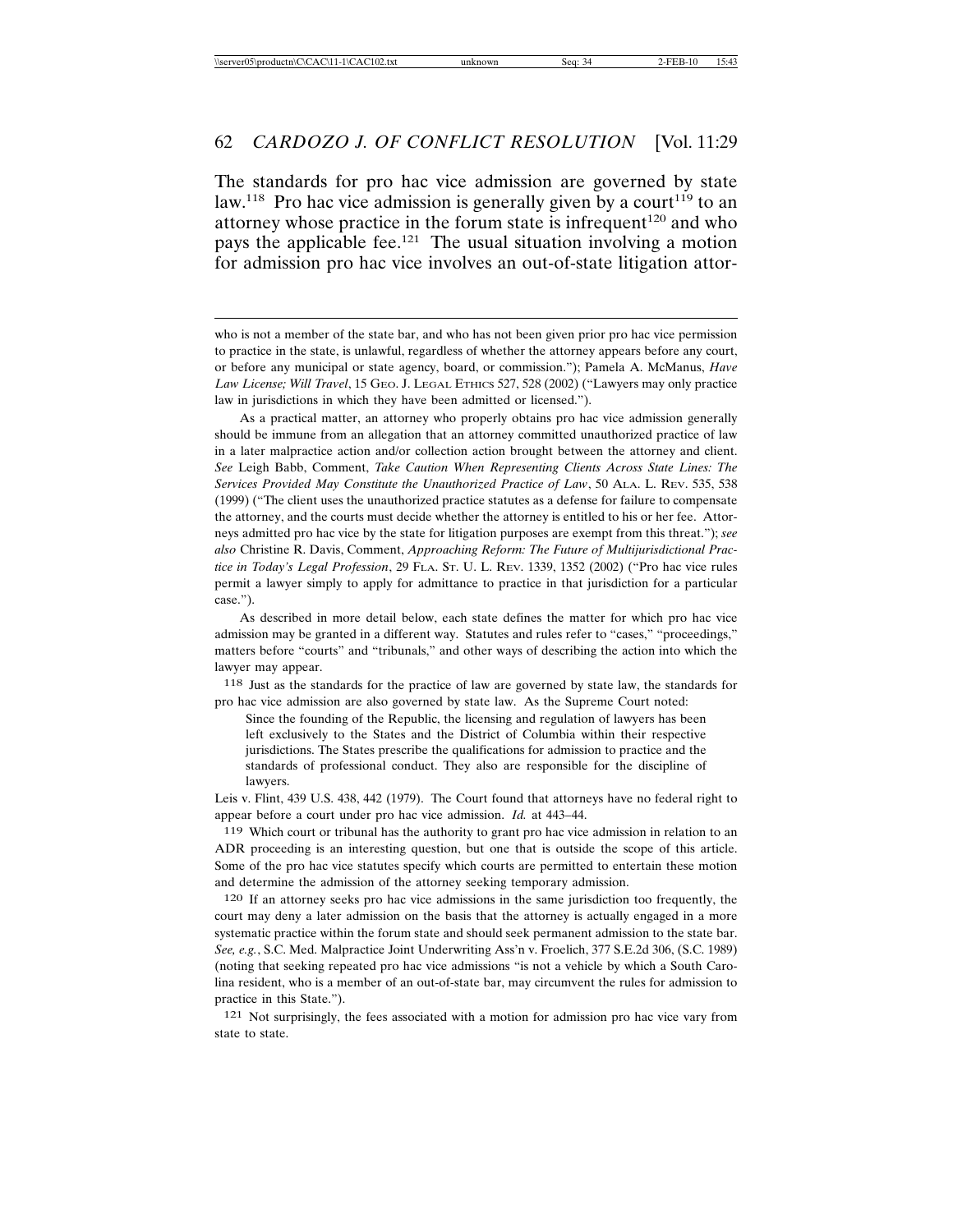The standards for pro hac vice admission are governed by state law.[118] Pro hac vice admission is generally given by a court[119] to an attorney whose practice in the forum state is infrequent[120] and who pays the applicable fee.[121] The usual situation involving a motion for admission pro hac vice involves an out-of-state litigation attor-

---

who is not a member of the state bar, and who has not been given prior pro hac vice permission to practice in the state, is unlawful, regardless of whether the attorney appears before any court, or before any municipal or state agency, board, or commission."); Pamela A. McManus, *Have Law License; Will Travel*, 15 GEO. J. LEGAL ETHICS 527, 528 (2002) ("Lawyers may only practice law in jurisdictions in which they have been admitted or licensed.").

As a practical matter, an attorney who properly obtains pro hac vice admission generally should be immune from an allegation that an attorney committed unauthorized practice of law in a later malpractice action and/or collection action brought between the attorney and client. *See* Leigh Babb, Comment, *Take Caution When Representing Clients Across State Lines: The Services Provided May Constitute the Unauthorized Practice of Law*, 50 ALA. L. REV. 535, 538 (1999) ("The client uses the unauthorized practice statutes as a defense for failure to compensate the attorney, and the courts must decide whether the attorney is entitled to his or her fee. Attorneys admitted pro hac vice by the state for litigation purposes are exempt from this threat."); *see also* Christine R. Davis, Comment, *Approaching Reform: The Future of Multijurisdictional Practice in Today's Legal Profession*, 29 FLA. ST. U. L. REV. 1339, 1352 (2002) ("Pro hac vice rules permit a lawyer simply to apply for admittance to practice in that jurisdiction for a particular case.").

As described in more detail below, each state defines the matter for which pro hac vice admission may be granted in a different way. Statutes and rules refer to "cases," "proceedings," matters before "courts" and "tribunals," and other ways of describing the action into which the lawyer may appear.

118 Just as the standards for the practice of law are governed by state law, the standards for pro hac vice admission are also governed by state law. As the Supreme Court noted:

> Since the founding of the Republic, the licensing and regulation of lawyers has been left exclusively to the States and the District of Columbia within their respective jurisdictions. The States prescribe the qualifications for admission to practice and the standards of professional conduct. They also are responsible for the discipline of lawyers.

Leis v. Flint, 439 U.S. 438, 442 (1979). The Court found that attorneys have no federal right to appear before a court under pro hac vice admission. *Id.* at 443–44.

119 Which court or tribunal has the authority to grant pro hac vice admission in relation to an ADR proceeding is an interesting question, but one that is outside the scope of this article. Some of the pro hac vice statutes specify which courts are permitted to entertain these motion and determine the admission of the attorney seeking temporary admission.

120 If an attorney seeks pro hac vice admissions in the same jurisdiction too frequently, the court may deny a later admission on the basis that the attorney is actually engaged in a more systematic practice within the forum state and should seek permanent admission to the state bar. *See, e.g.*, S.C. Med. Malpractice Joint Underwriting Ass'n v. Froelich, 377 S.E.2d 306, (S.C. 1989) (noting that seeking repeated pro hac vice admissions "is not a vehicle by which a South Carolina resident, who is a member of an out-of-state bar, may circumvent the rules for admission to practice in this State.").

121 Not surprisingly, the fees associated with a motion for admission pro hac vice vary from state to state.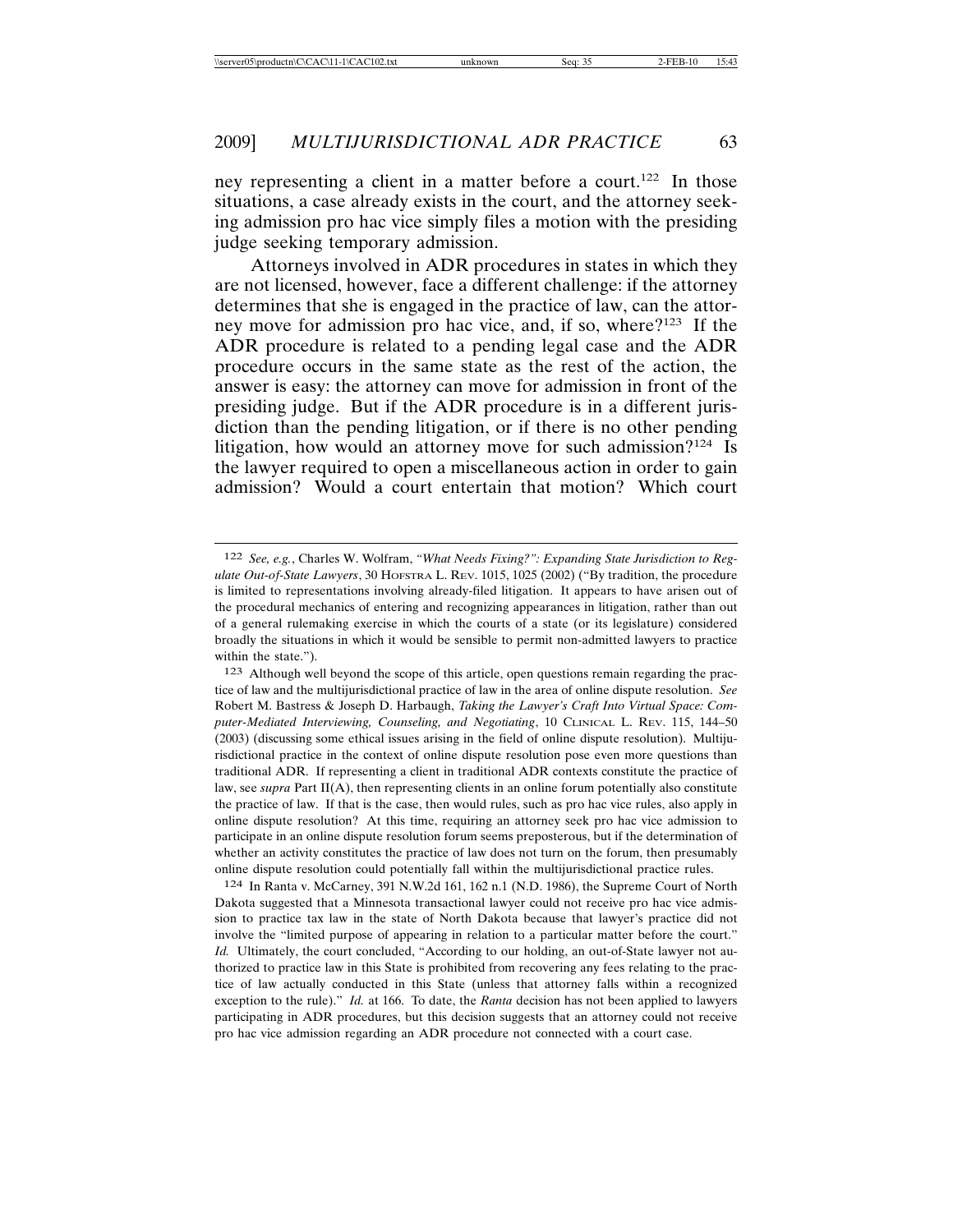ney representing a client in a matter before a court.[122] In those situations, a case already exists in the court, and the attorney seeking admission pro hac vice simply files a motion with the presiding judge seeking temporary admission.

Attorneys involved in ADR procedures in states in which they are not licensed, however, face a different challenge: if the attorney determines that she is engaged in the practice of law, can the attorney move for admission pro hac vice, and, if so, where?[123] If the ADR procedure is related to a pending legal case and the ADR procedure occurs in the same state as the rest of the action, the answer is easy: the attorney can move for admission in front of the presiding judge. But if the ADR procedure is in a different jurisdiction than the pending litigation, or if there is no other pending litigation, how would an attorney move for such admission?[124] Is the lawyer required to open a miscellaneous action in order to gain admission? Would a court entertain that motion? Which court

---

122 *See, e.g.*, Charles W. Wolfram, *"What Needs Fixing?": Expanding State Jurisdiction to Regulate Out-of-State Lawyers*, 30 HOFSTRA L. REV. 1015, 1025 (2002) ("By tradition, the procedure is limited to representations involving already-filed litigation. It appears to have arisen out of the procedural mechanics of entering and recognizing appearances in litigation, rather than out of a general rulemaking exercise in which the courts of a state (or its legislature) considered broadly the situations in which it would be sensible to permit non-admitted lawyers to practice within the state.").

123 Although well beyond the scope of this article, open questions remain regarding the practice of law and the multijurisdictional practice of law in the area of online dispute resolution. *See* Robert M. Bastress & Joseph D. Harbaugh, *Taking the Lawyer's Craft Into Virtual Space: Computer-Mediated Interviewing, Counseling, and Negotiating*, 10 CLINICAL L. REV. 115, 144–50 (2003) (discussing some ethical issues arising in the field of online dispute resolution). Multijurisdictional practice in the context of online dispute resolution pose even more questions than traditional ADR. If representing a client in traditional ADR contexts constitute the practice of law, see *supra* Part II(A), then representing clients in an online forum potentially also constitute the practice of law. If that is the case, then would rules, such as pro hac vice rules, also apply in online dispute resolution? At this time, requiring an attorney seek pro hac vice admission to participate in an online dispute resolution forum seems preposterous, but if the determination of whether an activity constitutes the practice of law does not turn on the forum, then presumably online dispute resolution could potentially fall within the multijurisdictional practice rules.

124 In Ranta v. McCarney, 391 N.W.2d 161, 162 n.1 (N.D. 1986), the Supreme Court of North Dakota suggested that a Minnesota transactional lawyer could not receive pro hac vice admission to practice tax law in the state of North Dakota because that lawyer's practice did not involve the "limited purpose of appearing in relation to a particular matter before the court." *Id.* Ultimately, the court concluded, "According to our holding, an out-of-State lawyer not authorized to practice law in this State is prohibited from recovering any fees relating to the practice of law actually conducted in this State (unless that attorney falls within a recognized exception to the rule)." *Id.* at 166. To date, the *Ranta* decision has not been applied to lawyers participating in ADR procedures, but this decision suggests that an attorney could not receive pro hac vice admission regarding an ADR procedure not connected with a court case.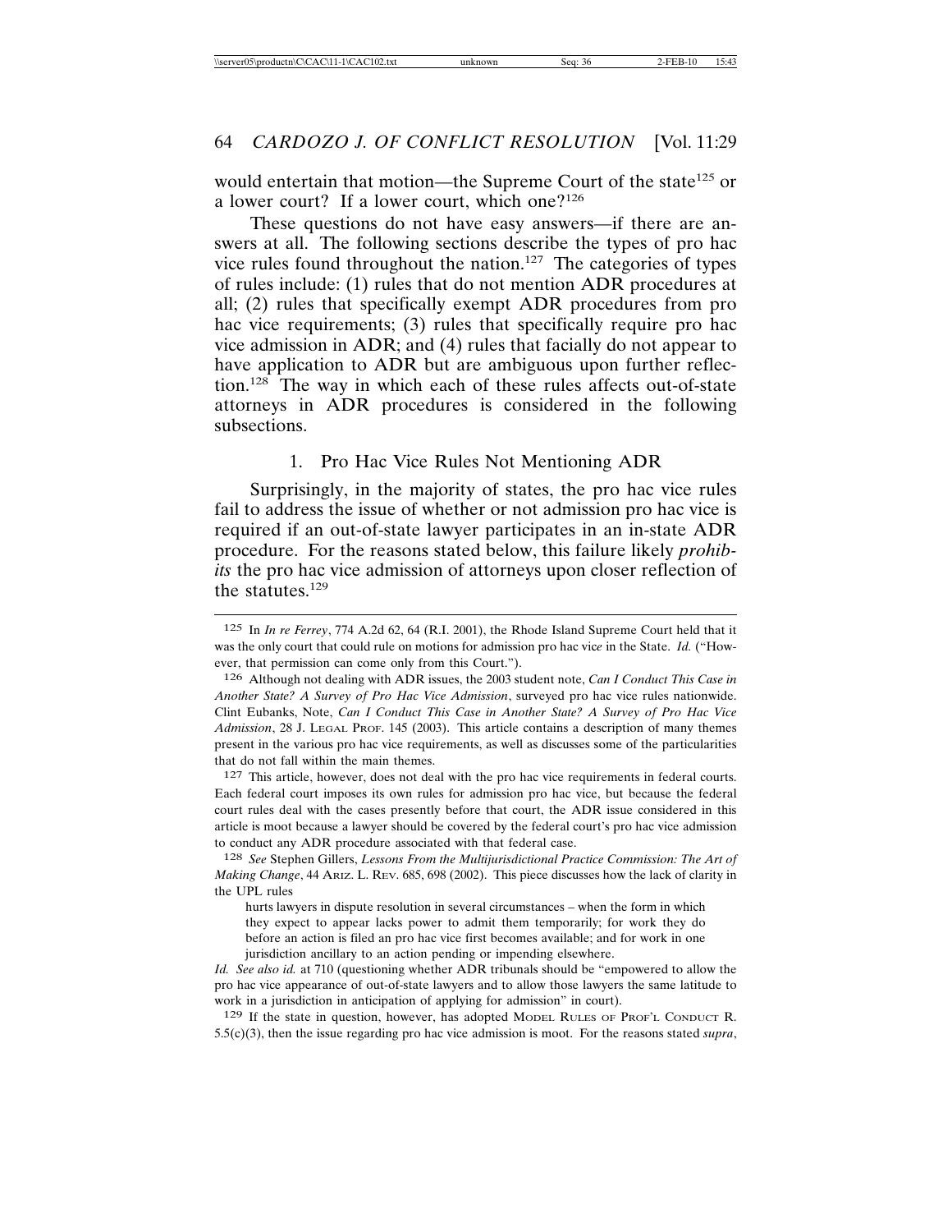would entertain that motion—the Supreme Court of the state[125] or a lower court? If a lower court, which one?[126]

These questions do not have easy answers—if there are answers at all. The following sections describe the types of pro hac vice rules found throughout the nation.[127] The categories of types of rules include: (1) rules that do not mention ADR procedures at all; (2) rules that specifically exempt ADR procedures from pro hac vice requirements; (3) rules that specifically require pro hac vice admission in ADR; and (4) rules that facially do not appear to have application to ADR but are ambiguous upon further reflection.[128] The way in which each of these rules affects out-of-state attorneys in ADR procedures is considered in the following subsections.

### 1. Pro Hac Vice Rules Not Mentioning ADR

Surprisingly, in the majority of states, the pro hac vice rules fail to address the issue of whether or not admission pro hac vice is required if an out-of-state lawyer participates in an in-state ADR procedure. For the reasons stated below, this failure likely *prohibits* the pro hac vice admission of attorneys upon closer reflection of the statutes.[129]

---

125 In *In re Ferrey*, 774 A.2d 62, 64 (R.I. 2001), the Rhode Island Supreme Court held that it was the only court that could rule on motions for admission pro hac vice in the State. *Id.* ("However, that permission can come only from this Court.").

126 Although not dealing with ADR issues, the 2003 student note, *Can I Conduct This Case in Another State? A Survey of Pro Hac Vice Admission*, surveyed pro hac vice rules nationwide. Clint Eubanks, Note, *Can I Conduct This Case in Another State? A Survey of Pro Hac Vice Admission*, 28 J. LEGAL PROF. 145 (2003). This article contains a description of many themes present in the various pro hac vice requirements, as well as discusses some of the particularities that do not fall within the main themes.

127 This article, however, does not deal with the pro hac vice requirements in federal courts. Each federal court imposes its own rules for admission pro hac vice, but because the federal court rules deal with the cases presently before that court, the ADR issue considered in this article is moot because a lawyer should be covered by the federal court's pro hac vice admission to conduct any ADR procedure associated with that federal case.

128 *See* Stephen Gillers, *Lessons From the Multijurisdictional Practice Commission: The Art of Making Change*, 44 ARIZ. L. REV. 685, 698 (2002). This piece discusses how the lack of clarity in the UPL rules

> hurts lawyers in dispute resolution in several circumstances – when the form in which they expect to appear lacks power to admit them temporarily; for work they do before an action is filed an pro hac vice first becomes available; and for work in one jurisdiction ancillary to an action pending or impending elsewhere.

*Id. See also id.* at 710 (questioning whether ADR tribunals should be "empowered to allow the pro hac vice appearance of out-of-state lawyers and to allow those lawyers the same latitude to work in a jurisdiction in anticipation of applying for admission" in court).

129 If the state in question, however, has adopted MODEL RULES OF PROF'L CONDUCT R. 5.5(c)(3), then the issue regarding pro hac vice admission is moot. For the reasons stated *supra*,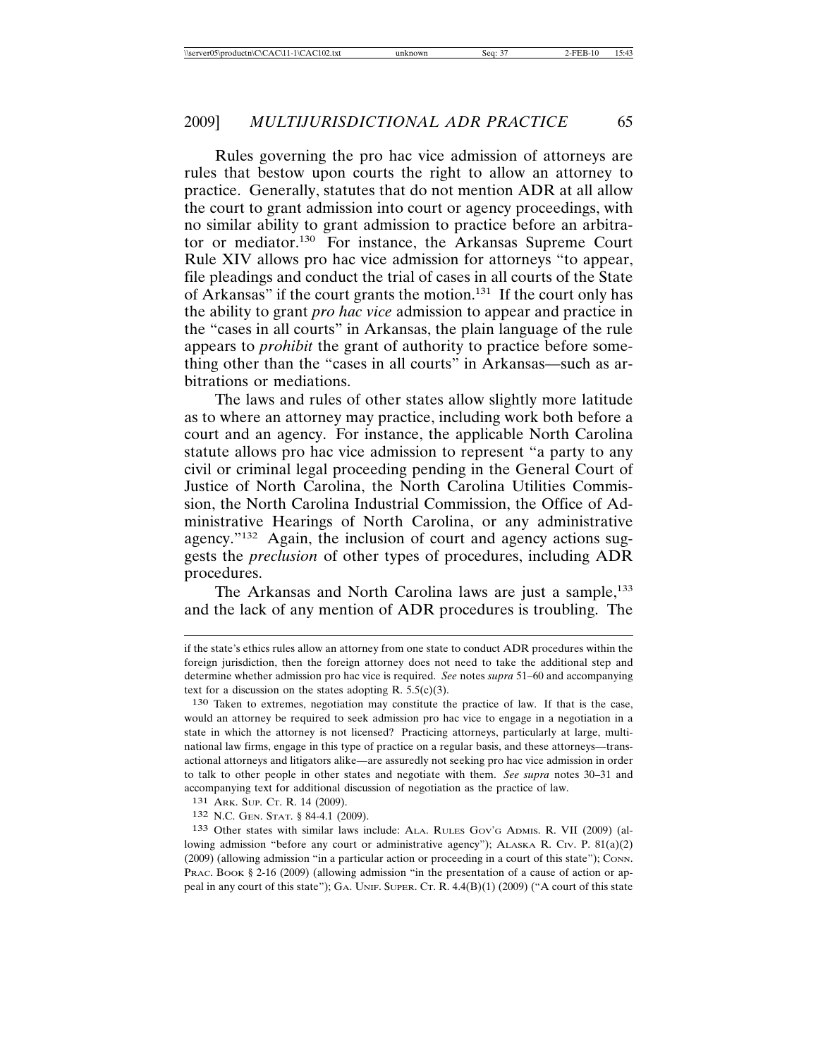Rules governing the pro hac vice admission of attorneys are rules that bestow upon courts the right to allow an attorney to practice. Generally, statutes that do not mention ADR at all allow the court to grant admission into court or agency proceedings, with no similar ability to grant admission to practice before an arbitrator or mediator.[130] For instance, the Arkansas Supreme Court Rule XIV allows pro hac vice admission for attorneys "to appear, file pleadings and conduct the trial of cases in all courts of the State of Arkansas" if the court grants the motion.[131] If the court only has the ability to grant *pro hac vice* admission to appear and practice in the "cases in all courts" in Arkansas, the plain language of the rule appears to *prohibit* the grant of authority to practice before something other than the "cases in all courts" in Arkansas—such as arbitrations or mediations.

The laws and rules of other states allow slightly more latitude as to where an attorney may practice, including work both before a court and an agency. For instance, the applicable North Carolina statute allows pro hac vice admission to represent "a party to any civil or criminal legal proceeding pending in the General Court of Justice of North Carolina, the North Carolina Utilities Commission, the North Carolina Industrial Commission, the Office of Administrative Hearings of North Carolina, or any administrative agency."[132] Again, the inclusion of court and agency actions suggests the *preclusion* of other types of procedures, including ADR procedures.

The Arkansas and North Carolina laws are just a sample,[133] and the lack of any mention of ADR procedures is troubling. The

---

if the state's ethics rules allow an attorney from one state to conduct ADR procedures within the foreign jurisdiction, then the foreign attorney does not need to take the additional step and determine whether admission pro hac vice is required. *See* notes *supra* 51–60 and accompanying text for a discussion on the states adopting R. 5.5(c)(3).

[130] Taken to extremes, negotiation may constitute the practice of law. If that is the case, would an attorney be required to seek admission pro hac vice to engage in a negotiation in a state in which the attorney is not licensed? Practicing attorneys, particularly at large, multinational law firms, engage in this type of practice on a regular basis, and these attorneys—transactional attorneys and litigators alike—are assuredly not seeking pro hac vice admission in order to talk to other people in other states and negotiate with them. *See supra* notes 30–31 and accompanying text for additional discussion of negotiation as the practice of law.

[131] ARK. SUP. CT. R. 14 (2009).

[132] N.C. GEN. STAT. § 84-4.1 (2009).

[133] Other states with similar laws include: ALA. RULES GOV'G ADMIS. R. VII (2009) (allowing admission "before any court or administrative agency"); ALASKA R. CIV. P. 81(a)(2) (2009) (allowing admission "in a particular action or proceeding in a court of this state"); CONN. PRAC. BOOK § 2-16 (2009) (allowing admission "in the presentation of a cause of action or appeal in any court of this state"); GA. UNIF. SUPER. CT. R. 4.4(B)(1) (2009) ("A court of this state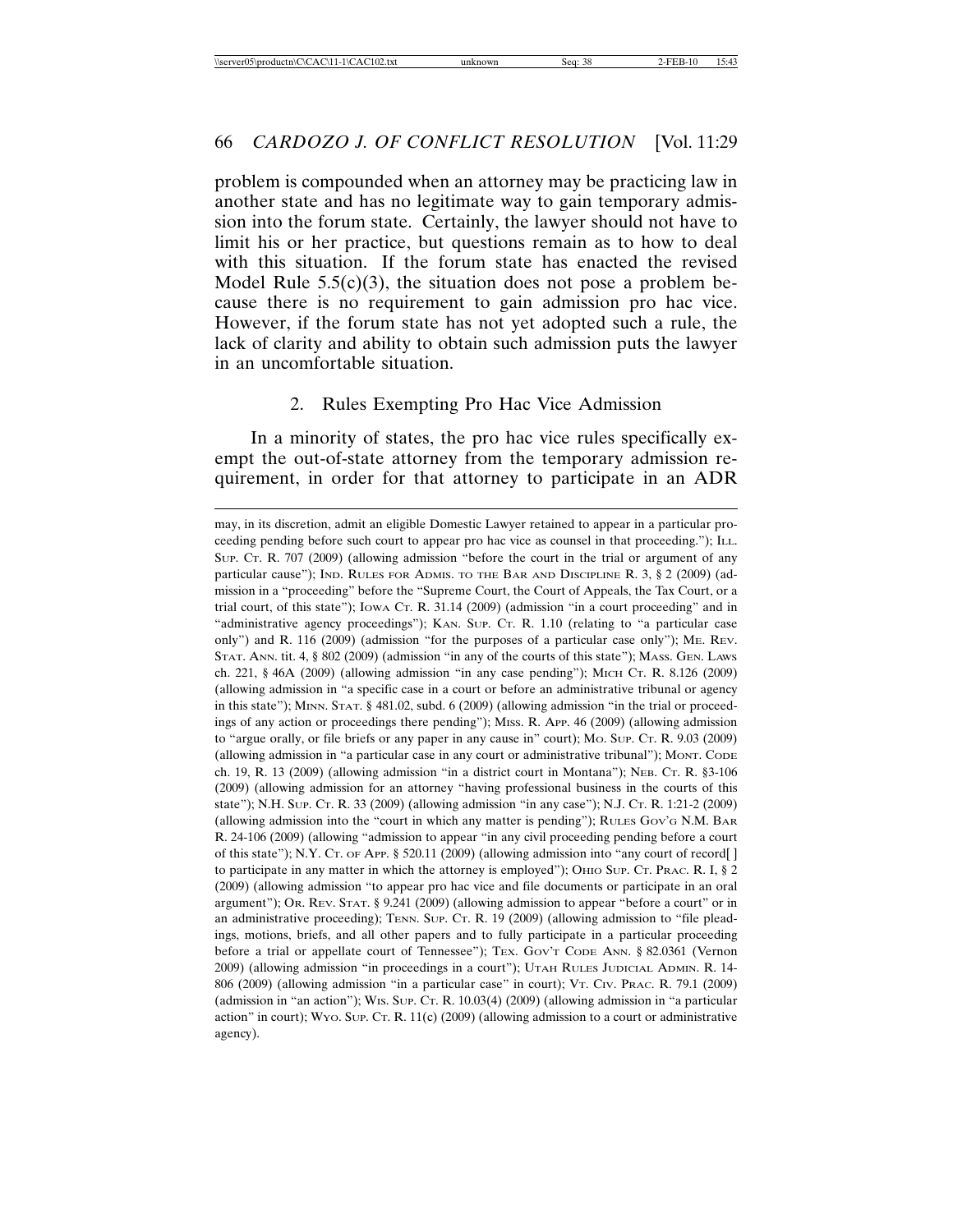problem is compounded when an attorney may be practicing law in another state and has no legitimate way to gain temporary admission into the forum state. Certainly, the lawyer should not have to limit his or her practice, but questions remain as to how to deal with this situation. If the forum state has enacted the revised Model Rule 5.5(c)(3), the situation does not pose a problem because there is no requirement to gain admission pro hac vice. However, if the forum state has not yet adopted such a rule, the lack of clarity and ability to obtain such admission puts the lawyer in an uncomfortable situation.

### 2. Rules Exempting Pro Hac Vice Admission

In a minority of states, the pro hac vice rules specifically exempt the out-of-state attorney from the temporary admission requirement, in order for that attorney to participate in an ADR

---

may, in its discretion, admit an eligible Domestic Lawyer retained to appear in a particular proceeding pending before such court to appear pro hac vice as counsel in that proceeding."); ILL. SUP. CT. R. 707 (2009) (allowing admission "before the court in the trial or argument of any particular cause"); IND. RULES FOR ADMIS. TO THE BAR AND DISCIPLINE R. 3, § 2 (2009) (admission in a "proceeding" before the "Supreme Court, the Court of Appeals, the Tax Court, or a trial court, of this state"); IOWA CT. R. 31.14 (2009) (admission "in a court proceeding" and in "administrative agency proceedings"); KAN. SUP. CT. R. 1.10 (relating to "a particular case only") and R. 116 (2009) (admission "for the purposes of a particular case only"); ME. REV. STAT. ANN. tit. 4, § 802 (2009) (admission "in any of the courts of this state"); MASS. GEN. LAWS ch. 221, § 46A (2009) (allowing admission "in any case pending"); MICH CT. R. 8.126 (2009) (allowing admission in "a specific case in a court or before an administrative tribunal or agency in this state"); MINN. STAT. § 481.02, subd. 6 (2009) (allowing admission "in the trial or proceedings of any action or proceedings there pending"); MISS. R. APP. 46 (2009) (allowing admission to "argue orally, or file briefs or any paper in any cause in" court); MO. SUP. CT. R. 9.03 (2009) (allowing admission in "a particular case in any court or administrative tribunal"); MONT. CODE ch. 19, R. 13 (2009) (allowing admission "in a district court in Montana"); NEB. CT. R. §3-106 (2009) (allowing admission for an attorney "having professional business in the courts of this state"); N.H. SUP. CT. R. 33 (2009) (allowing admission "in any case"); N.J. CT. R. 1:21-2 (2009) (allowing admission into the "court in which any matter is pending"); RULES GOV'G N.M. BAR R. 24-106 (2009) (allowing "admission to appear "in any civil proceeding pending before a court of this state"); N.Y. CT. OF APP. § 520.11 (2009) (allowing admission into "any court of record[ ] to participate in any matter in which the attorney is employed"); OHIO SUP. CT. PRAC. R. I, § 2 (2009) (allowing admission "to appear pro hac vice and file documents or participate in an oral argument"); OR. REV. STAT. § 9.241 (2009) (allowing admission to appear "before a court" or in an administrative proceeding); TENN. SUP. CT. R. 19 (2009) (allowing admission to "file pleadings, motions, briefs, and all other papers and to fully participate in a particular proceeding before a trial or appellate court of Tennessee"); TEX. GOV'T CODE ANN. § 82.0361 (Vernon 2009) (allowing admission "in proceedings in a court"); UTAH RULES JUDICIAL ADMIN. R. 14-806 (2009) (allowing admission "in a particular case" in court); VT. CIV. PRAC. R. 79.1 (2009) (admission in "an action"); WIS. SUP. CT. R. 10.03(4) (2009) (allowing admission in "a particular action" in court); WYO. SUP. CT. R. 11(c) (2009) (allowing admission to a court or administrative agency).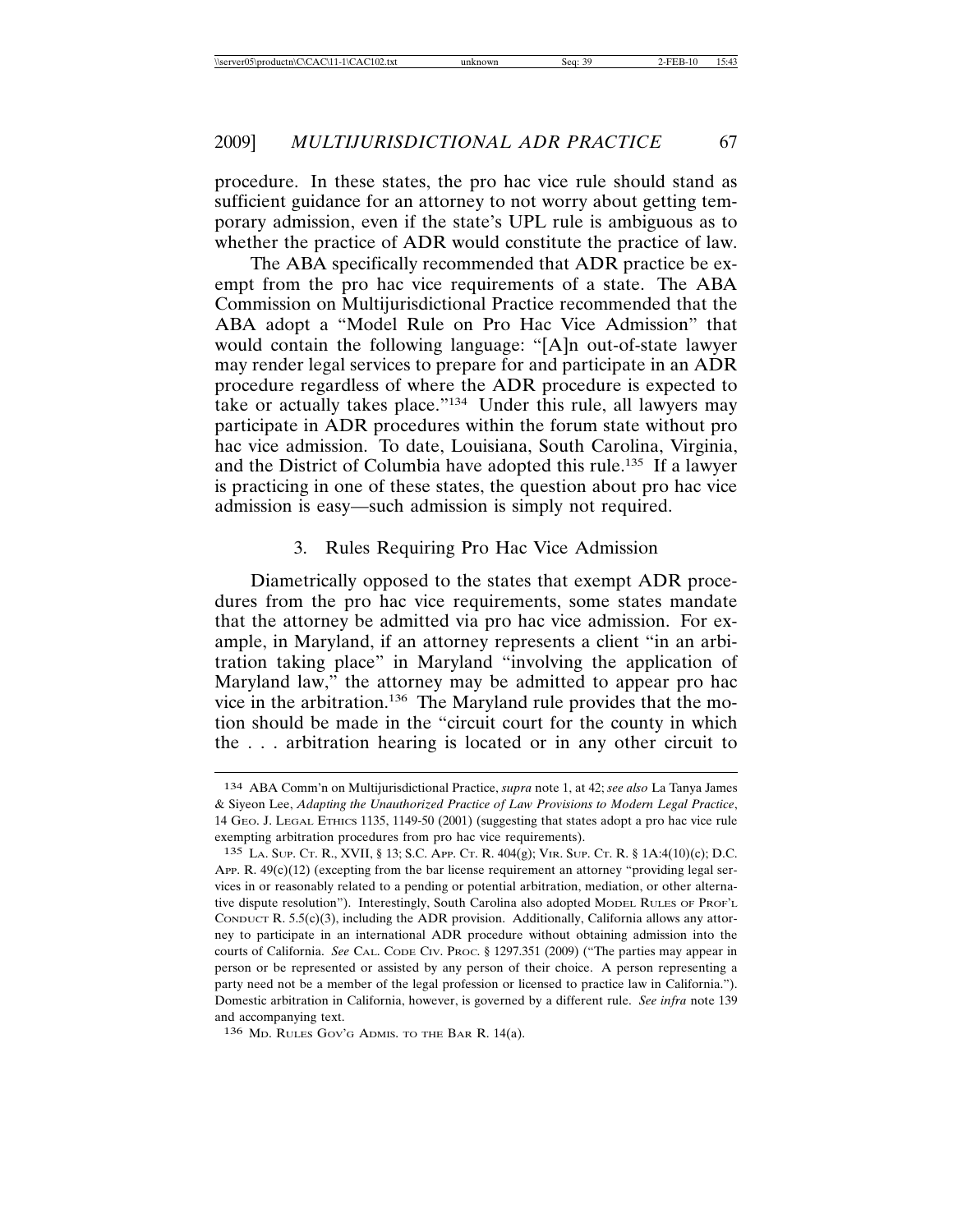procedure. In these states, the pro hac vice rule should stand as sufficient guidance for an attorney to not worry about getting temporary admission, even if the state's UPL rule is ambiguous as to whether the practice of ADR would constitute the practice of law.

The ABA specifically recommended that ADR practice be exempt from the pro hac vice requirements of a state. The ABA Commission on Multijurisdictional Practice recommended that the ABA adopt a "Model Rule on Pro Hac Vice Admission" that would contain the following language: "[A]n out-of-state lawyer may render legal services to prepare for and participate in an ADR procedure regardless of where the ADR procedure is expected to take or actually takes place."[134] Under this rule, all lawyers may participate in ADR procedures within the forum state without pro hac vice admission. To date, Louisiana, South Carolina, Virginia, and the District of Columbia have adopted this rule.[135] If a lawyer is practicing in one of these states, the question about pro hac vice admission is easy—such admission is simply not required.

### 3. Rules Requiring Pro Hac Vice Admission

Diametrically opposed to the states that exempt ADR procedures from the pro hac vice requirements, some states mandate that the attorney be admitted via pro hac vice admission. For example, in Maryland, if an attorney represents a client "in an arbitration taking place" in Maryland "involving the application of Maryland law," the attorney may be admitted to appear pro hac vice in the arbitration.[136] The Maryland rule provides that the motion should be made in the "circuit court for the county in which the . . . arbitration hearing is located or in any other circuit to

---

134 ABA Comm'n on Multijurisdictional Practice, *supra* note 1, at 42; *see also* La Tanya James & Siyeon Lee, *Adapting the Unauthorized Practice of Law Provisions to Modern Legal Practice*, 14 GEO. J. LEGAL ETHICS 1135, 1149-50 (2001) (suggesting that states adopt a pro hac vice rule exempting arbitration procedures from pro hac vice requirements).

135 LA. SUP. CT. R., XVII, § 13; S.C. APP. CT. R. 404(g); VIR. SUP. CT. R. § 1A:4(10)(c); D.C. APP. R. 49(c)(12) (excepting from the bar license requirement an attorney "providing legal services in or reasonably related to a pending or potential arbitration, mediation, or other alternative dispute resolution"). Interestingly, South Carolina also adopted MODEL RULES OF PROF'L CONDUCT R. 5.5(c)(3), including the ADR provision. Additionally, California allows any attorney to participate in an international ADR procedure without obtaining admission into the courts of California. *See* CAL. CODE CIV. PROC. § 1297.351 (2009) ("The parties may appear in person or be represented or assisted by any person of their choice. A person representing a party need not be a member of the legal profession or licensed to practice law in California."). Domestic arbitration in California, however, is governed by a different rule. *See infra* note 139 and accompanying text.

136 MD. RULES GOV'G ADMIS. TO THE BAR R. 14(a).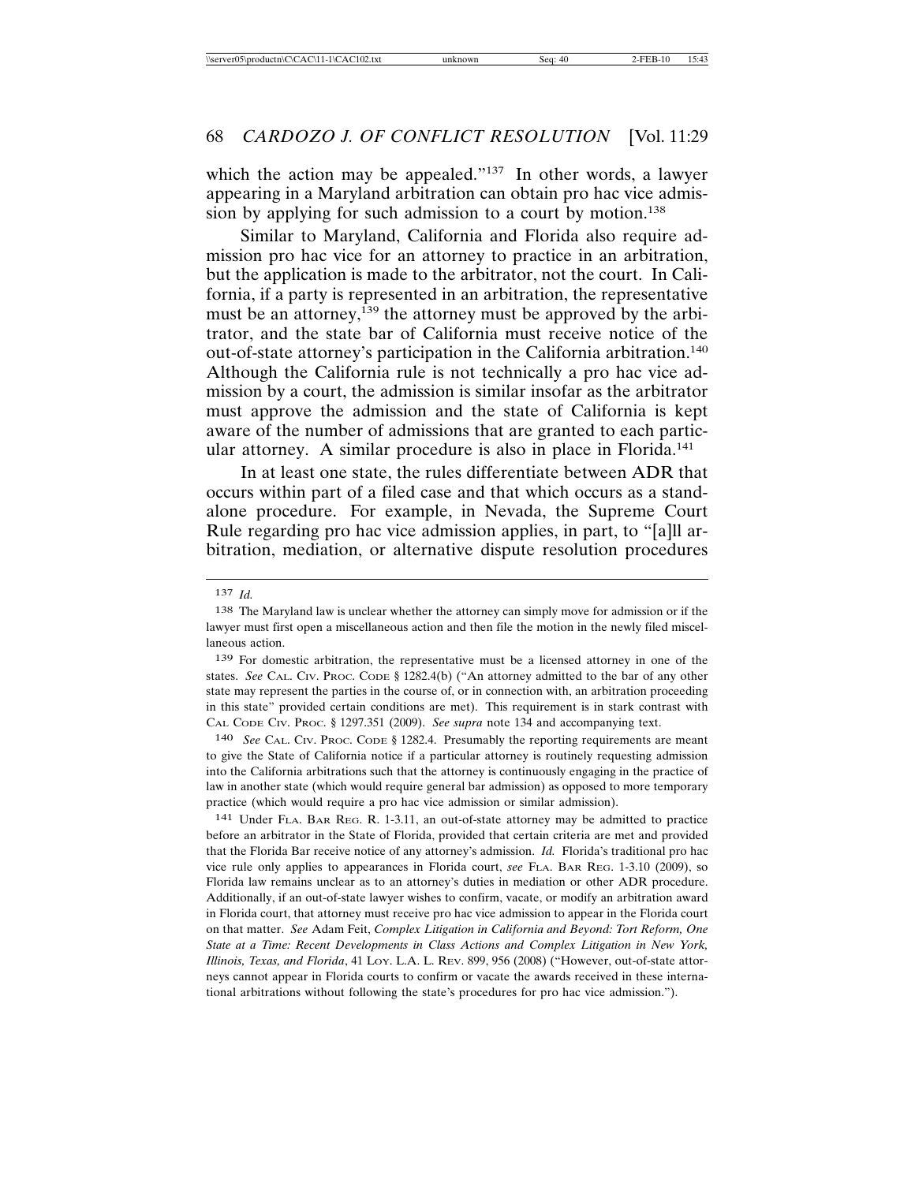which the action may be appealed."[137] In other words, a lawyer appearing in a Maryland arbitration can obtain pro hac vice admission by applying for such admission to a court by motion.[138]

Similar to Maryland, California and Florida also require admission pro hac vice for an attorney to practice in an arbitration, but the application is made to the arbitrator, not the court. In California, if a party is represented in an arbitration, the representative must be an attorney,[139] the attorney must be approved by the arbitrator, and the state bar of California must receive notice of the out-of-state attorney's participation in the California arbitration.[140] Although the California rule is not technically a pro hac vice admission by a court, the admission is similar insofar as the arbitrator must approve the admission and the state of California is kept aware of the number of admissions that are granted to each particular attorney. A similar procedure is also in place in Florida.[141]

In at least one state, the rules differentiate between ADR that occurs within part of a filed case and that which occurs as a standalone procedure. For example, in Nevada, the Supreme Court Rule regarding pro hac vice admission applies, in part, to "[a]ll arbitration, mediation, or alternative dispute resolution procedures

---

137 *Id.*

138 The Maryland law is unclear whether the attorney can simply move for admission or if the lawyer must first open a miscellaneous action and then file the motion in the newly filed miscellaneous action.

139 For domestic arbitration, the representative must be a licensed attorney in one of the states. *See* CAL. CIV. PROC. CODE § 1282.4(b) ("An attorney admitted to the bar of any other state may represent the parties in the course of, or in connection with, an arbitration proceeding in this state" provided certain conditions are met). This requirement is in stark contrast with CAL CODE CIV. PROC. § 1297.351 (2009). *See supra* note 134 and accompanying text.

140 *See* CAL. CIV. PROC. CODE § 1282.4. Presumably the reporting requirements are meant to give the State of California notice if a particular attorney is routinely requesting admission into the California arbitrations such that the attorney is continuously engaging in the practice of law in another state (which would require general bar admission) as opposed to more temporary practice (which would require a pro hac vice admission or similar admission).

141 Under FLA. BAR REG. R. 1-3.11, an out-of-state attorney may be admitted to practice before an arbitrator in the State of Florida, provided that certain criteria are met and provided that the Florida Bar receive notice of any attorney's admission. *Id.* Florida's traditional pro hac vice rule only applies to appearances in Florida court, *see* FLA. BAR REG. 1-3.10 (2009), so Florida law remains unclear as to an attorney's duties in mediation or other ADR procedure. Additionally, if an out-of-state lawyer wishes to confirm, vacate, or modify an arbitration award in Florida court, that attorney must receive pro hac vice admission to appear in the Florida court on that matter. *See* Adam Feit, *Complex Litigation in California and Beyond: Tort Reform, One State at a Time: Recent Developments in Class Actions and Complex Litigation in New York, Illinois, Texas, and Florida*, 41 LOY. L.A. L. REV. 899, 956 (2008) ("However, out-of-state attorneys cannot appear in Florida courts to confirm or vacate the awards received in these international arbitrations without following the state's procedures for pro hac vice admission.").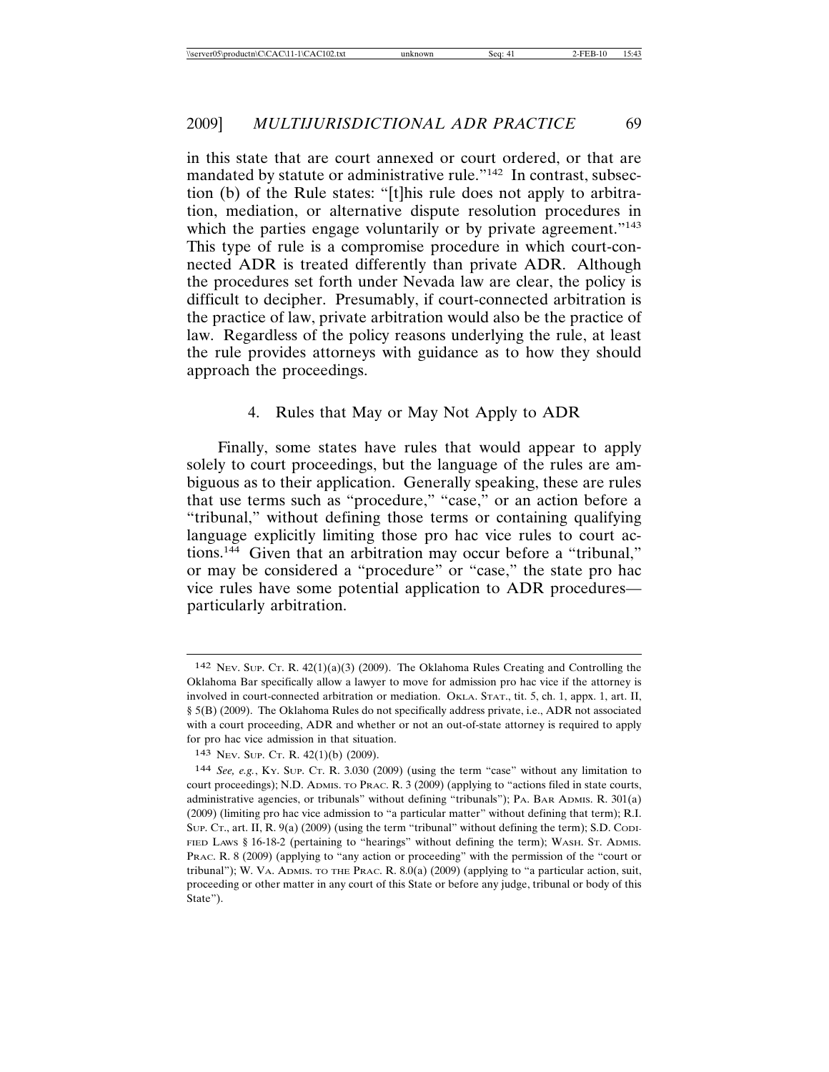in this state that are court annexed or court ordered, or that are mandated by statute or administrative rule."[142] In contrast, subsection (b) of the Rule states: "[t]his rule does not apply to arbitration, mediation, or alternative dispute resolution procedures in which the parties engage voluntarily or by private agreement."[143] This type of rule is a compromise procedure in which court-connected ADR is treated differently than private ADR. Although the procedures set forth under Nevada law are clear, the policy is difficult to decipher. Presumably, if court-connected arbitration is the practice of law, private arbitration would also be the practice of law. Regardless of the policy reasons underlying the rule, at least the rule provides attorneys with guidance as to how they should approach the proceedings.

### 4. Rules that May or May Not Apply to ADR

Finally, some states have rules that would appear to apply solely to court proceedings, but the language of the rules are ambiguous as to their application. Generally speaking, these are rules that use terms such as "procedure," "case," or an action before a "tribunal," without defining those terms or containing qualifying language explicitly limiting those pro hac vice rules to court actions.[144] Given that an arbitration may occur before a "tribunal," or may be considered a "procedure" or "case," the state pro hac vice rules have some potential application to ADR procedures—particularly arbitration.

---

142 NEV. SUP. CT. R. 42(1)(a)(3) (2009). The Oklahoma Rules Creating and Controlling the Oklahoma Bar specifically allow a lawyer to move for admission pro hac vice if the attorney is involved in court-connected arbitration or mediation. OKLA. STAT., tit. 5, ch. 1, appx. 1, art. II, § 5(B) (2009). The Oklahoma Rules do not specifically address private, i.e., ADR not associated with a court proceeding, ADR and whether or not an out-of-state attorney is required to apply for pro hac vice admission in that situation.

143 NEV. SUP. CT. R. 42(1)(b) (2009).

144 *See, e.g.*, KY. SUP. CT. R. 3.030 (2009) (using the term "case" without any limitation to court proceedings); N.D. ADMIS. TO PRAC. R. 3 (2009) (applying to "actions filed in state courts, administrative agencies, or tribunals" without defining "tribunals"); PA. BAR ADMIS. R. 301(a) (2009) (limiting pro hac vice admission to "a particular matter" without defining that term); R.I. SUP. CT., art. II, R. 9(a) (2009) (using the term "tribunal" without defining the term); S.D. CODIFIED LAWS § 16-18-2 (pertaining to "hearings" without defining the term); WASH. ST. ADMIS. PRAC. R. 8 (2009) (applying to "any action or proceeding" with the permission of the "court or tribunal"); W. VA. ADMIS. TO THE PRAC. R. 8.0(a) (2009) (applying to "a particular action, suit, proceeding or other matter in any court of this State or before any judge, tribunal or body of this State").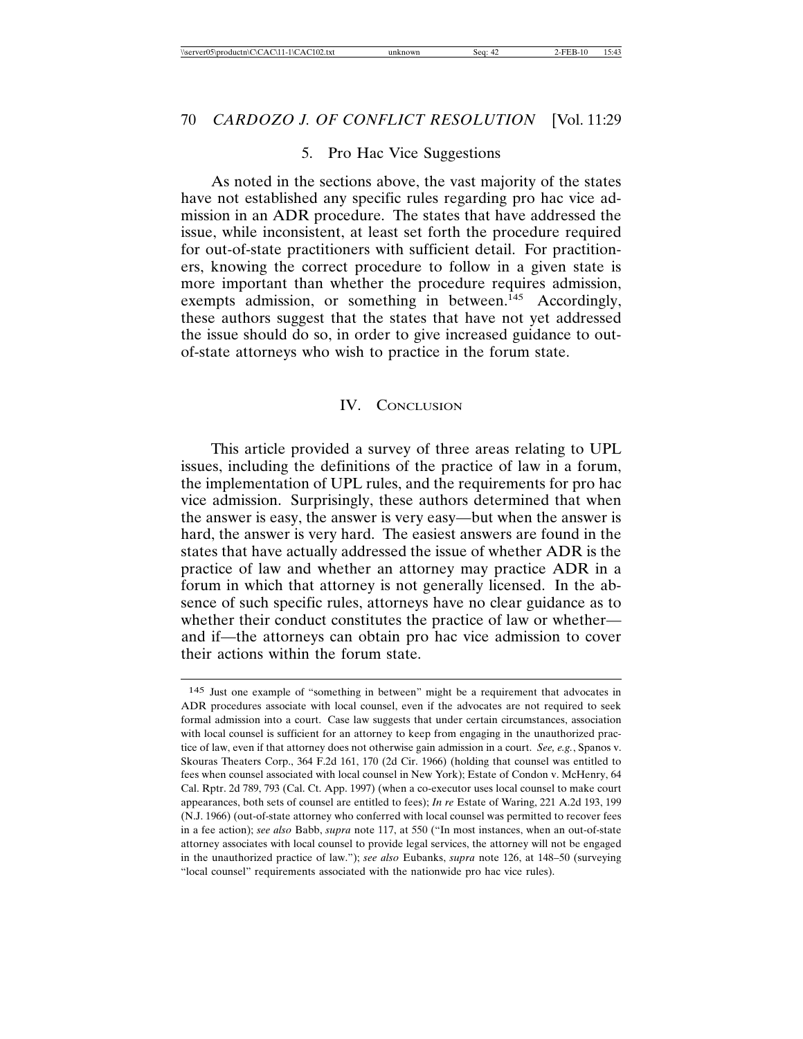### 5. Pro Hac Vice Suggestions

As noted in the sections above, the vast majority of the states have not established any specific rules regarding pro hac vice admission in an ADR procedure. The states that have addressed the issue, while inconsistent, at least set forth the procedure required for out-of-state practitioners with sufficient detail. For practitioners, knowing the correct procedure to follow in a given state is more important than whether the procedure requires admission, exempts admission, or something in between.[145] Accordingly, these authors suggest that the states that have not yet addressed the issue should do so, in order to give increased guidance to out-of-state attorneys who wish to practice in the forum state.

## IV. Conclusion

This article provided a survey of three areas relating to UPL issues, including the definitions of the practice of law in a forum, the implementation of UPL rules, and the requirements for pro hac vice admission. Surprisingly, these authors determined that when the answer is easy, the answer is very easy—but when the answer is hard, the answer is very hard. The easiest answers are found in the states that have actually addressed the issue of whether ADR is the practice of law and whether an attorney may practice ADR in a forum in which that attorney is not generally licensed. In the absence of such specific rules, attorneys have no clear guidance as to whether their conduct constitutes the practice of law or whether—and if—the attorneys can obtain pro hac vice admission to cover their actions within the forum state.

---

[145] Just one example of "something in between" might be a requirement that advocates in ADR procedures associate with local counsel, even if the advocates are not required to seek formal admission into a court. Case law suggests that under certain circumstances, association with local counsel is sufficient for an attorney to keep from engaging in the unauthorized practice of law, even if that attorney does not otherwise gain admission in a court. *See, e.g.*, Spanos v. Skouras Theaters Corp., 364 F.2d 161, 170 (2d Cir. 1966) (holding that counsel was entitled to fees when counsel associated with local counsel in New York); Estate of Condon v. McHenry, 64 Cal. Rptr. 2d 789, 793 (Cal. Ct. App. 1997) (when a co-executor uses local counsel to make court appearances, both sets of counsel are entitled to fees); *In re* Estate of Waring, 221 A.2d 193, 199 (N.J. 1966) (out-of-state attorney who conferred with local counsel was permitted to recover fees in a fee action); *see also* Babb, *supra* note 117, at 550 ("In most instances, when an out-of-state attorney associates with local counsel to provide legal services, the attorney will not be engaged in the unauthorized practice of law."); *see also* Eubanks, *supra* note 126, at 148–50 (surveying "local counsel" requirements associated with the nationwide pro hac vice rules).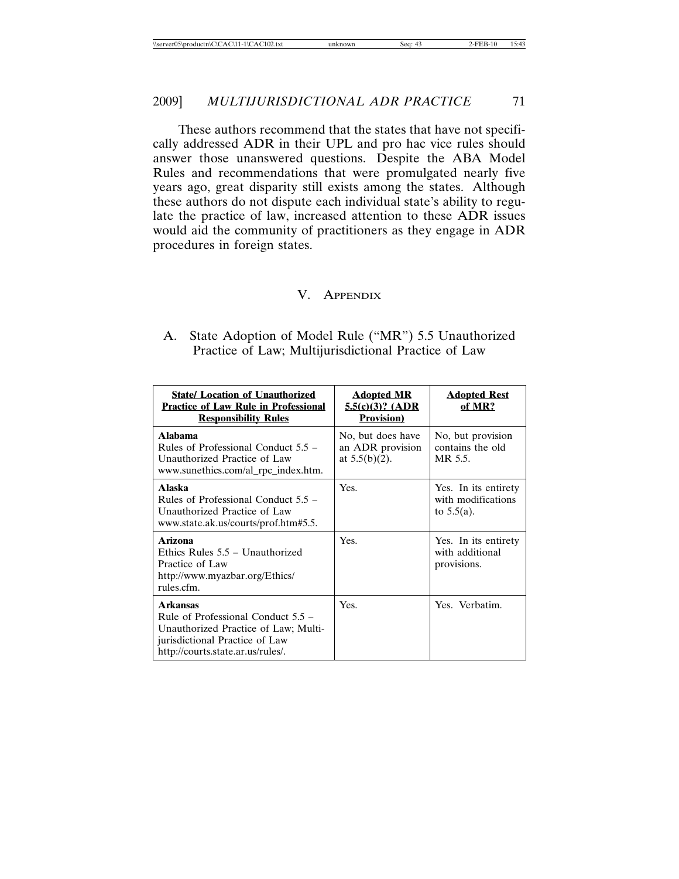These authors recommend that the states that have not specifically addressed ADR in their UPL and pro hac vice rules should answer those unanswered questions. Despite the ABA Model Rules and recommendations that were promulgated nearly five years ago, great disparity still exists among the states. Although these authors do not dispute each individual state's ability to regulate the practice of law, increased attention to these ADR issues would aid the community of practitioners as they engage in ADR procedures in foreign states.

## V. Appendix

### A. State Adoption of Model Rule ("MR") 5.5 Unauthorized Practice of Law; Multijurisdictional Practice of Law

| State/ Location of Unauthorized Practice of Law Rule in Professional Responsibility Rules | Adopted MR 5.5(c)(3)? (ADR Provision) | Adopted Rest of MR? |
|---|---|---|
| **Alabama** Rules of Professional Conduct 5.5 – Unauthorized Practice of Law www.sunethics.com/al_rpc_index.htm. | No, but does have an ADR provision at 5.5(b)(2). | No, but provision contains the old MR 5.5. |
| **Alaska** Rules of Professional Conduct 5.5 – Unauthorized Practice of Law www.state.ak.us/courts/prof.htm#5.5. | Yes. | Yes. In its entirety with modifications to 5.5(a). |
| **Arizona** Ethics Rules 5.5 – Unauthorized Practice of Law http://www.myazbar.org/Ethics/rules.cfm. | Yes. | Yes. In its entirety with additional provisions. |
| **Arkansas** Rule of Professional Conduct 5.5 – Unauthorized Practice of Law; Multijurisdictional Practice of Law http://courts.state.ar.us/rules/. | Yes. | Yes. Verbatim. |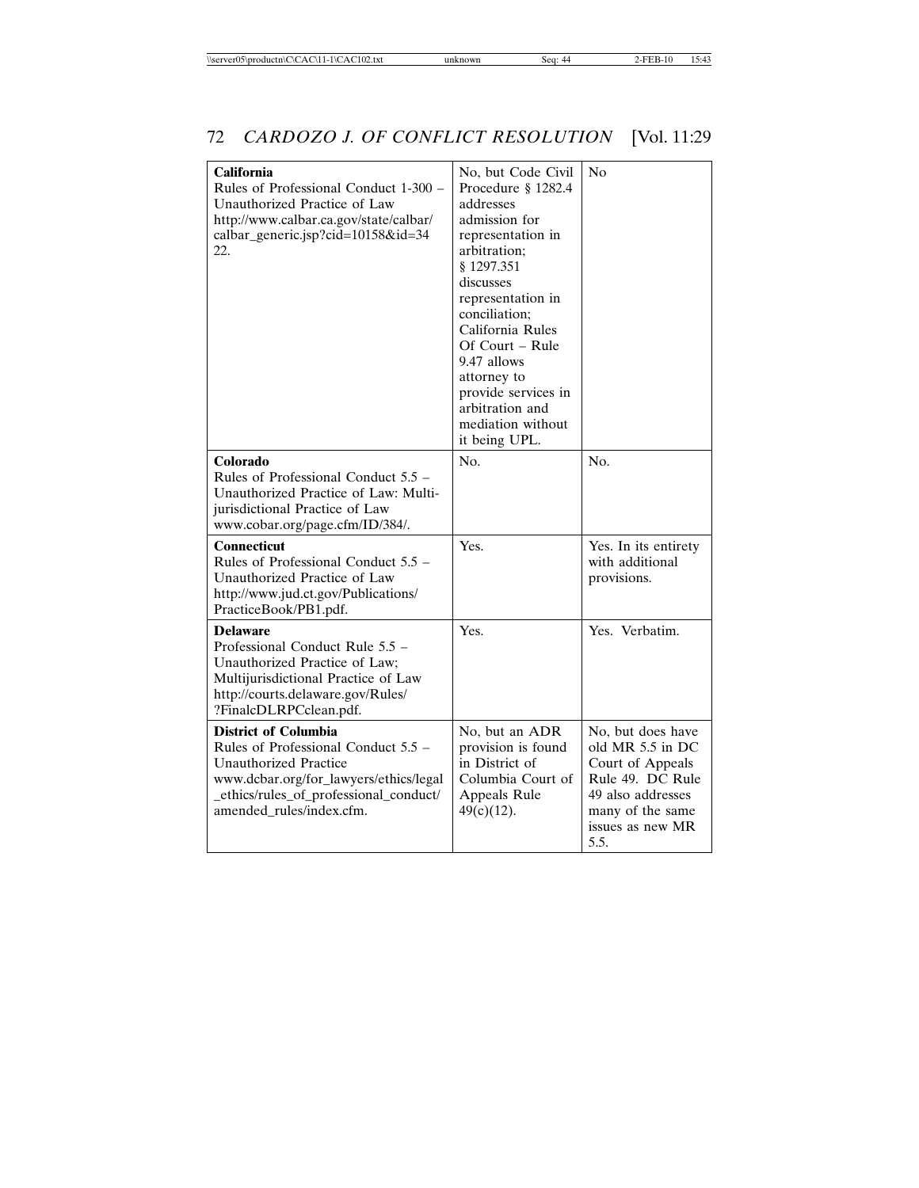| | | |
|---|---|---|
| **California** Rules of Professional Conduct 1-300 – Unauthorized Practice of Law http://www.calbar.ca.gov/state/calbar/calbar_generic.jsp?cid=10158&id=3422. | No, but Code Civil Procedure § 1282.4 addresses admission for representation in arbitration; § 1297.351 discusses representation in conciliation; California Rules Of Court – Rule 9.47 allows attorney to provide services in arbitration and mediation without it being UPL. | No |
| **Colorado** Rules of Professional Conduct 5.5 – Unauthorized Practice of Law: Multi-jurisdictional Practice of Law www.cobar.org/page.cfm/ID/384/. | No. | No. |
| **Connecticut** Rules of Professional Conduct 5.5 – Unauthorized Practice of Law http://www.jud.ct.gov/Publications/PracticeBook/PB1.pdf. | Yes. | Yes. In its entirety with additional provisions. |
| **Delaware** Professional Conduct Rule 5.5 – Unauthorized Practice of Law; Multijurisdictional Practice of Law http://courts.delaware.gov/Rules/?FinalcDLRPCclean.pdf. | Yes. | Yes. Verbatim. |
| **District of Columbia** Rules of Professional Conduct 5.5 – Unauthorized Practice www.dcbar.org/for_lawyers/ethics/legal_ethics/rules_of_professional_conduct/amended_rules/index.cfm. | No, but an ADR provision is found in District of Columbia Court of Appeals Rule 49(c)(12). | No, but does have old MR 5.5 in DC Court of Appeals Rule 49. DC Rule 49 also addresses many of the same issues as new MR 5.5. |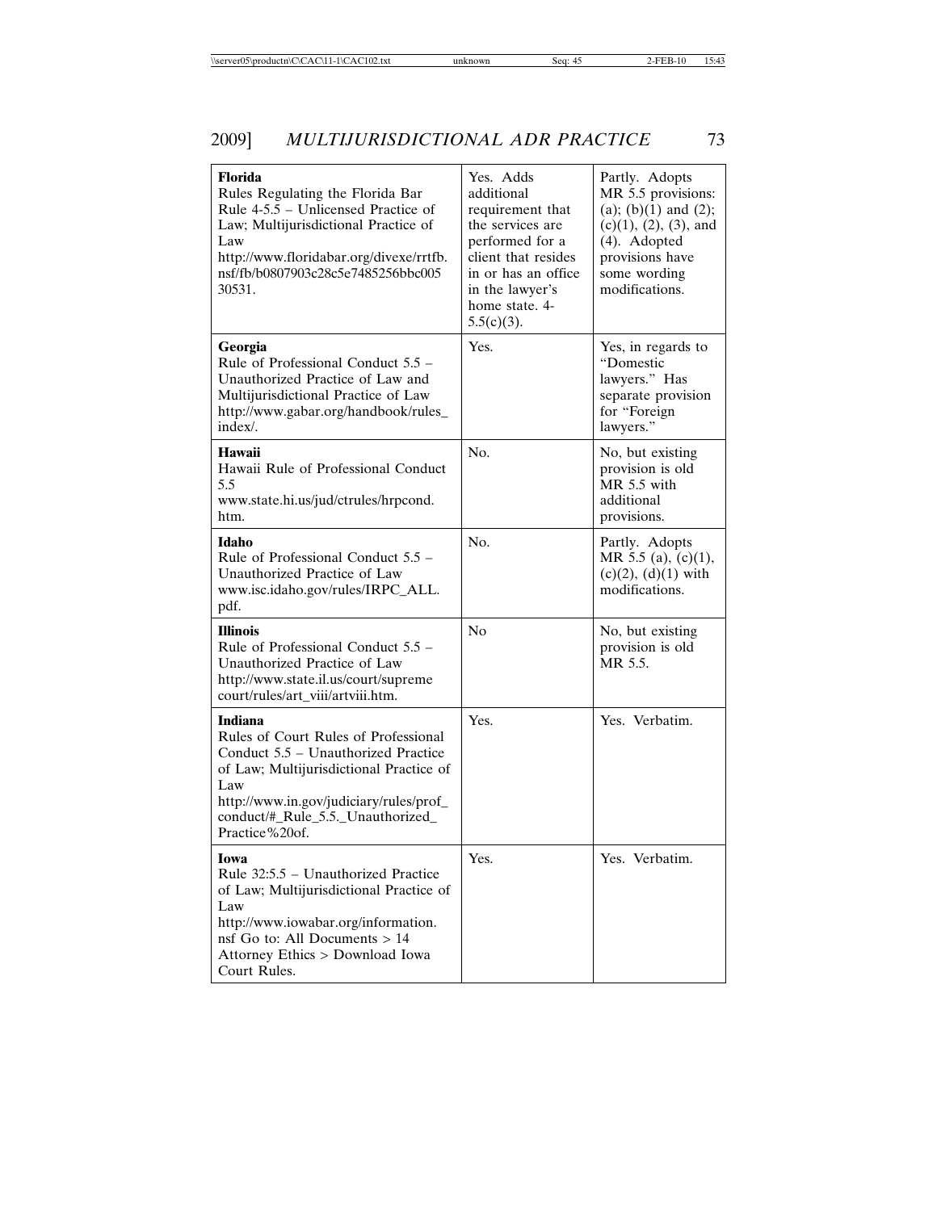| **Florida** Rules Regulating the Florida Bar Rule 4-5.5 – Unlicensed Practice of Law; Multijurisdictional Practice of Law http://www.floridabar.org/divexe/rrtfb.nsf/fb/b0807903c28c5e7485256bbc005 30531. | Yes. Adds additional requirement that the services are performed for a client that resides in or has an office in the lawyer's home state. 4-5.5(c)(3). | Partly. Adopts MR 5.5 provisions: (a); (b)(1) and (2); (c)(1), (2), (3), and (4). Adopted provisions have some wording modifications. |
|---|---|---|
| **Georgia** Rule of Professional Conduct 5.5 – Unauthorized Practice of Law and Multijurisdictional Practice of Law http://www.gabar.org/handbook/rules_index/. | Yes. | Yes, in regards to "Domestic lawyers." Has separate provision for "Foreign lawyers." |
| **Hawaii** Hawaii Rule of Professional Conduct 5.5 www.state.hi.us/jud/ctrules/hrpcond.htm. | No. | No, but existing provision is old MR 5.5 with additional provisions. |
| **Idaho** Rule of Professional Conduct 5.5 – Unauthorized Practice of Law www.isc.idaho.gov/rules/IRPC_ALL.pdf. | No. | Partly. Adopts MR 5.5 (a), (c)(1), (c)(2), (d)(1) with modifications. |
| **Illinois** Rule of Professional Conduct 5.5 – Unauthorized Practice of Law http://www.state.il.us/court/supreme court/rules/art_viii/artviii.htm. | No | No, but existing provision is old MR 5.5. |
| **Indiana** Rules of Court Rules of Professional Conduct 5.5 – Unauthorized Practice of Law; Multijurisdictional Practice of Law http://www.in.gov/judiciary/rules/prof_conduct/#_Rule_5.5._Unauthorized_Practice%20of. | Yes. | Yes. Verbatim. |
| **Iowa** Rule 32:5.5 – Unauthorized Practice of Law; Multijurisdictional Practice of Law http://www.iowabar.org/information.nsf Go to: All Documents > 14 Attorney Ethics > Download Iowa Court Rules. | Yes. | Yes. Verbatim. |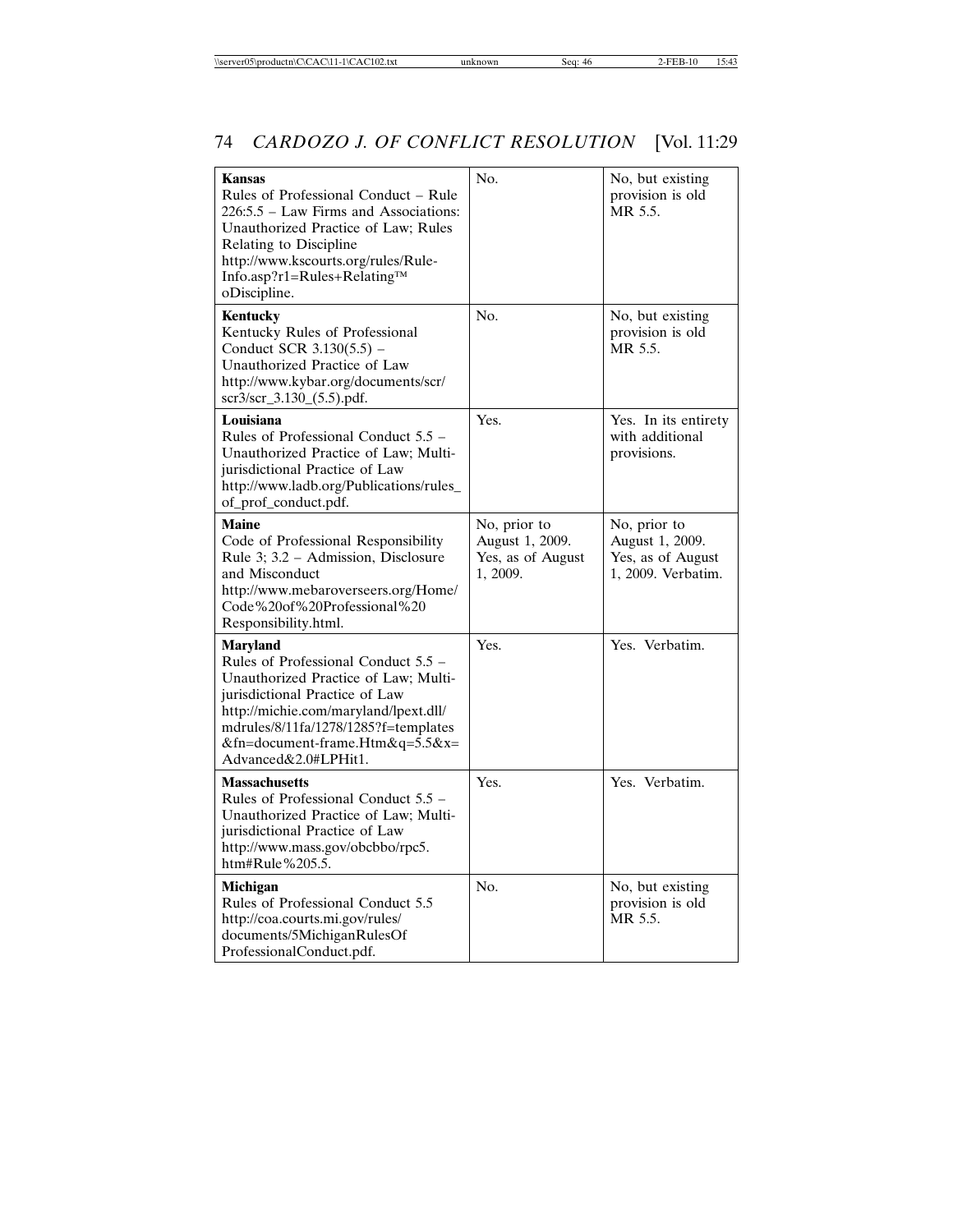| | | |
|---|---|---|
| **Kansas** Rules of Professional Conduct – Rule 226:5.5 – Law Firms and Associations: Unauthorized Practice of Law; Rules Relating to Discipline http://www.kscourts.org/rules/Rule-Info.asp?r1=Rules+Relating™oDiscipline. | No. | No, but existing provision is old MR 5.5. |
| **Kentucky** Kentucky Rules of Professional Conduct SCR 3.130(5.5) – Unauthorized Practice of Law http://www.kybar.org/documents/scr/scr3/scr_3.130_(5.5).pdf. | No. | No, but existing provision is old MR 5.5. |
| **Louisiana** Rules of Professional Conduct 5.5 – Unauthorized Practice of Law; Multi-jurisdictional Practice of Law http://www.ladb.org/Publications/rules_of_prof_conduct.pdf. | Yes. | Yes. In its entirety with additional provisions. |
| **Maine** Code of Professional Responsibility Rule 3; 3.2 – Admission, Disclosure and Misconduct http://www.mebaroverseers.org/Home/Code%20of%20Professional%20Responsibility.html. | No, prior to August 1, 2009. Yes, as of August 1, 2009. | No, prior to August 1, 2009. Yes, as of August 1, 2009. Verbatim. |
| **Maryland** Rules of Professional Conduct 5.5 – Unauthorized Practice of Law; Multi-jurisdictional Practice of Law http://michie.com/maryland/lpext.dll/mdrules/8/11fa/1278/1285?f=templates&fn=document-frame.Htm&q=5.5&x=Advanced&2.0#LPHit1. | Yes. | Yes. Verbatim. |
| **Massachusetts** Rules of Professional Conduct 5.5 – Unauthorized Practice of Law; Multi-jurisdictional Practice of Law http://www.mass.gov/obcbbo/rpc5.htm#Rule%205.5. | Yes. | Yes. Verbatim. |
| **Michigan** Rules of Professional Conduct 5.5 http://coa.courts.mi.gov/rules/documents/5MichiganRulesOfProfessionalConduct.pdf. | No. | No, but existing provision is old MR 5.5. |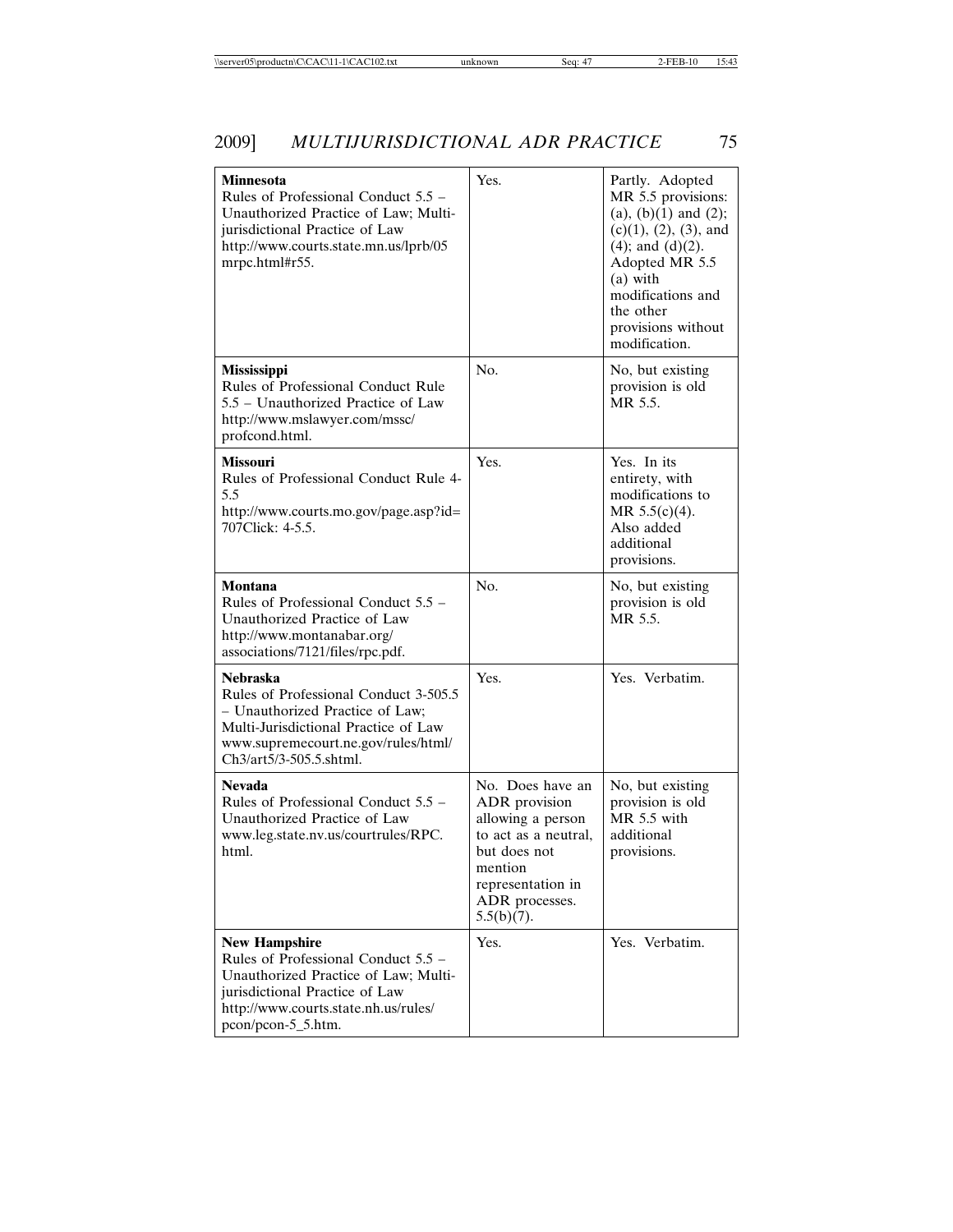| | | |
|---|---|---|
| **Minnesota** Rules of Professional Conduct 5.5 – Unauthorized Practice of Law; Multi-jurisdictional Practice of Law http://www.courts.state.mn.us/lprb/05 mrpc.html#r55. | Yes. | Partly. Adopted MR 5.5 provisions: (a), (b)(1) and (2); (c)(1), (2), (3), and (4); and (d)(2). Adopted MR 5.5 (a) with modifications and the other provisions without modification. |
| **Mississippi** Rules of Professional Conduct Rule 5.5 – Unauthorized Practice of Law http://www.mslawyer.com/mssc/ profcond.html. | No. | No, but existing provision is old MR 5.5. |
| **Missouri** Rules of Professional Conduct Rule 4-5.5 http://www.courts.mo.gov/page.asp?id= 707Click: 4-5.5. | Yes. | Yes. In its entirety, with modifications to MR 5.5(c)(4). Also added additional provisions. |
| **Montana** Rules of Professional Conduct 5.5 – Unauthorized Practice of Law http://www.montanabar.org/ associations/7121/files/rpc.pdf. | No. | No, but existing provision is old MR 5.5. |
| **Nebraska** Rules of Professional Conduct 3-505.5 – Unauthorized Practice of Law; Multi-Jurisdictional Practice of Law www.supremecourt.ne.gov/rules/html/ Ch3/art5/3-505.5.shtml. | Yes. | Yes. Verbatim. |
| **Nevada** Rules of Professional Conduct 5.5 – Unauthorized Practice of Law www.leg.state.nv.us/courtrules/RPC. html. | No. Does have an ADR provision allowing a person to act as a neutral, but does not mention representation in ADR processes. 5.5(b)(7). | No, but existing provision is old MR 5.5 with additional provisions. |
| **New Hampshire** Rules of Professional Conduct 5.5 – Unauthorized Practice of Law; Multi-jurisdictional Practice of Law http://www.courts.state.nh.us/rules/ pcon/pcon-5_5.htm. | Yes. | Yes. Verbatim. |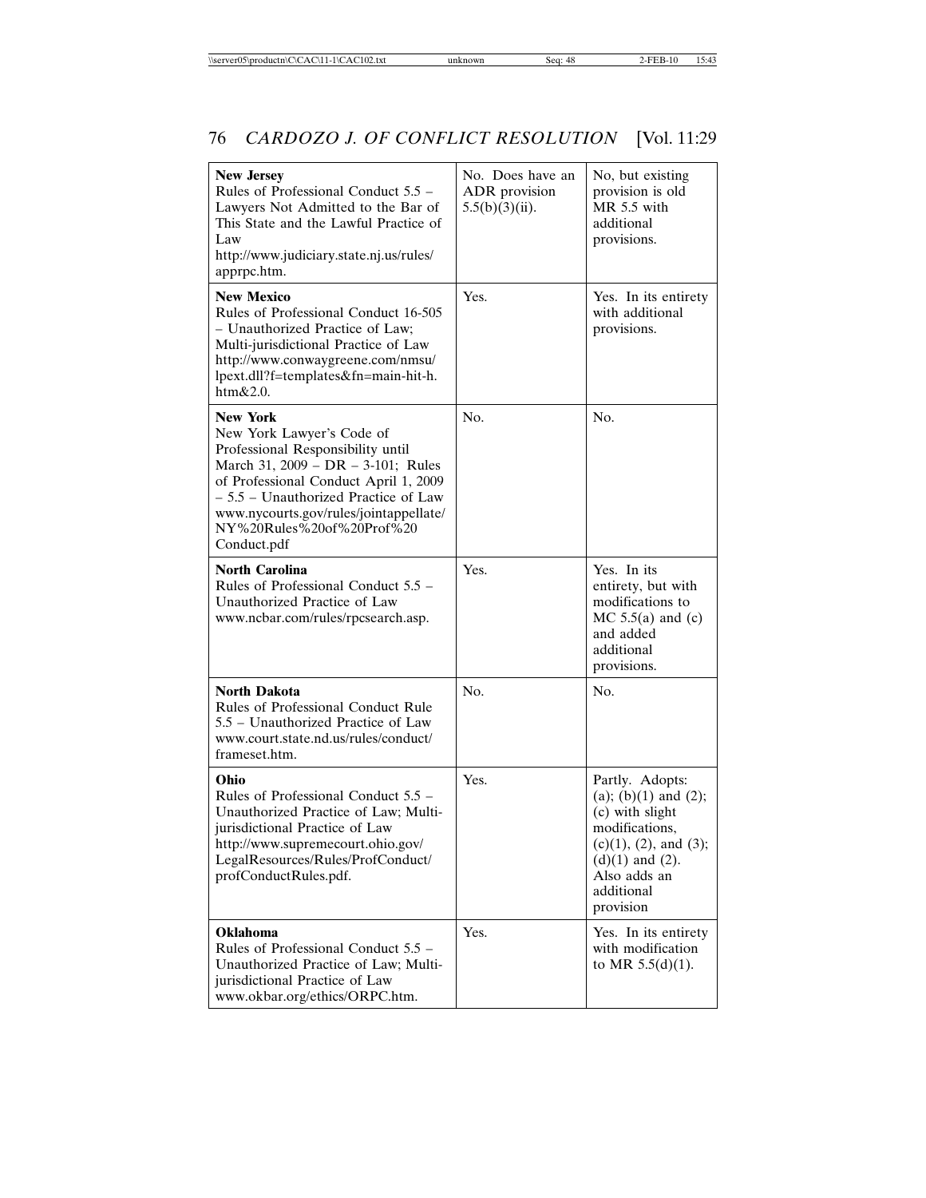| **New Jersey** Rules of Professional Conduct 5.5 – Lawyers Not Admitted to the Bar of This State and the Lawful Practice of Law http://www.judiciary.state.nj.us/rules/apprpc.htm. | No. Does have an ADR provision 5.5(b)(3)(ii). | No, but existing provision is old MR 5.5 with additional provisions. |
|---|---|---|
| **New Mexico** Rules of Professional Conduct 16-505 – Unauthorized Practice of Law; Multi-jurisdictional Practice of Law http://www.conwaygreene.com/nmsu/lpext.dll?f=templates&fn=main-hit-h.htm&2.0. | Yes. | Yes. In its entirety with additional provisions. |
| **New York** New York Lawyer's Code of Professional Responsibility until March 31, 2009 – DR – 3-101; Rules of Professional Conduct April 1, 2009 – 5.5 – Unauthorized Practice of Law www.nycourts.gov/rules/jointappellate/NY%20Rules%20of%20Prof%20Conduct.pdf | No. | No. |
| **North Carolina** Rules of Professional Conduct 5.5 – Unauthorized Practice of Law www.ncbar.com/rules/rpcsearch.asp. | Yes. | Yes. In its entirety, but with modifications to MC 5.5(a) and (c) and added additional provisions. |
| **North Dakota** Rules of Professional Conduct Rule 5.5 – Unauthorized Practice of Law www.court.state.nd.us/rules/conduct/frameset.htm. | No. | No. |
| **Ohio** Rules of Professional Conduct 5.5 – Unauthorized Practice of Law; Multi-jurisdictional Practice of Law http://www.supremecourt.ohio.gov/LegalResources/Rules/ProfConduct/profConductRules.pdf. | Yes. | Partly. Adopts: (a); (b)(1) and (2); (c) with slight modifications, (c)(1), (2), and (3); (d)(1) and (2). Also adds an additional provision |
| **Oklahoma** Rules of Professional Conduct 5.5 – Unauthorized Practice of Law; Multi-jurisdictional Practice of Law www.okbar.org/ethics/ORPC.htm. | Yes. | Yes. In its entirety with modification to MR 5.5(d)(1). |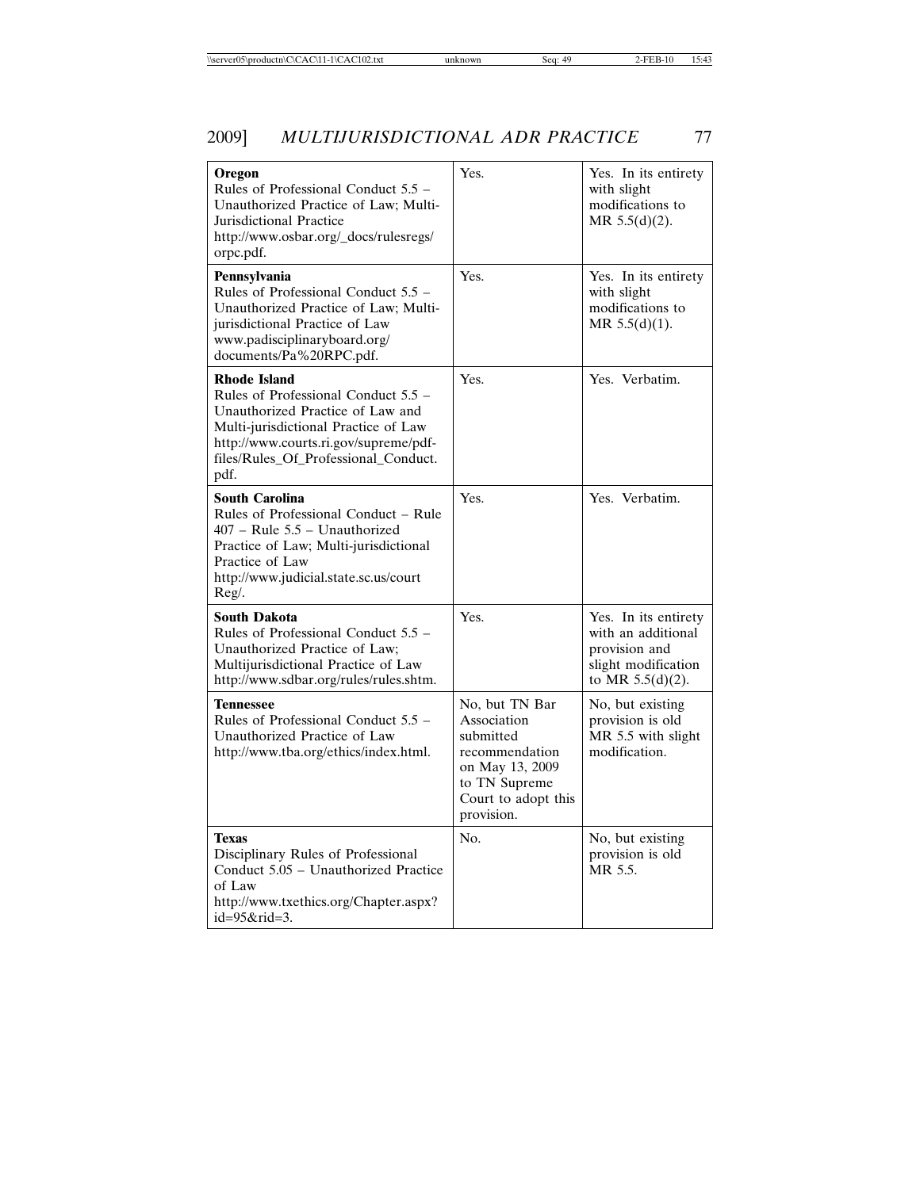| | | |
|---|---|---|
| **Oregon**<br>Rules of Professional Conduct 5.5 – Unauthorized Practice of Law; Multi-Jurisdictional Practice<br>http://www.osbar.org/_docs/rulesregs/orpc.pdf. | Yes. | Yes. In its entirety with slight modifications to MR 5.5(d)(2). |
| **Pennsylvania**<br>Rules of Professional Conduct 5.5 – Unauthorized Practice of Law; Multi-jurisdictional Practice of Law<br>www.padisciplinaryboard.org/documents/Pa%20RPC.pdf. | Yes. | Yes. In its entirety with slight modifications to MR 5.5(d)(1). |
| **Rhode Island**<br>Rules of Professional Conduct 5.5 – Unauthorized Practice of Law and Multi-jurisdictional Practice of Law<br>http://www.courts.ri.gov/supreme/pdf-files/Rules_Of_Professional_Conduct.pdf. | Yes. | Yes. Verbatim. |
| **South Carolina**<br>Rules of Professional Conduct – Rule 407 – Rule 5.5 – Unauthorized Practice of Law; Multi-jurisdictional Practice of Law<br>http://www.judicial.state.sc.us/court Reg/. | Yes. | Yes. Verbatim. |
| **South Dakota**<br>Rules of Professional Conduct 5.5 – Unauthorized Practice of Law; Multijurisdictional Practice of Law<br>http://www.sdbar.org/rules/rules.shtm. | Yes. | Yes. In its entirety with an additional provision and slight modification to MR 5.5(d)(2). |
| **Tennessee**<br>Rules of Professional Conduct 5.5 – Unauthorized Practice of Law<br>http://www.tba.org/ethics/index.html. | No, but TN Bar Association submitted recommendation on May 13, 2009 to TN Supreme Court to adopt this provision. | No, but existing provision is old MR 5.5 with slight modification. |
| **Texas**<br>Disciplinary Rules of Professional Conduct 5.05 – Unauthorized Practice of Law<br>http://www.txethics.org/Chapter.aspx?id=95&rid=3. | No. | No, but existing provision is old MR 5.5. |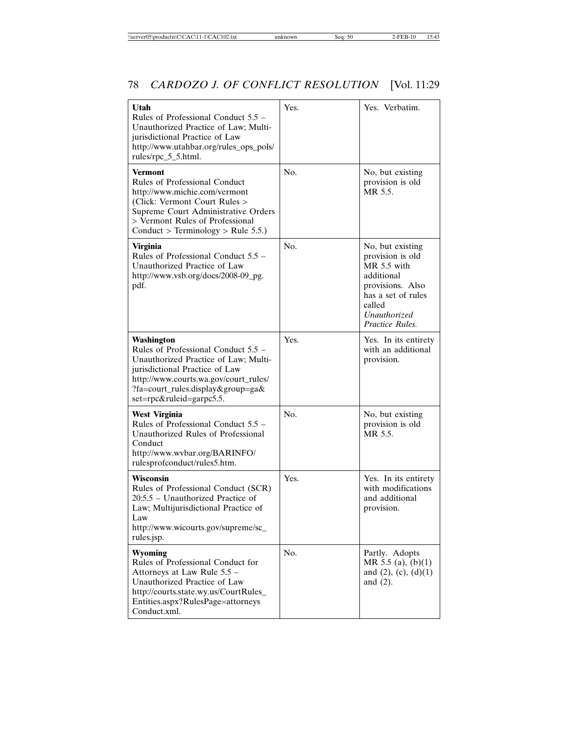| | | |
|---|---|---|
| **Utah**<br>Rules of Professional Conduct 5.5 – Unauthorized Practice of Law; Multi-jurisdictional Practice of Law<br>http://www.utahbar.org/rules_ops_pols/rules/rpc_5_5.html. | Yes. | Yes. Verbatim. |
| **Vermont**<br>Rules of Professional Conduct<br>http://www.michie.com/vermont<br>(Click: Vermont Court Rules > Supreme Court Administrative Orders > Vermont Rules of Professional Conduct > Terminology > Rule 5.5.) | No. | No, but existing provision is old MR 5.5. |
| **Virginia**<br>Rules of Professional Conduct 5.5 – Unauthorized Practice of Law<br>http://www.vsb.org/docs/2008-09_pg.pdf. | No. | No, but existing provision is old MR 5.5 with additional provisions. Also has a set of rules called *Unauthorized Practice Rules.* |
| **Washington**<br>Rules of Professional Conduct 5.5 – Unauthorized Practice of Law; Multi-jurisdictional Practice of Law<br>http://www.courts.wa.gov/court_rules/?fa=court_rules.display&group=ga&set=rpc&ruleid=garpc5.5. | Yes. | Yes. In its entirety with an additional provision. |
| **West Virginia**<br>Rules of Professional Conduct 5.5 – Unauthorized Rules of Professional Conduct<br>http://www.wvbar.org/BARINFO/rulesprofconduct/rules5.htm. | No. | No, but existing provision is old MR 5.5. |
| **Wisconsin**<br>Rules of Professional Conduct (SCR) 20:5.5 – Unauthorized Practice of Law; Multijurisdictional Practice of Law<br>http://www.wicourts.gov/supreme/sc_rules.jsp. | Yes. | Yes. In its entirety with modifications and additional provision. |
| **Wyoming**<br>Rules of Professional Conduct for Attorneys at Law Rule 5.5 – Unauthorized Practice of Law<br>http://courts.state.wy.us/CourtRules_Entities.aspx?RulesPage=attorneysConduct.xml. | No. | Partly. Adopts MR 5.5 (a), (b)(1) and (2), (c), (d)(1) and (2). |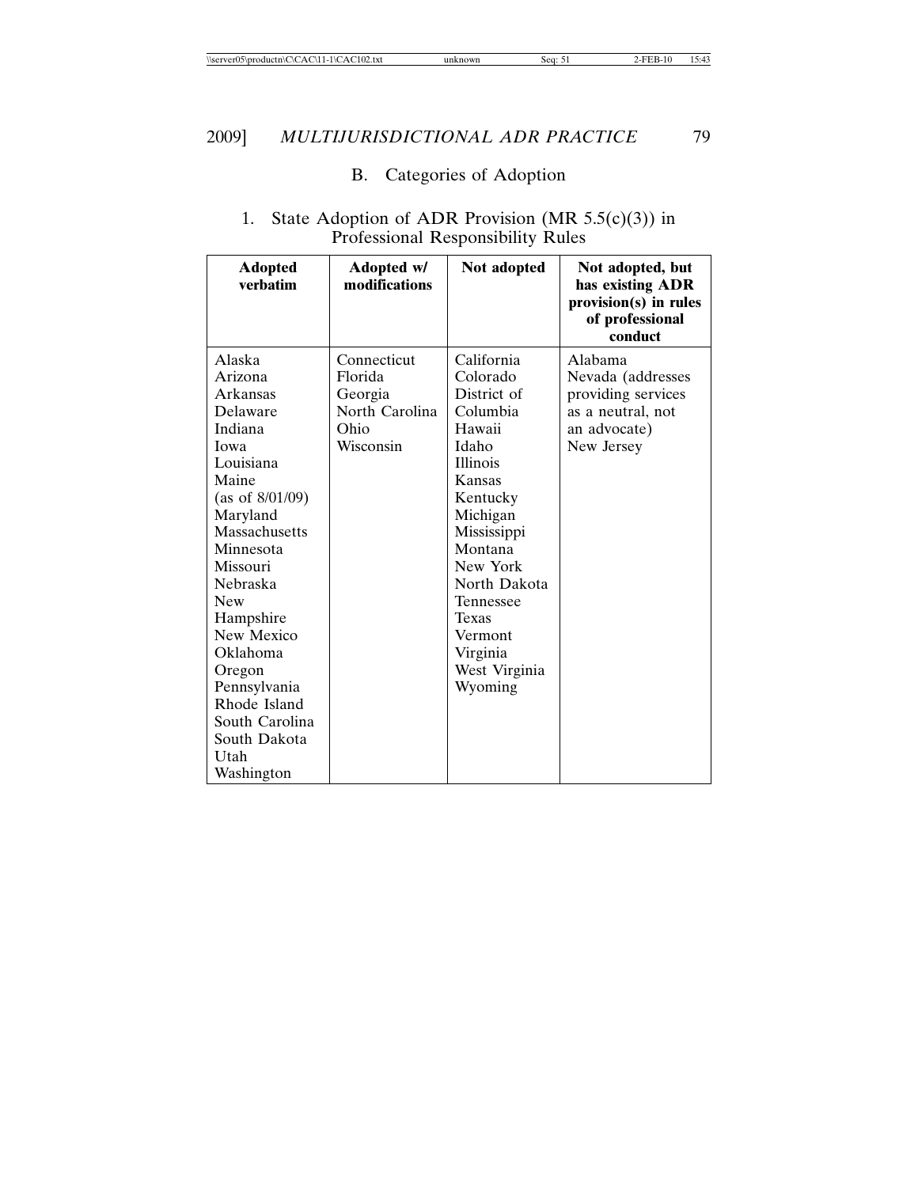## B. Categories of Adoption

### 1. State Adoption of ADR Provision (MR 5.5(c)(3)) in Professional Responsibility Rules

| Adopted verbatim | Adopted w/ modifications | Not adopted | Not adopted, but has existing ADR provision(s) in rules of professional conduct |
|---|---|---|---|
| Alaska<br>Arizona<br>Arkansas<br>Delaware<br>Indiana<br>Iowa<br>Louisiana<br>Maine (as of 8/01/09)<br>Maryland<br>Massachusetts<br>Minnesota<br>Missouri<br>Nebraska<br>New Hampshire<br>New Mexico<br>Oklahoma<br>Oregon<br>Pennsylvania<br>Rhode Island<br>South Carolina<br>South Dakota<br>Utah<br>Washington | Connecticut<br>Florida<br>Georgia<br>North Carolina<br>Ohio<br>Wisconsin | California<br>Colorado<br>District of Columbia<br>Hawaii<br>Idaho<br>Illinois<br>Kansas<br>Kentucky<br>Michigan<br>Mississippi<br>Montana<br>New York<br>North Dakota<br>Tennessee<br>Texas<br>Vermont<br>Virginia<br>West Virginia<br>Wyoming | Alabama<br>Nevada (addresses providing services as a neutral, not an advocate)<br>New Jersey |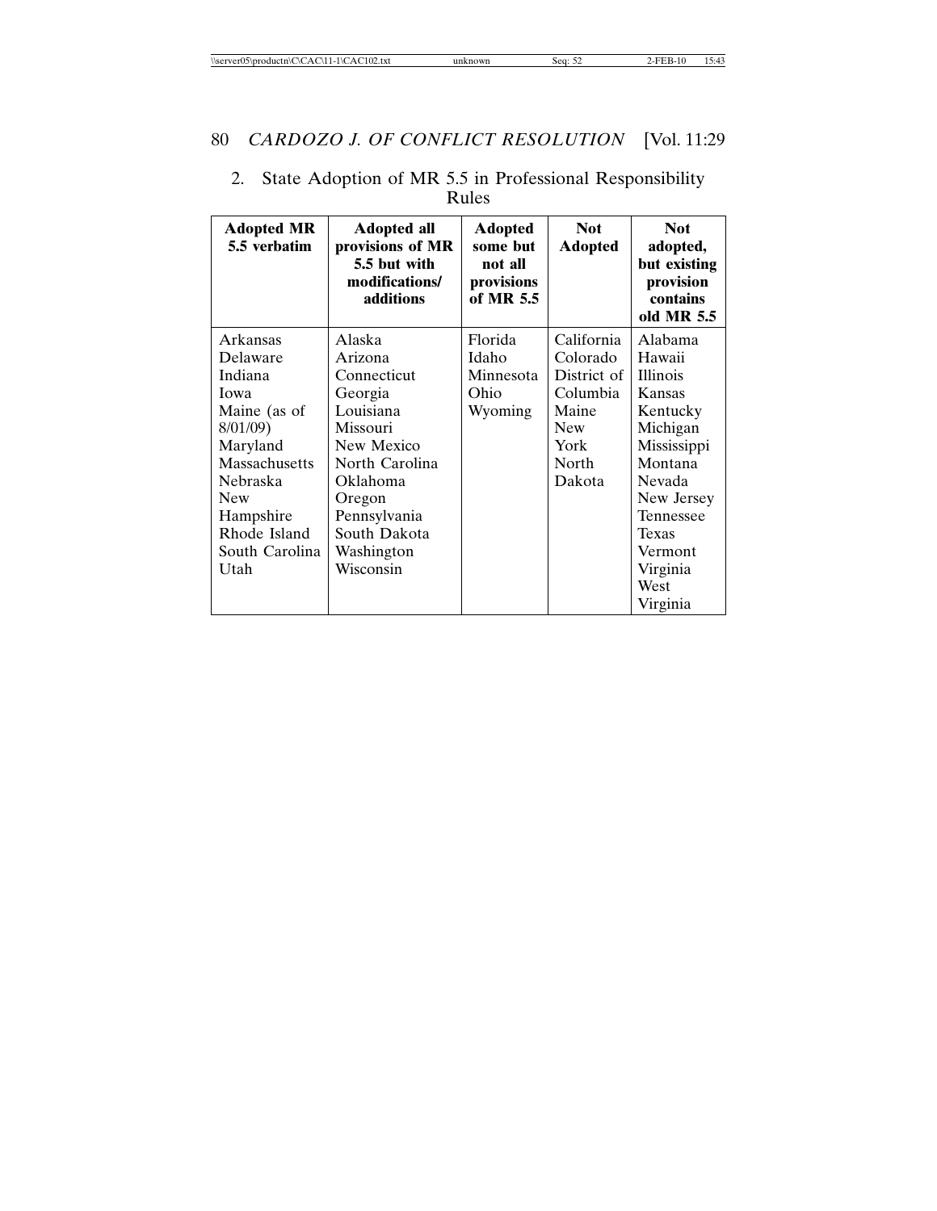2. State Adoption of MR 5.5 in Professional Responsibility Rules

| Adopted MR 5.5 verbatim | Adopted all provisions of MR 5.5 but with modifications/ additions | Adopted some but not all provisions of MR 5.5 | Not Adopted | Not adopted, but existing provision contains old MR 5.5 |
|---|---|---|---|---|
| Arkansas | Alaska | Florida | California | Alabama |
| Delaware | Arizona | Idaho | Colorado | Hawaii |
| Indiana | Connecticut | Minnesota | District of Columbia | Illinois |
| Iowa | Georgia | Ohio | Maine | Kansas |
| Maine (as of 8/01/09) | Louisiana | Wyoming | New York | Kentucky |
| Maryland | Missouri | | North Dakota | Michigan |
| Massachusetts | New Mexico | | | Mississippi |
| Nebraska | North Carolina | | | Montana |
| New Hampshire | Oklahoma | | | Nevada |
| Rhode Island | Oregon | | | New Jersey |
| South Carolina | Pennsylvania | | | Tennessee |
| Utah | South Dakota | | | Texas |
| | Washington | | | Vermont |
| | Wisconsin | | | Virginia |
| | | | | West Virginia |